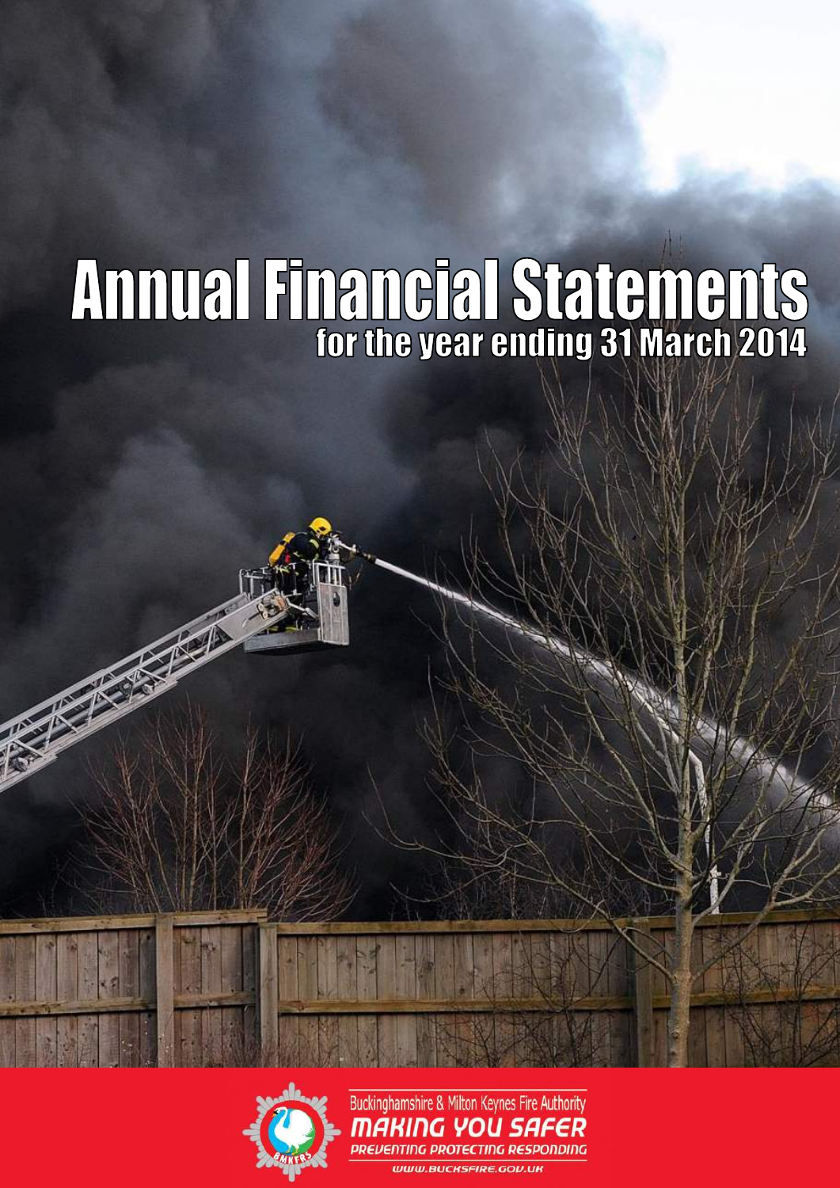# Annual Financial Statements

## for the year ending 31 March 2014

Buckinghamshire & Milton Keynes Fire Authority

MAKING YOU SAFER

PREVENTING PROTECTING RESPONDING

WWW.BUCKSFIRE.GOV.UK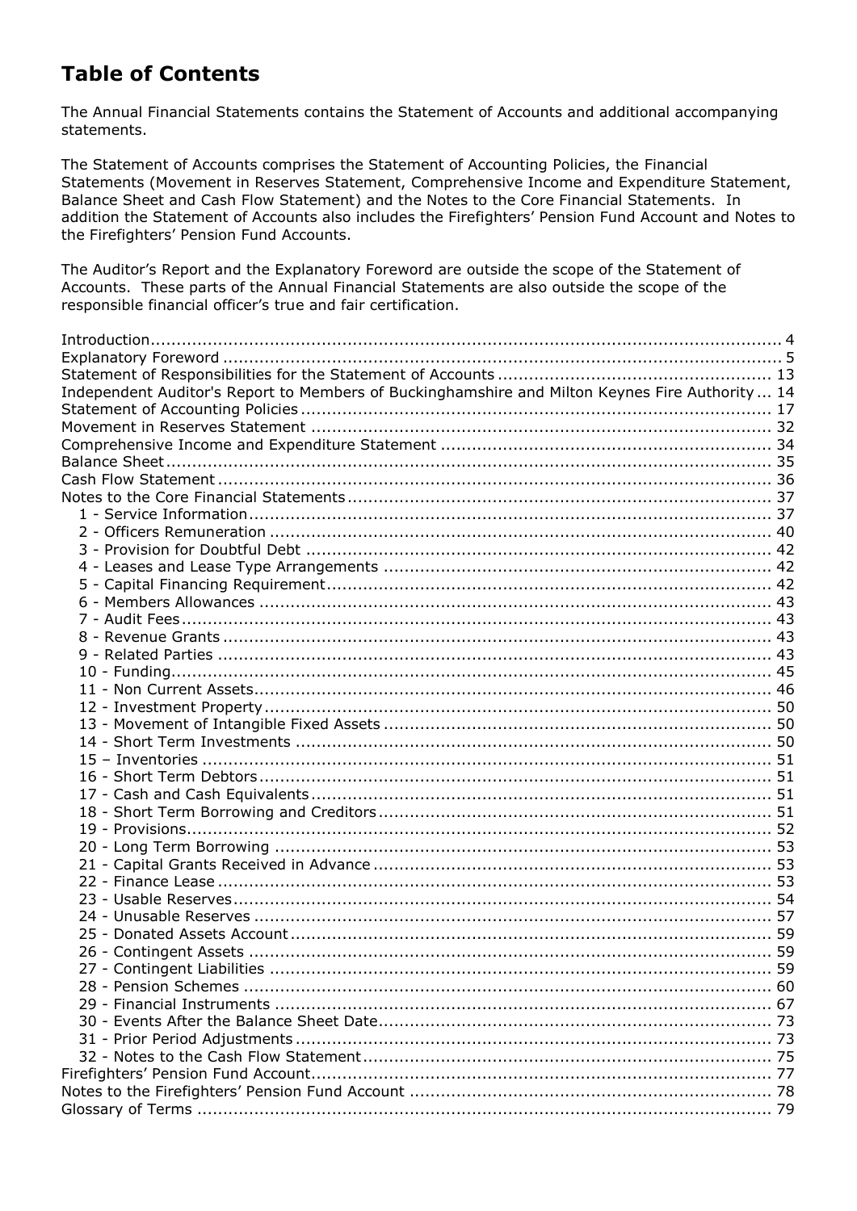# Table of Contents

The Annual Financial Statements contains the Statement of Accounts and additional accompanying statements.

The Statement of Accounts comprises the Statement of Accounting Policies, the Financial Statements (Movement in Reserves Statement, Comprehensive Income and Expenditure Statement, Balance Sheet and Cash Flow Statement) and the Notes to the Core Financial Statements. In addition the Statement of Accounts also includes the Firefighters' Pension Fund Account and Notes to the Firefighters' Pension Fund Accounts.

The Auditor's Report and the Explanatory Foreword are outside the scope of the Statement of Accounts. These parts of the Annual Financial Statements are also outside the scope of the responsible financial officer's true and fair certification.

Introduction .......... 4
Explanatory Foreword .......... 5
Statement of Responsibilities for the Statement of Accounts .......... 13
Independent Auditor's Report to Members of Buckinghamshire and Milton Keynes Fire Authority .......... 14
Statement of Accounting Policies .......... 17
Movement in Reserves Statement .......... 32
Comprehensive Income and Expenditure Statement .......... 34
Balance Sheet .......... 35
Cash Flow Statement .......... 36
Notes to the Core Financial Statements .......... 37
- 1 - Service Information .......... 37
- 2 - Officers Remuneration .......... 40
- 3 - Provision for Doubtful Debt .......... 42
- 4 - Leases and Lease Type Arrangements .......... 42
- 5 - Capital Financing Requirement .......... 42
- 6 - Members Allowances .......... 43
- 7 - Audit Fees .......... 43
- 8 - Revenue Grants .......... 43
- 9 - Related Parties .......... 43
- 10 - Funding .......... 45
- 11 - Non Current Assets .......... 46
- 12 - Investment Property .......... 50
- 13 - Movement of Intangible Fixed Assets .......... 50
- 14 - Short Term Investments .......... 50
- 15 – Inventories .......... 51
- 16 - Short Term Debtors .......... 51
- 17 - Cash and Cash Equivalents .......... 51
- 18 - Short Term Borrowing and Creditors .......... 51
- 19 - Provisions .......... 52
- 20 - Long Term Borrowing .......... 53
- 21 - Capital Grants Received in Advance .......... 53
- 22 - Finance Lease .......... 53
- 23 - Usable Reserves .......... 54
- 24 - Unusable Reserves .......... 57
- 25 - Donated Assets Account .......... 59
- 26 - Contingent Assets .......... 59
- 27 - Contingent Liabilities .......... 59
- 28 - Pension Schemes .......... 60
- 29 - Financial Instruments .......... 67
- 30 - Events After the Balance Sheet Date .......... 73
- 31 - Prior Period Adjustments .......... 73
- 32 - Notes to the Cash Flow Statement .......... 75

Firefighters' Pension Fund Account .......... 77
Notes to the Firefighters' Pension Fund Account .......... 78
Glossary of Terms .......... 79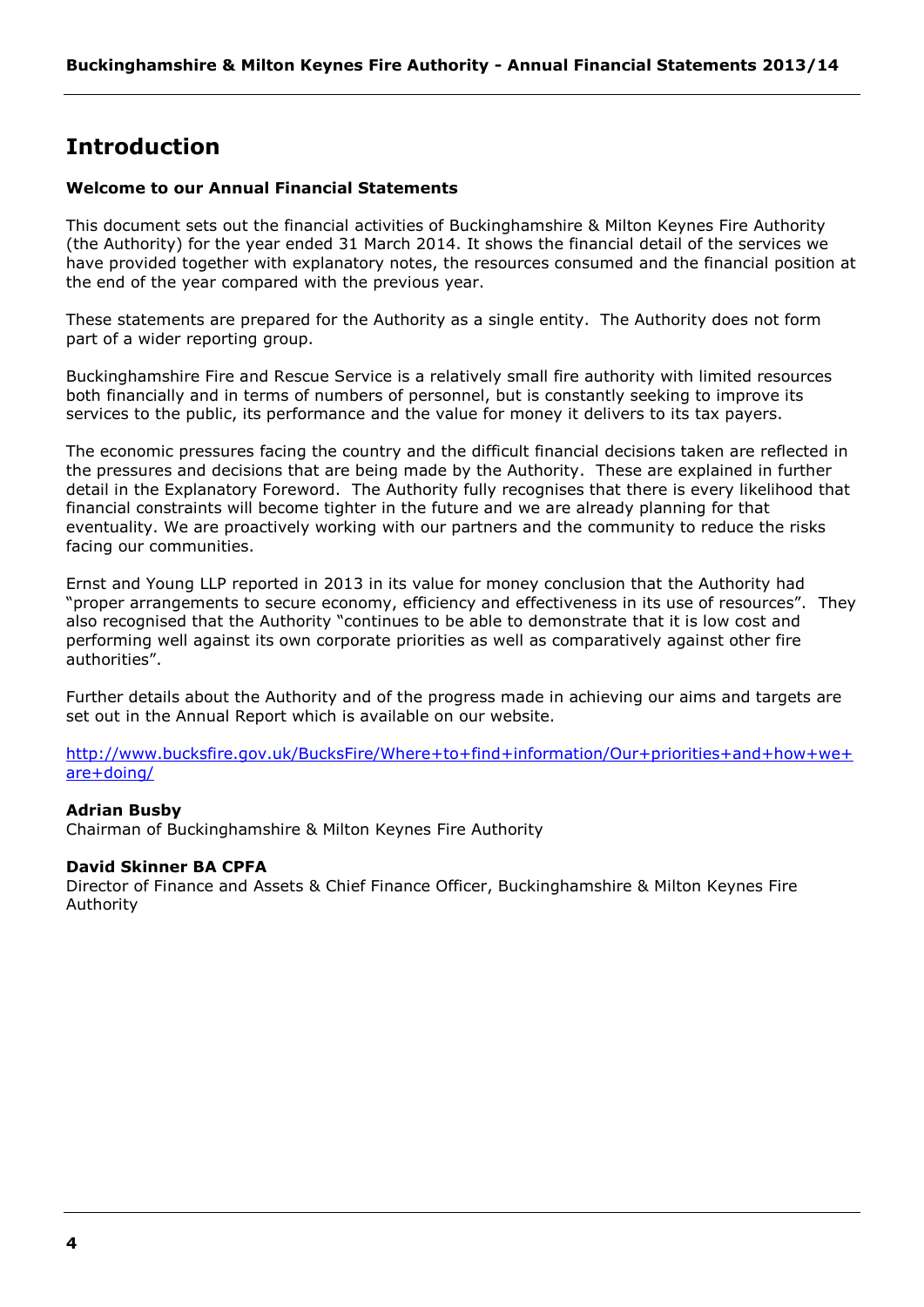# Introduction

**Welcome to our Annual Financial Statements**

This document sets out the financial activities of Buckinghamshire & Milton Keynes Fire Authority (the Authority) for the year ended 31 March 2014. It shows the financial detail of the services we have provided together with explanatory notes, the resources consumed and the financial position at the end of the year compared with the previous year.

These statements are prepared for the Authority as a single entity. The Authority does not form part of a wider reporting group.

Buckinghamshire Fire and Rescue Service is a relatively small fire authority with limited resources both financially and in terms of numbers of personnel, but is constantly seeking to improve its services to the public, its performance and the value for money it delivers to its tax payers.

The economic pressures facing the country and the difficult financial decisions taken are reflected in the pressures and decisions that are being made by the Authority. These are explained in further detail in the Explanatory Foreword. The Authority fully recognises that there is every likelihood that financial constraints will become tighter in the future and we are already planning for that eventuality. We are proactively working with our partners and the community to reduce the risks facing our communities.

Ernst and Young LLP reported in 2013 in its value for money conclusion that the Authority had "proper arrangements to secure economy, efficiency and effectiveness in its use of resources". They also recognised that the Authority "continues to be able to demonstrate that it is low cost and performing well against its own corporate priorities as well as comparatively against other fire authorities".

Further details about the Authority and of the progress made in achieving our aims and targets are set out in the Annual Report which is available on our website.

http://www.bucksfire.gov.uk/BucksFire/Where+to+find+information/Our+priorities+and+how+we+are+doing/

**Adrian Busby**
Chairman of Buckinghamshire & Milton Keynes Fire Authority

**David Skinner BA CPFA**
Director of Finance and Assets & Chief Finance Officer, Buckinghamshire & Milton Keynes Fire Authority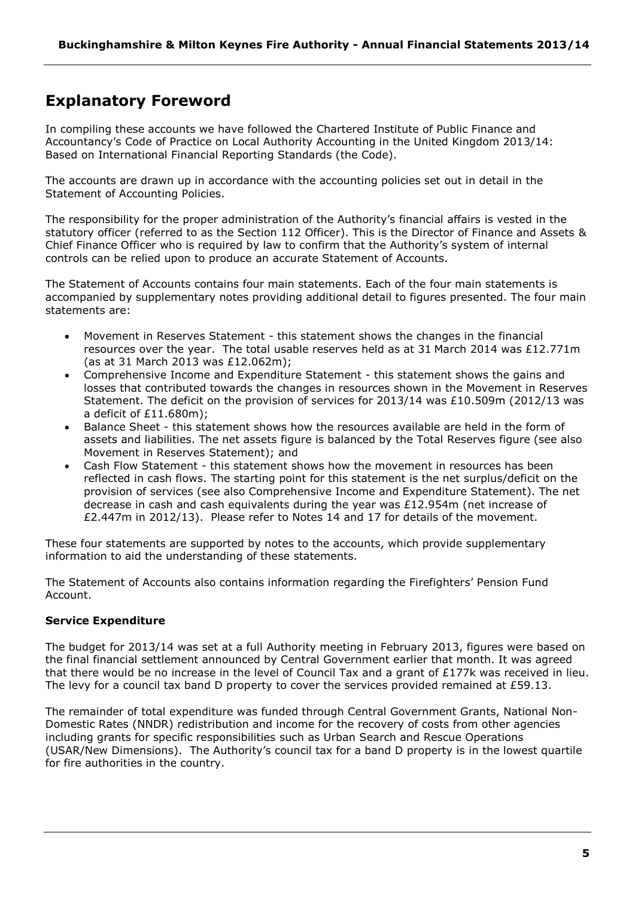## Explanatory Foreword

In compiling these accounts we have followed the Chartered Institute of Public Finance and Accountancy's Code of Practice on Local Authority Accounting in the United Kingdom 2013/14: Based on International Financial Reporting Standards (the Code).

The accounts are drawn up in accordance with the accounting policies set out in detail in the Statement of Accounting Policies.

The responsibility for the proper administration of the Authority's financial affairs is vested in the statutory officer (referred to as the Section 112 Officer). This is the Director of Finance and Assets & Chief Finance Officer who is required by law to confirm that the Authority's system of internal controls can be relied upon to produce an accurate Statement of Accounts.

The Statement of Accounts contains four main statements. Each of the four main statements is accompanied by supplementary notes providing additional detail to figures presented. The four main statements are:

- Movement in Reserves Statement - this statement shows the changes in the financial resources over the year. The total usable reserves held as at 31 March 2014 was £12.771m (as at 31 March 2013 was £12.062m);
- Comprehensive Income and Expenditure Statement - this statement shows the gains and losses that contributed towards the changes in resources shown in the Movement in Reserves Statement. The deficit on the provision of services for 2013/14 was £10.509m (2012/13 was a deficit of £11.680m);
- Balance Sheet - this statement shows how the resources available are held in the form of assets and liabilities. The net assets figure is balanced by the Total Reserves figure (see also Movement in Reserves Statement); and
- Cash Flow Statement - this statement shows how the movement in resources has been reflected in cash flows. The starting point for this statement is the net surplus/deficit on the provision of services (see also Comprehensive Income and Expenditure Statement). The net decrease in cash and cash equivalents during the year was £12.954m (net increase of £2.447m in 2012/13). Please refer to Notes 14 and 17 for details of the movement.

These four statements are supported by notes to the accounts, which provide supplementary information to aid the understanding of these statements.

The Statement of Accounts also contains information regarding the Firefighters' Pension Fund Account.

**Service Expenditure**

The budget for 2013/14 was set at a full Authority meeting in February 2013, figures were based on the final financial settlement announced by Central Government earlier that month. It was agreed that there would be no increase in the level of Council Tax and a grant of £177k was received in lieu. The levy for a council tax band D property to cover the services provided remained at £59.13.

The remainder of total expenditure was funded through Central Government Grants, National Non-Domestic Rates (NNDR) redistribution and income for the recovery of costs from other agencies including grants for specific responsibilities such as Urban Search and Rescue Operations (USAR/New Dimensions). The Authority's council tax for a band D property is in the lowest quartile for fire authorities in the country.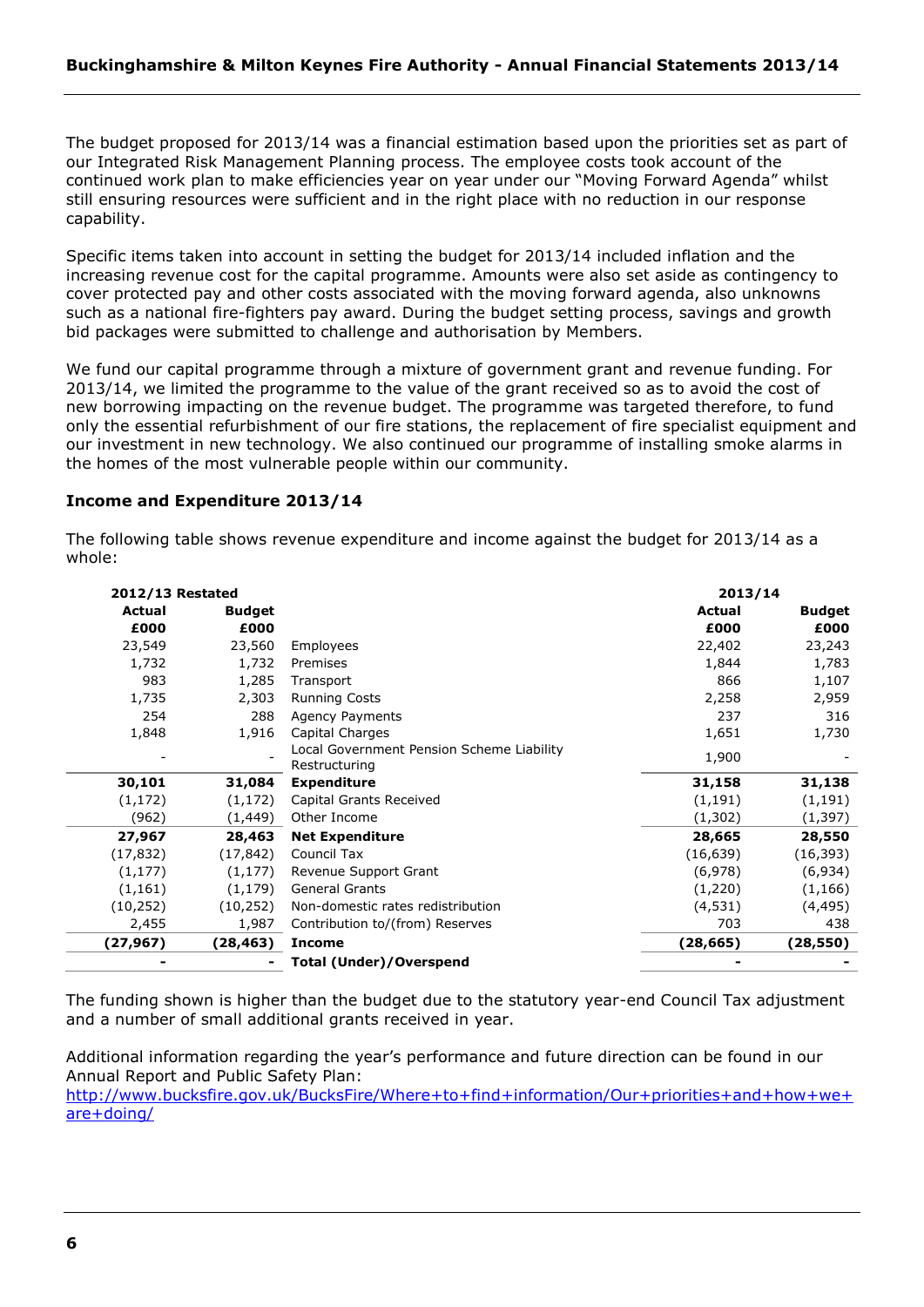The budget proposed for 2013/14 was a financial estimation based upon the priorities set as part of our Integrated Risk Management Planning process. The employee costs took account of the continued work plan to make efficiencies year on year under our "Moving Forward Agenda" whilst still ensuring resources were sufficient and in the right place with no reduction in our response capability.

Specific items taken into account in setting the budget for 2013/14 included inflation and the increasing revenue cost for the capital programme. Amounts were also set aside as contingency to cover protected pay and other costs associated with the moving forward agenda, also unknowns such as a national fire-fighters pay award. During the budget setting process, savings and growth bid packages were submitted to challenge and authorisation by Members.

We fund our capital programme through a mixture of government grant and revenue funding. For 2013/14, we limited the programme to the value of the grant received so as to avoid the cost of new borrowing impacting on the revenue budget. The programme was targeted therefore, to fund only the essential refurbishment of our fire stations, the replacement of fire specialist equipment and our investment in new technology. We also continued our programme of installing smoke alarms in the homes of the most vulnerable people within our community.

### Income and Expenditure 2013/14

The following table shows revenue expenditure and income against the budget for 2013/14 as a whole:

| **2012/13 Restated** | | | **2013/14** | |
|---|---|---|---|---|
| **Actual £000** | **Budget £000** | | **Actual £000** | **Budget £000** |
| 23,549 | 23,560 | Employees | 22,402 | 23,243 |
| 1,732 | 1,732 | Premises | 1,844 | 1,783 |
| 983 | 1,285 | Transport | 866 | 1,107 |
| 1,735 | 2,303 | Running Costs | 2,258 | 2,959 |
| 254 | 288 | Agency Payments | 237 | 316 |
| 1,848 | 1,916 | Capital Charges | 1,651 | 1,730 |
| - | - | Local Government Pension Scheme Liability Restructuring | 1,900 | - |
| **30,101** | **31,084** | **Expenditure** | **31,158** | **31,138** |
| (1,172) | (1,172) | Capital Grants Received | (1,191) | (1,191) |
| (962) | (1,449) | Other Income | (1,302) | (1,397) |
| **27,967** | **28,463** | **Net Expenditure** | **28,665** | **28,550** |
| (17,832) | (17,842) | Council Tax | (16,639) | (16,393) |
| (1,177) | (1,177) | Revenue Support Grant | (6,978) | (6,934) |
| (1,161) | (1,179) | General Grants | (1,220) | (1,166) |
| (10,252) | (10,252) | Non-domestic rates redistribution | (4,531) | (4,495) |
| 2,455 | 1,987 | Contribution to/(from) Reserves | 703 | 438 |
| **(27,967)** | **(28,463)** | **Income** | **(28,665)** | **(28,550)** |
| **-** | **-** | **Total (Under)/Overspend** | **-** | **-** |

The funding shown is higher than the budget due to the statutory year-end Council Tax adjustment and a number of small additional grants received in year.

Additional information regarding the year's performance and future direction can be found in our Annual Report and Public Safety Plan:
http://www.bucksfire.gov.uk/BucksFire/Where+to+find+information/Our+priorities+and+how+we+are+doing/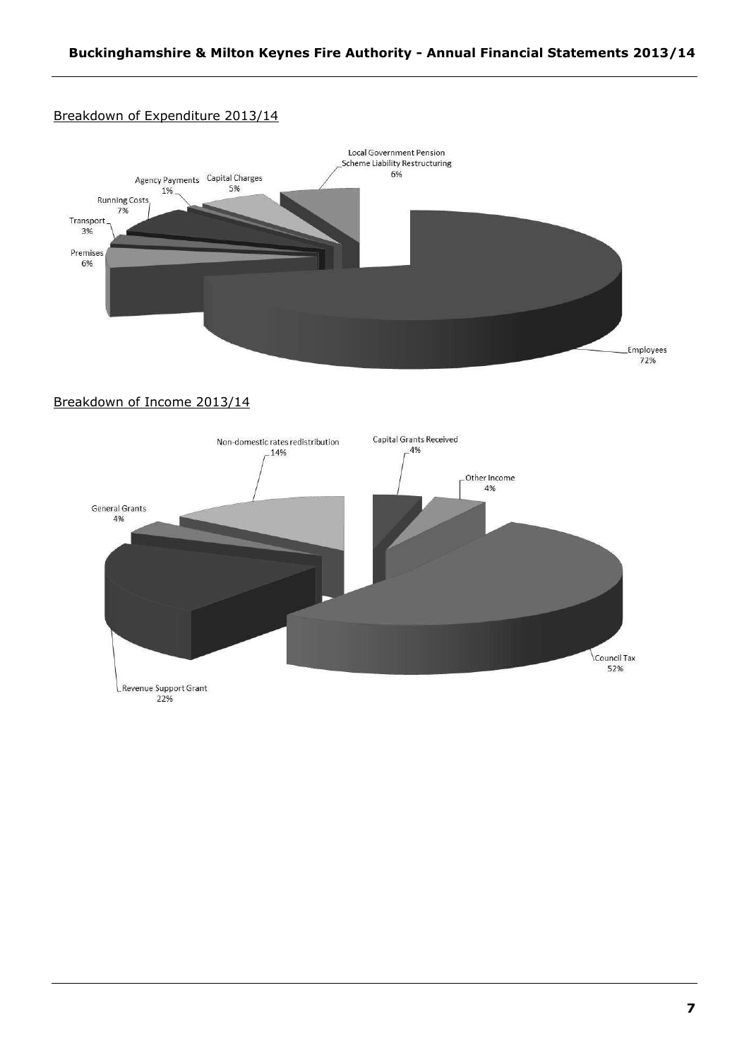Breakdown of Expenditure 2013/14

Local Government Pension Scheme Liability Restructuring 6%

Capital Charges 5%

Agency Payments 1%

Running Costs 7%

Transport 3%

Premises 6%

Employees 72%

Breakdown of Income 2013/14

Non-domestic rates redistribution 14%

Capital Grants Received 4%

Other Income 4%

General Grants 4%

Council Tax 52%

Revenue Support Grant 22%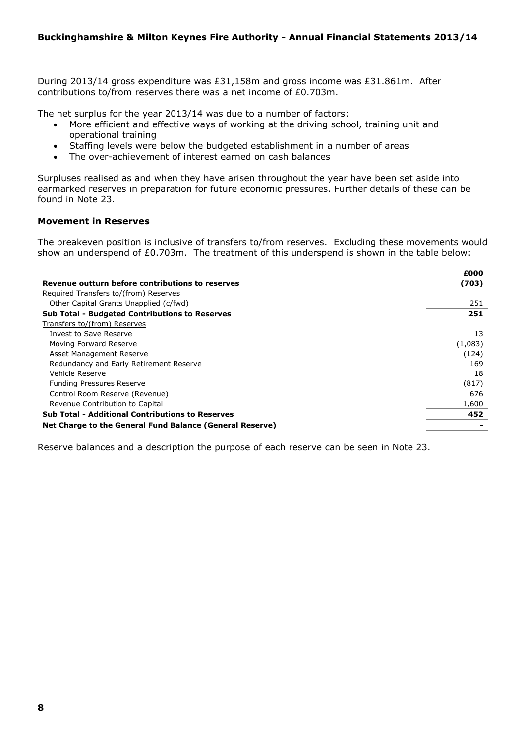During 2013/14 gross expenditure was £31,158m and gross income was £31.861m. After contributions to/from reserves there was a net income of £0.703m.

The net surplus for the year 2013/14 was due to a number of factors:

- More efficient and effective ways of working at the driving school, training unit and operational training
- Staffing levels were below the budgeted establishment in a number of areas
- The over-achievement of interest earned on cash balances

Surpluses realised as and when they have arisen throughout the year have been set aside into earmarked reserves in preparation for future economic pressures. Further details of these can be found in Note 23.

### Movement in Reserves

The breakeven position is inclusive of transfers to/from reserves. Excluding these movements would show an underspend of £0.703m. The treatment of this underspend is shown in the table below:

| | £000 |
|---|---|
| **Revenue outturn before contributions to reserves** | **(703)** |
| Required Transfers to/(from) Reserves | |
| Other Capital Grants Unapplied (c/fwd) | 251 |
| **Sub Total - Budgeted Contributions to Reserves** | **251** |
| Transfers to/(from) Reserves | |
| Invest to Save Reserve | 13 |
| Moving Forward Reserve | (1,083) |
| Asset Management Reserve | (124) |
| Redundancy and Early Retirement Reserve | 169 |
| Vehicle Reserve | 18 |
| Funding Pressures Reserve | (817) |
| Control Room Reserve (Revenue) | 676 |
| Revenue Contribution to Capital | 1,600 |
| **Sub Total - Additional Contributions to Reserves** | **452** |
| **Net Charge to the General Fund Balance (General Reserve)** | **-** |

Reserve balances and a description the purpose of each reserve can be seen in Note 23.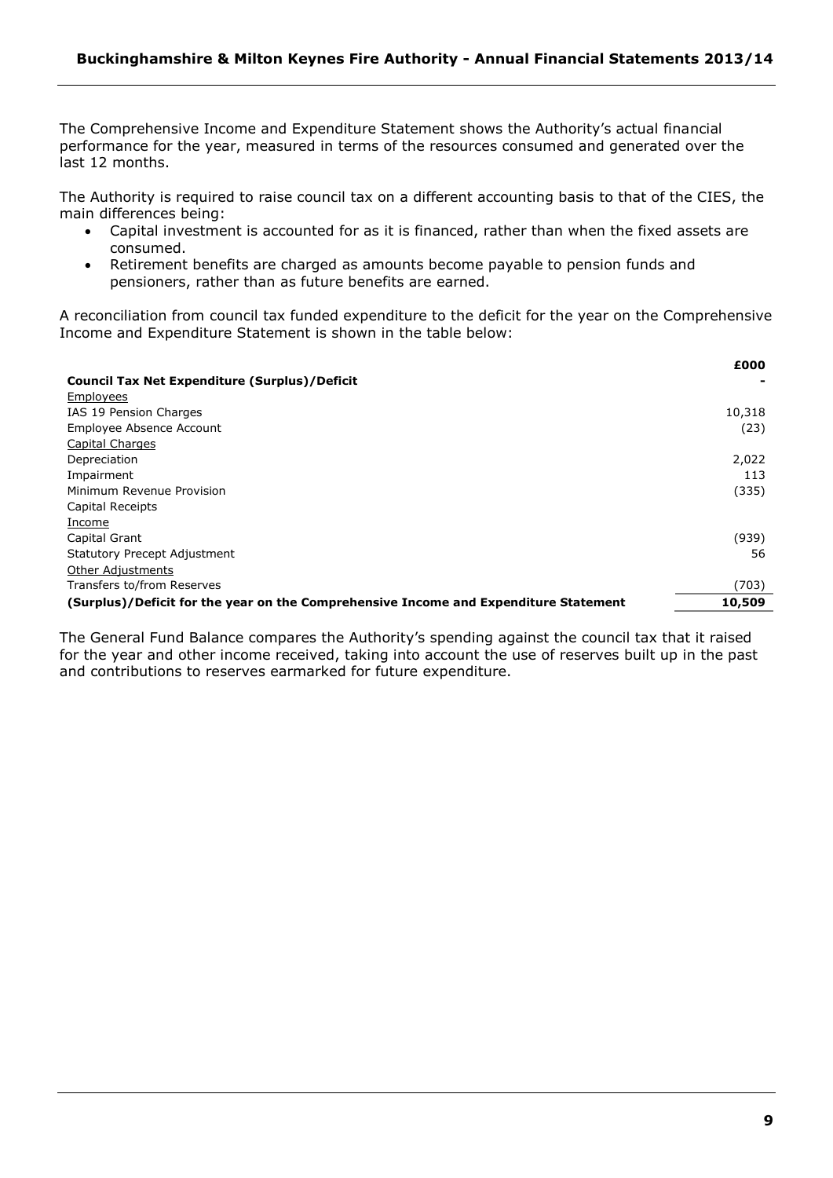The Comprehensive Income and Expenditure Statement shows the Authority's actual financial performance for the year, measured in terms of the resources consumed and generated over the last 12 months.

The Authority is required to raise council tax on a different accounting basis to that of the CIES, the main differences being:

- Capital investment is accounted for as it is financed, rather than when the fixed assets are consumed.
- Retirement benefits are charged as amounts become payable to pension funds and pensioners, rather than as future benefits are earned.

A reconciliation from council tax funded expenditure to the deficit for the year on the Comprehensive Income and Expenditure Statement is shown in the table below:

| | £000 |
|---|---|
| **Council Tax Net Expenditure (Surplus)/Deficit** | - |
| Employees | |
| IAS 19 Pension Charges | 10,318 |
| Employee Absence Account | (23) |
| Capital Charges | |
| Depreciation | 2,022 |
| Impairment | 113 |
| Minimum Revenue Provision | (335) |
| Capital Receipts | |
| Income | |
| Capital Grant | (939) |
| Statutory Precept Adjustment | 56 |
| Other Adjustments | |
| Transfers to/from Reserves | (703) |
| **(Surplus)/Deficit for the year on the Comprehensive Income and Expenditure Statement** | **10,509** |

The General Fund Balance compares the Authority's spending against the council tax that it raised for the year and other income received, taking into account the use of reserves built up in the past and contributions to reserves earmarked for future expenditure.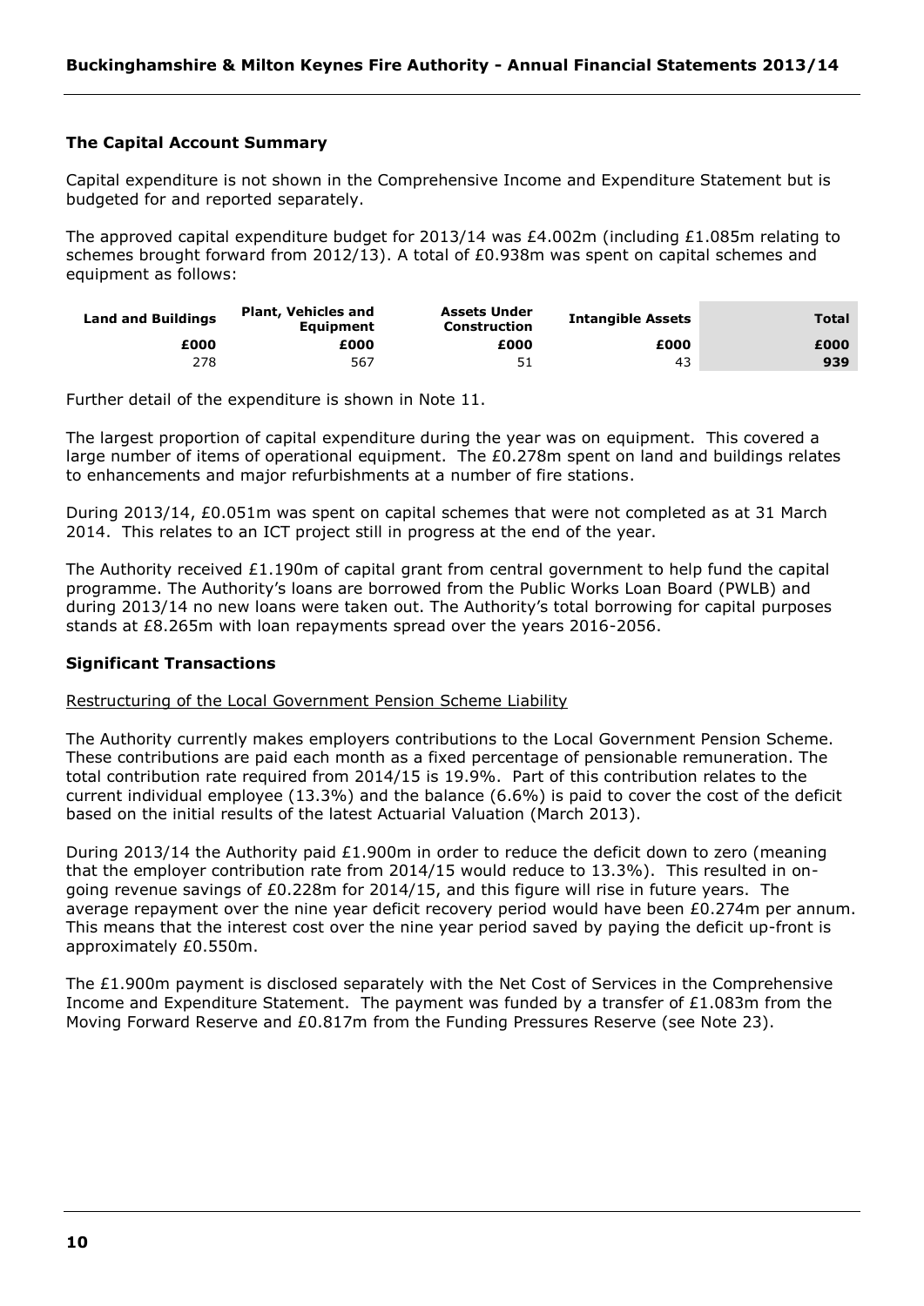## The Capital Account Summary

Capital expenditure is not shown in the Comprehensive Income and Expenditure Statement but is budgeted for and reported separately.

The approved capital expenditure budget for 2013/14 was £4.002m (including £1.085m relating to schemes brought forward from 2012/13). A total of £0.938m was spent on capital schemes and equipment as follows:

| Land and Buildings | Plant, Vehicles and Equipment | Assets Under Construction | Intangible Assets | Total |
|---|---|---|---|---|
| £000 | £000 | £000 | £000 | £000 |
| 278 | 567 | 51 | 43 | **939** |

Further detail of the expenditure is shown in Note 11.

The largest proportion of capital expenditure during the year was on equipment. This covered a large number of items of operational equipment. The £0.278m spent on land and buildings relates to enhancements and major refurbishments at a number of fire stations.

During 2013/14, £0.051m was spent on capital schemes that were not completed as at 31 March 2014. This relates to an ICT project still in progress at the end of the year.

The Authority received £1.190m of capital grant from central government to help fund the capital programme. The Authority's loans are borrowed from the Public Works Loan Board (PWLB) and during 2013/14 no new loans were taken out. The Authority's total borrowing for capital purposes stands at £8.265m with loan repayments spread over the years 2016-2056.

## Significant Transactions

Restructuring of the Local Government Pension Scheme Liability

The Authority currently makes employers contributions to the Local Government Pension Scheme. These contributions are paid each month as a fixed percentage of pensionable remuneration. The total contribution rate required from 2014/15 is 19.9%. Part of this contribution relates to the current individual employee (13.3%) and the balance (6.6%) is paid to cover the cost of the deficit based on the initial results of the latest Actuarial Valuation (March 2013).

During 2013/14 the Authority paid £1.900m in order to reduce the deficit down to zero (meaning that the employer contribution rate from 2014/15 would reduce to 13.3%). This resulted in on-going revenue savings of £0.228m for 2014/15, and this figure will rise in future years. The average repayment over the nine year deficit recovery period would have been £0.274m per annum. This means that the interest cost over the nine year period saved by paying the deficit up-front is approximately £0.550m.

The £1.900m payment is disclosed separately with the Net Cost of Services in the Comprehensive Income and Expenditure Statement. The payment was funded by a transfer of £1.083m from the Moving Forward Reserve and £0.817m from the Funding Pressures Reserve (see Note 23).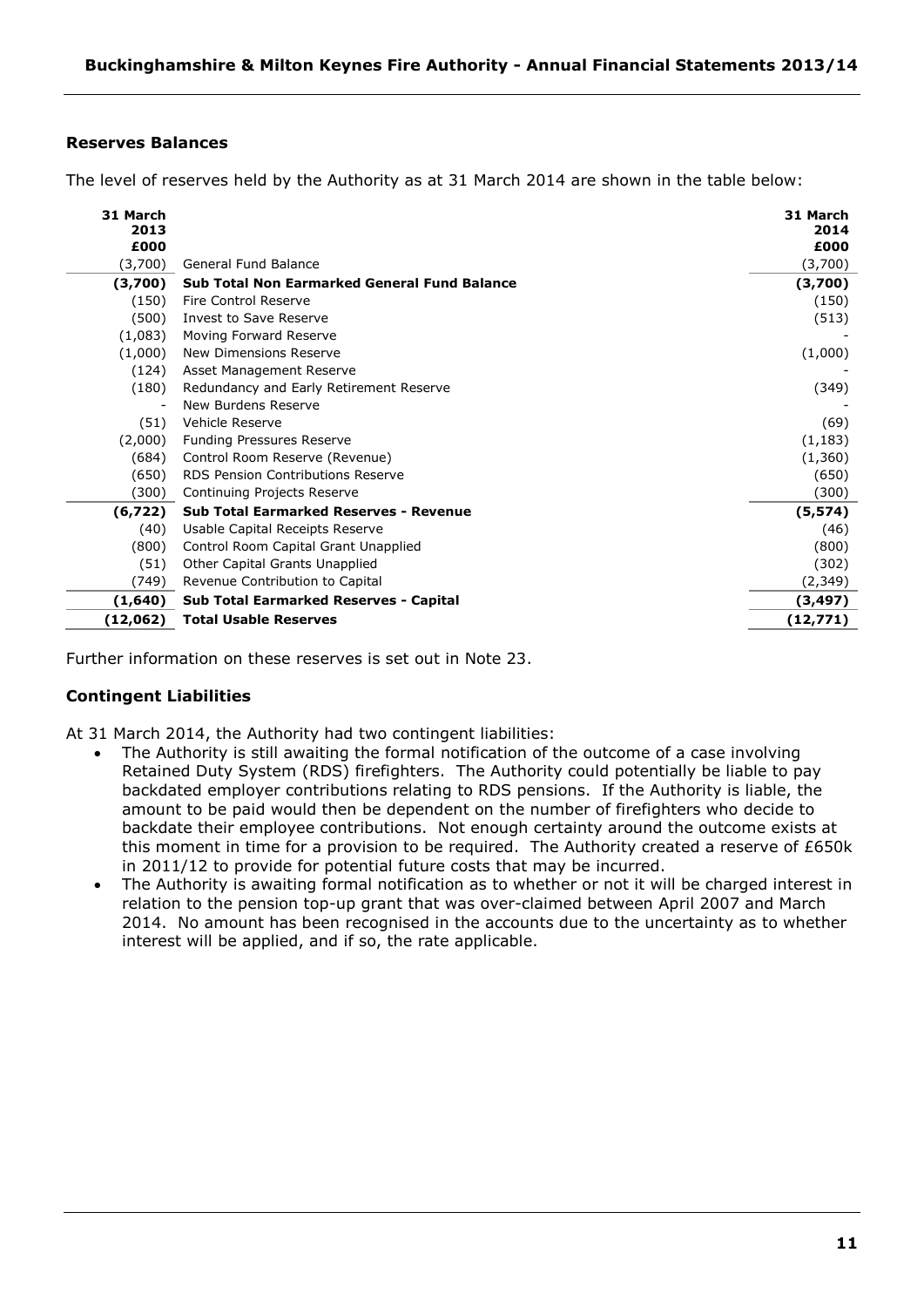### Reserves Balances

The level of reserves held by the Authority as at 31 March 2014 are shown in the table below:

| 31 March 2013 £000 | | 31 March 2014 £000 |
|---|---|---|
| (3,700) | General Fund Balance | (3,700) |
| **(3,700)** | **Sub Total Non Earmarked General Fund Balance** | **(3,700)** |
| (150) | Fire Control Reserve | (150) |
| (500) | Invest to Save Reserve | (513) |
| (1,083) | Moving Forward Reserve | - |
| (1,000) | New Dimensions Reserve | (1,000) |
| (124) | Asset Management Reserve | - |
| (180) | Redundancy and Early Retirement Reserve | (349) |
| - | New Burdens Reserve | - |
| (51) | Vehicle Reserve | (69) |
| (2,000) | Funding Pressures Reserve | (1,183) |
| (684) | Control Room Reserve (Revenue) | (1,360) |
| (650) | RDS Pension Contributions Reserve | (650) |
| (300) | Continuing Projects Reserve | (300) |
| **(6,722)** | **Sub Total Earmarked Reserves - Revenue** | **(5,574)** |
| (40) | Usable Capital Receipts Reserve | (46) |
| (800) | Control Room Capital Grant Unapplied | (800) |
| (51) | Other Capital Grants Unapplied | (302) |
| (749) | Revenue Contribution to Capital | (2,349) |
| **(1,640)** | **Sub Total Earmarked Reserves - Capital** | **(3,497)** |
| **(12,062)** | **Total Usable Reserves** | **(12,771)** |

Further information on these reserves is set out in Note 23.

### Contingent Liabilities

At 31 March 2014, the Authority had two contingent liabilities:

- The Authority is still awaiting the formal notification of the outcome of a case involving Retained Duty System (RDS) firefighters. The Authority could potentially be liable to pay backdated employer contributions relating to RDS pensions. If the Authority is liable, the amount to be paid would then be dependent on the number of firefighters who decide to backdate their employee contributions. Not enough certainty around the outcome exists at this moment in time for a provision to be required. The Authority created a reserve of £650k in 2011/12 to provide for potential future costs that may be incurred.
- The Authority is awaiting formal notification as to whether or not it will be charged interest in relation to the pension top-up grant that was over-claimed between April 2007 and March 2014. No amount has been recognised in the accounts due to the uncertainty as to whether interest will be applied, and if so, the rate applicable.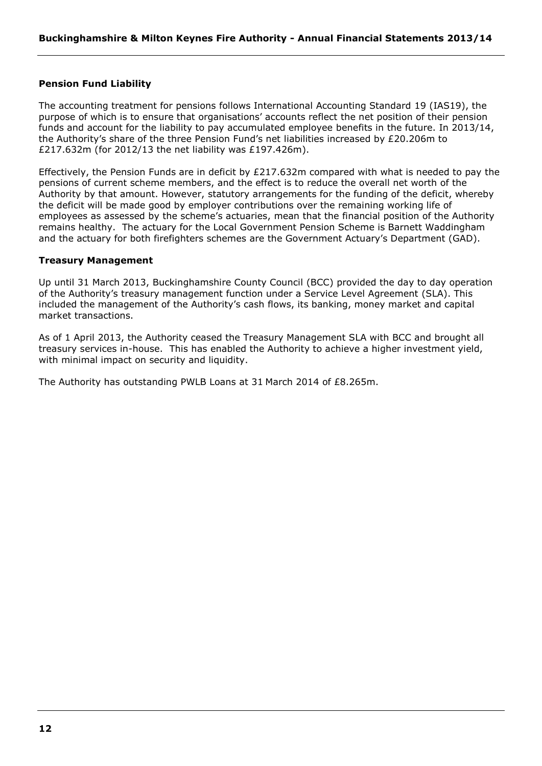### Pension Fund Liability

The accounting treatment for pensions follows International Accounting Standard 19 (IAS19), the purpose of which is to ensure that organisations' accounts reflect the net position of their pension funds and account for the liability to pay accumulated employee benefits in the future. In 2013/14, the Authority's share of the three Pension Fund's net liabilities increased by £20.206m to £217.632m (for 2012/13 the net liability was £197.426m).

Effectively, the Pension Funds are in deficit by £217.632m compared with what is needed to pay the pensions of current scheme members, and the effect is to reduce the overall net worth of the Authority by that amount. However, statutory arrangements for the funding of the deficit, whereby the deficit will be made good by employer contributions over the remaining working life of employees as assessed by the scheme's actuaries, mean that the financial position of the Authority remains healthy. The actuary for the Local Government Pension Scheme is Barnett Waddingham and the actuary for both firefighters schemes are the Government Actuary's Department (GAD).

### Treasury Management

Up until 31 March 2013, Buckinghamshire County Council (BCC) provided the day to day operation of the Authority's treasury management function under a Service Level Agreement (SLA). This included the management of the Authority's cash flows, its banking, money market and capital market transactions.

As of 1 April 2013, the Authority ceased the Treasury Management SLA with BCC and brought all treasury services in-house. This has enabled the Authority to achieve a higher investment yield, with minimal impact on security and liquidity.

The Authority has outstanding PWLB Loans at 31 March 2014 of £8.265m.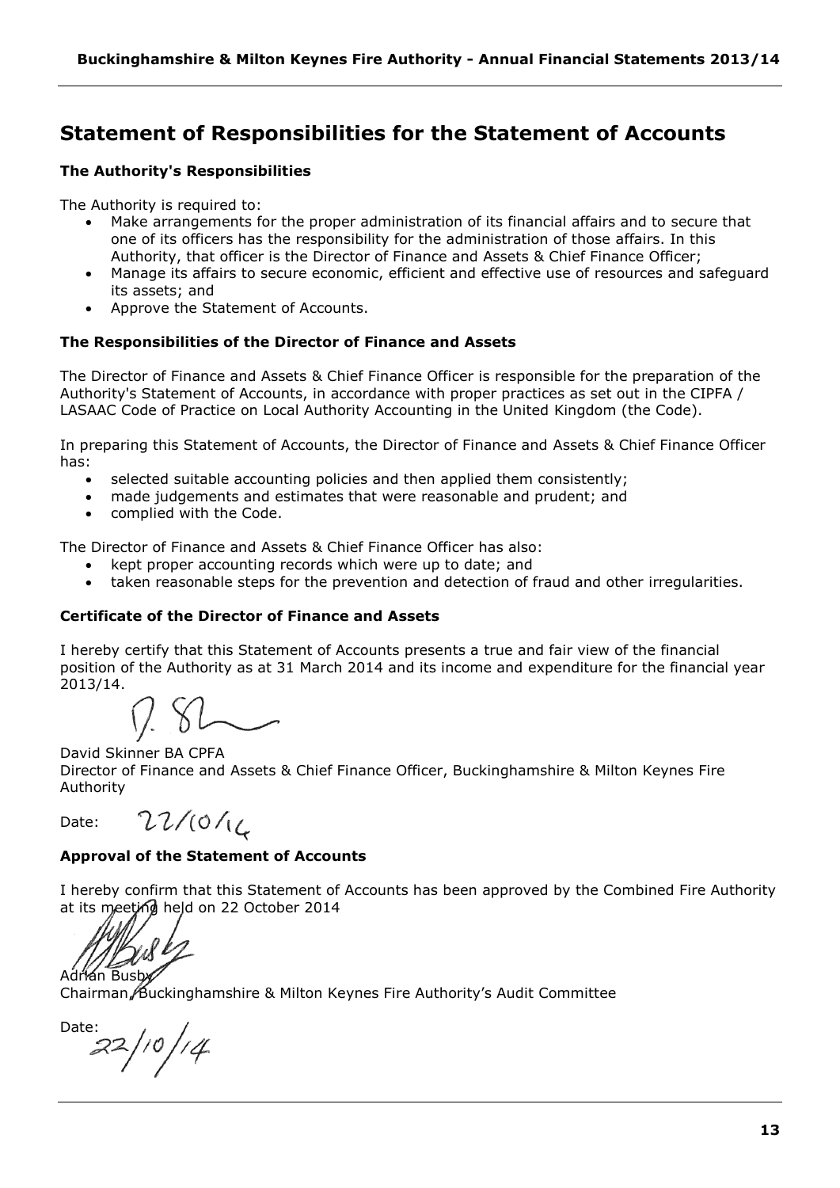# Statement of Responsibilities for the Statement of Accounts

### The Authority's Responsibilities

The Authority is required to:

- Make arrangements for the proper administration of its financial affairs and to secure that one of its officers has the responsibility for the administration of those affairs. In this Authority, that officer is the Director of Finance and Assets & Chief Finance Officer;
- Manage its affairs to secure economic, efficient and effective use of resources and safeguard its assets; and
- Approve the Statement of Accounts.

### The Responsibilities of the Director of Finance and Assets

The Director of Finance and Assets & Chief Finance Officer is responsible for the preparation of the Authority's Statement of Accounts, in accordance with proper practices as set out in the CIPFA / LASAAC Code of Practice on Local Authority Accounting in the United Kingdom (the Code).

In preparing this Statement of Accounts, the Director of Finance and Assets & Chief Finance Officer has:

- selected suitable accounting policies and then applied them consistently;
- made judgements and estimates that were reasonable and prudent; and
- complied with the Code.

The Director of Finance and Assets & Chief Finance Officer has also:

- kept proper accounting records which were up to date; and
- taken reasonable steps for the prevention and detection of fraud and other irregularities.

### Certificate of the Director of Finance and Assets

I hereby certify that this Statement of Accounts presents a true and fair view of the financial position of the Authority as at 31 March 2014 and its income and expenditure for the financial year 2013/14.

David Skinner BA CPFA
Director of Finance and Assets & Chief Finance Officer, Buckinghamshire & Milton Keynes Fire Authority

Date: 22/10/14

### Approval of the Statement of Accounts

I hereby confirm that this Statement of Accounts has been approved by the Combined Fire Authority at its meeting held on 22 October 2014

Adrian Busby
Chairman, Buckinghamshire & Milton Keynes Fire Authority's Audit Committee

Date: 22/10/14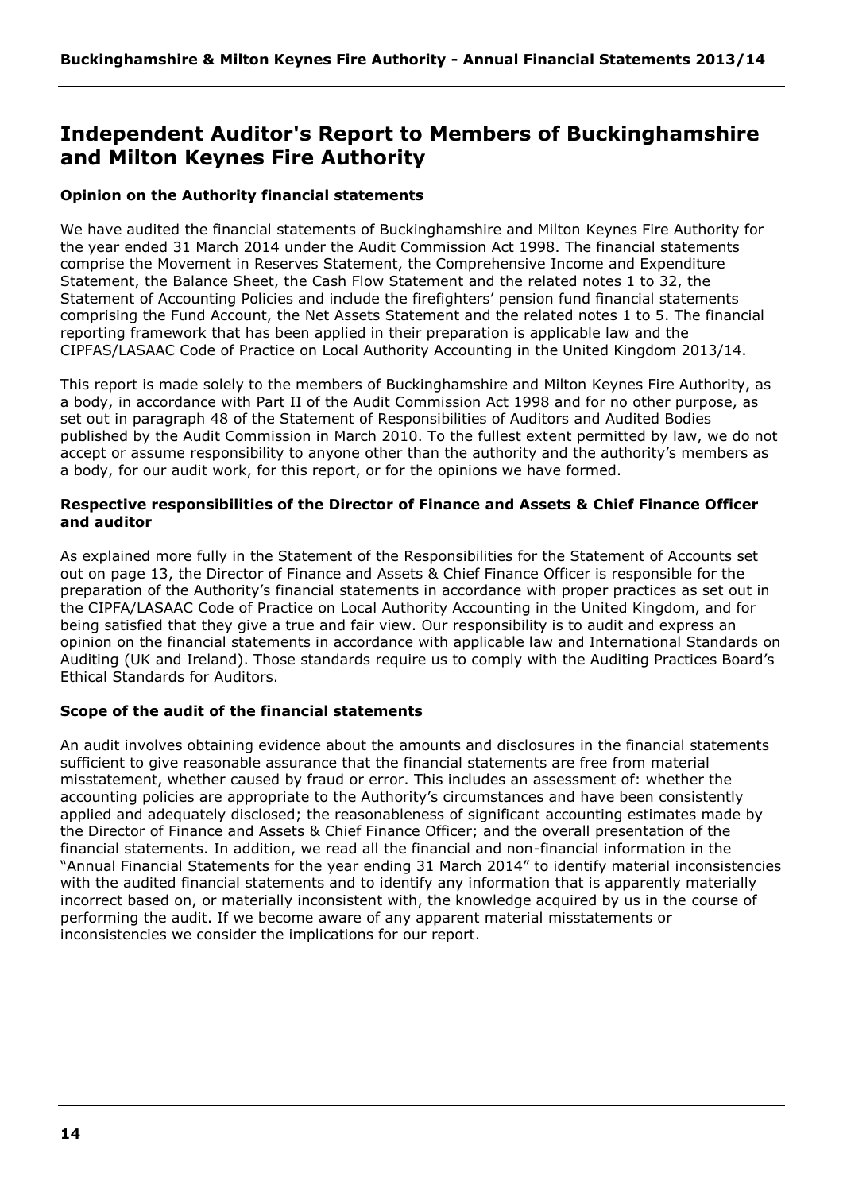# Independent Auditor's Report to Members of Buckinghamshire and Milton Keynes Fire Authority

### Opinion on the Authority financial statements

We have audited the financial statements of Buckinghamshire and Milton Keynes Fire Authority for the year ended 31 March 2014 under the Audit Commission Act 1998. The financial statements comprise the Movement in Reserves Statement, the Comprehensive Income and Expenditure Statement, the Balance Sheet, the Cash Flow Statement and the related notes 1 to 32, the Statement of Accounting Policies and include the firefighters' pension fund financial statements comprising the Fund Account, the Net Assets Statement and the related notes 1 to 5. The financial reporting framework that has been applied in their preparation is applicable law and the CIPFAS/LASAAC Code of Practice on Local Authority Accounting in the United Kingdom 2013/14.

This report is made solely to the members of Buckinghamshire and Milton Keynes Fire Authority, as a body, in accordance with Part II of the Audit Commission Act 1998 and for no other purpose, as set out in paragraph 48 of the Statement of Responsibilities of Auditors and Audited Bodies published by the Audit Commission in March 2010. To the fullest extent permitted by law, we do not accept or assume responsibility to anyone other than the authority and the authority's members as a body, for our audit work, for this report, or for the opinions we have formed.

### Respective responsibilities of the Director of Finance and Assets & Chief Finance Officer and auditor

As explained more fully in the Statement of the Responsibilities for the Statement of Accounts set out on page 13, the Director of Finance and Assets & Chief Finance Officer is responsible for the preparation of the Authority's financial statements in accordance with proper practices as set out in the CIPFA/LASAAC Code of Practice on Local Authority Accounting in the United Kingdom, and for being satisfied that they give a true and fair view. Our responsibility is to audit and express an opinion on the financial statements in accordance with applicable law and International Standards on Auditing (UK and Ireland). Those standards require us to comply with the Auditing Practices Board's Ethical Standards for Auditors.

### Scope of the audit of the financial statements

An audit involves obtaining evidence about the amounts and disclosures in the financial statements sufficient to give reasonable assurance that the financial statements are free from material misstatement, whether caused by fraud or error. This includes an assessment of: whether the accounting policies are appropriate to the Authority's circumstances and have been consistently applied and adequately disclosed; the reasonableness of significant accounting estimates made by the Director of Finance and Assets & Chief Finance Officer; and the overall presentation of the financial statements. In addition, we read all the financial and non-financial information in the "Annual Financial Statements for the year ending 31 March 2014" to identify material inconsistencies with the audited financial statements and to identify any information that is apparently materially incorrect based on, or materially inconsistent with, the knowledge acquired by us in the course of performing the audit. If we become aware of any apparent material misstatements or inconsistencies we consider the implications for our report.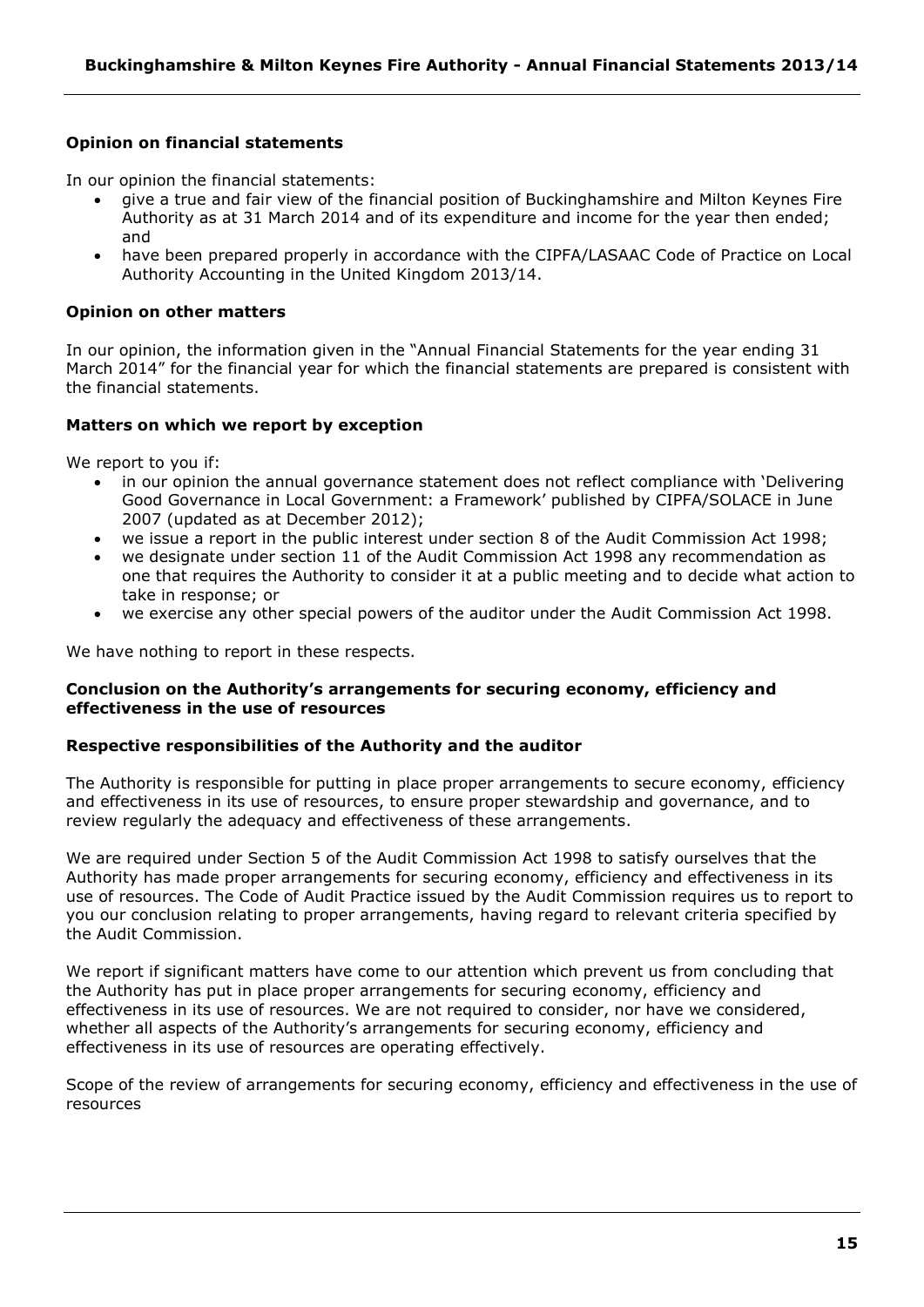**Opinion on financial statements**

In our opinion the financial statements:

- give a true and fair view of the financial position of Buckinghamshire and Milton Keynes Fire Authority as at 31 March 2014 and of its expenditure and income for the year then ended; and
- have been prepared properly in accordance with the CIPFA/LASAAC Code of Practice on Local Authority Accounting in the United Kingdom 2013/14.

**Opinion on other matters**

In our opinion, the information given in the "Annual Financial Statements for the year ending 31 March 2014" for the financial year for which the financial statements are prepared is consistent with the financial statements.

**Matters on which we report by exception**

We report to you if:

- in our opinion the annual governance statement does not reflect compliance with 'Delivering Good Governance in Local Government: a Framework' published by CIPFA/SOLACE in June 2007 (updated as at December 2012);
- we issue a report in the public interest under section 8 of the Audit Commission Act 1998;
- we designate under section 11 of the Audit Commission Act 1998 any recommendation as one that requires the Authority to consider it at a public meeting and to decide what action to take in response; or
- we exercise any other special powers of the auditor under the Audit Commission Act 1998.

We have nothing to report in these respects.

**Conclusion on the Authority's arrangements for securing economy, efficiency and effectiveness in the use of resources**

**Respective responsibilities of the Authority and the auditor**

The Authority is responsible for putting in place proper arrangements to secure economy, efficiency and effectiveness in its use of resources, to ensure proper stewardship and governance, and to review regularly the adequacy and effectiveness of these arrangements.

We are required under Section 5 of the Audit Commission Act 1998 to satisfy ourselves that the Authority has made proper arrangements for securing economy, efficiency and effectiveness in its use of resources. The Code of Audit Practice issued by the Audit Commission requires us to report to you our conclusion relating to proper arrangements, having regard to relevant criteria specified by the Audit Commission.

We report if significant matters have come to our attention which prevent us from concluding that the Authority has put in place proper arrangements for securing economy, efficiency and effectiveness in its use of resources. We are not required to consider, nor have we considered, whether all aspects of the Authority's arrangements for securing economy, efficiency and effectiveness in its use of resources are operating effectively.

Scope of the review of arrangements for securing economy, efficiency and effectiveness in the use of resources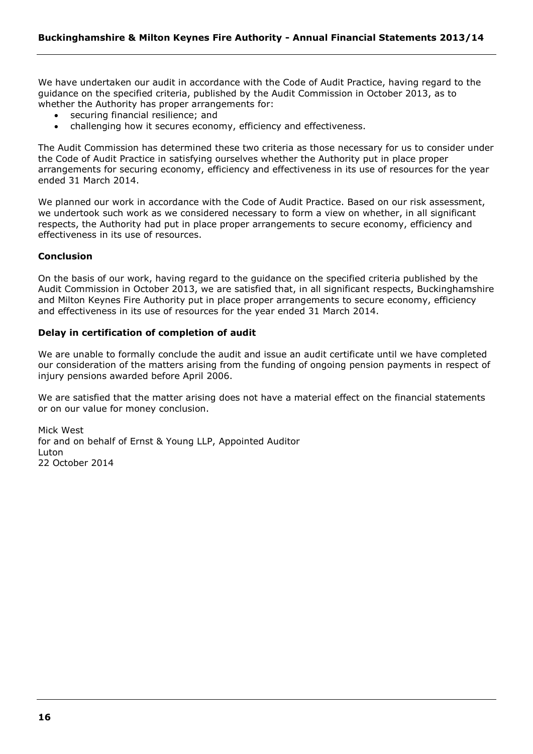We have undertaken our audit in accordance with the Code of Audit Practice, having regard to the guidance on the specified criteria, published by the Audit Commission in October 2013, as to whether the Authority has proper arrangements for:

- securing financial resilience; and
- challenging how it secures economy, efficiency and effectiveness.

The Audit Commission has determined these two criteria as those necessary for us to consider under the Code of Audit Practice in satisfying ourselves whether the Authority put in place proper arrangements for securing economy, efficiency and effectiveness in its use of resources for the year ended 31 March 2014.

We planned our work in accordance with the Code of Audit Practice. Based on our risk assessment, we undertook such work as we considered necessary to form a view on whether, in all significant respects, the Authority had put in place proper arrangements to secure economy, efficiency and effectiveness in its use of resources.

**Conclusion**

On the basis of our work, having regard to the guidance on the specified criteria published by the Audit Commission in October 2013, we are satisfied that, in all significant respects, Buckinghamshire and Milton Keynes Fire Authority put in place proper arrangements to secure economy, efficiency and effectiveness in its use of resources for the year ended 31 March 2014.

**Delay in certification of completion of audit**

We are unable to formally conclude the audit and issue an audit certificate until we have completed our consideration of the matters arising from the funding of ongoing pension payments in respect of injury pensions awarded before April 2006.

We are satisfied that the matter arising does not have a material effect on the financial statements or on our value for money conclusion.

Mick West  
for and on behalf of Ernst & Young LLP, Appointed Auditor  
Luton  
22 October 2014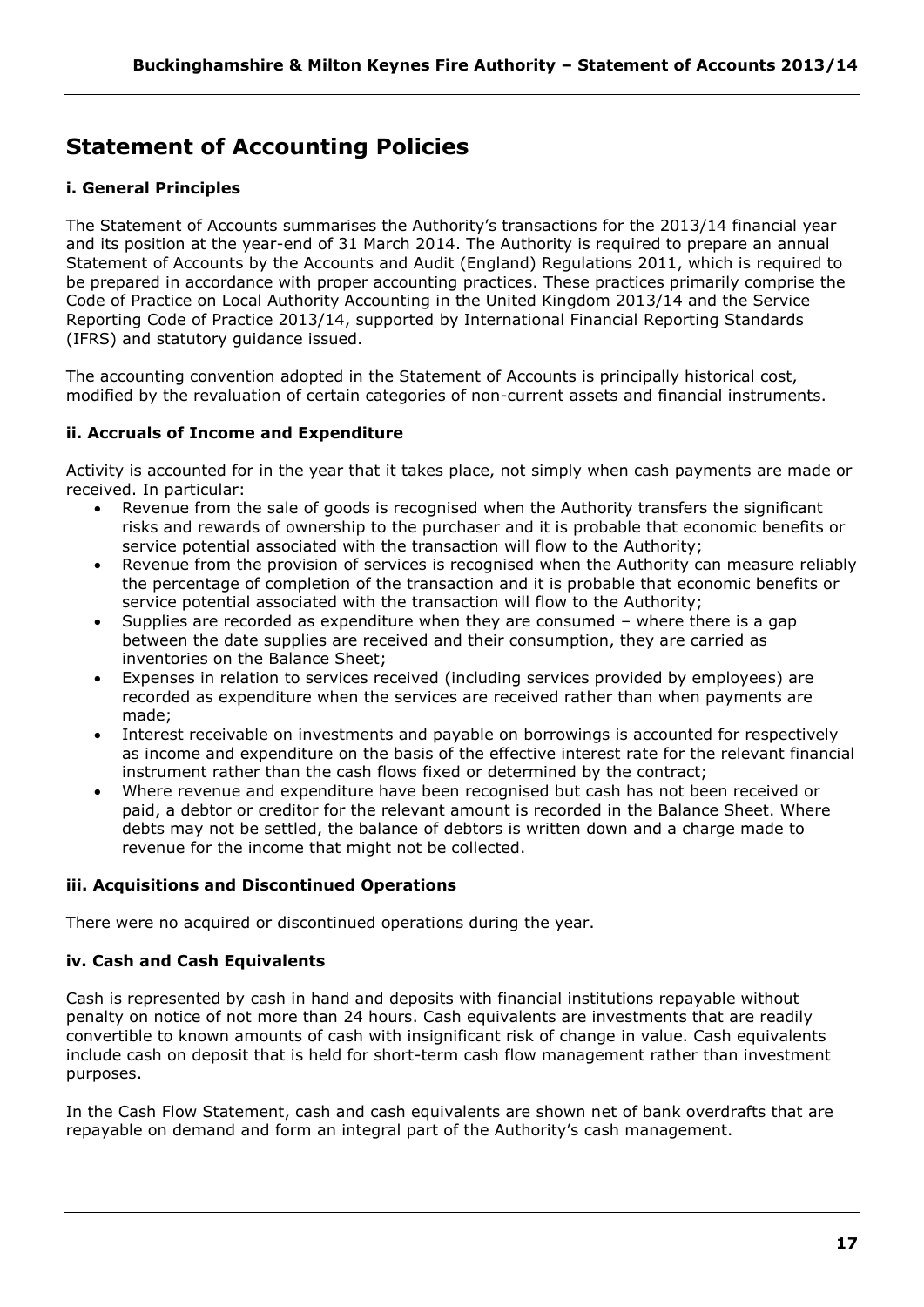# Statement of Accounting Policies

### i. General Principles

The Statement of Accounts summarises the Authority's transactions for the 2013/14 financial year and its position at the year-end of 31 March 2014. The Authority is required to prepare an annual Statement of Accounts by the Accounts and Audit (England) Regulations 2011, which is required to be prepared in accordance with proper accounting practices. These practices primarily comprise the Code of Practice on Local Authority Accounting in the United Kingdom 2013/14 and the Service Reporting Code of Practice 2013/14, supported by International Financial Reporting Standards (IFRS) and statutory guidance issued.

The accounting convention adopted in the Statement of Accounts is principally historical cost, modified by the revaluation of certain categories of non-current assets and financial instruments.

### ii. Accruals of Income and Expenditure

Activity is accounted for in the year that it takes place, not simply when cash payments are made or received. In particular:

- Revenue from the sale of goods is recognised when the Authority transfers the significant risks and rewards of ownership to the purchaser and it is probable that economic benefits or service potential associated with the transaction will flow to the Authority;
- Revenue from the provision of services is recognised when the Authority can measure reliably the percentage of completion of the transaction and it is probable that economic benefits or service potential associated with the transaction will flow to the Authority;
- Supplies are recorded as expenditure when they are consumed – where there is a gap between the date supplies are received and their consumption, they are carried as inventories on the Balance Sheet;
- Expenses in relation to services received (including services provided by employees) are recorded as expenditure when the services are received rather than when payments are made;
- Interest receivable on investments and payable on borrowings is accounted for respectively as income and expenditure on the basis of the effective interest rate for the relevant financial instrument rather than the cash flows fixed or determined by the contract;
- Where revenue and expenditure have been recognised but cash has not been received or paid, a debtor or creditor for the relevant amount is recorded in the Balance Sheet. Where debts may not be settled, the balance of debtors is written down and a charge made to revenue for the income that might not be collected.

### iii. Acquisitions and Discontinued Operations

There were no acquired or discontinued operations during the year.

### iv. Cash and Cash Equivalents

Cash is represented by cash in hand and deposits with financial institutions repayable without penalty on notice of not more than 24 hours. Cash equivalents are investments that are readily convertible to known amounts of cash with insignificant risk of change in value. Cash equivalents include cash on deposit that is held for short-term cash flow management rather than investment purposes.

In the Cash Flow Statement, cash and cash equivalents are shown net of bank overdrafts that are repayable on demand and form an integral part of the Authority's cash management.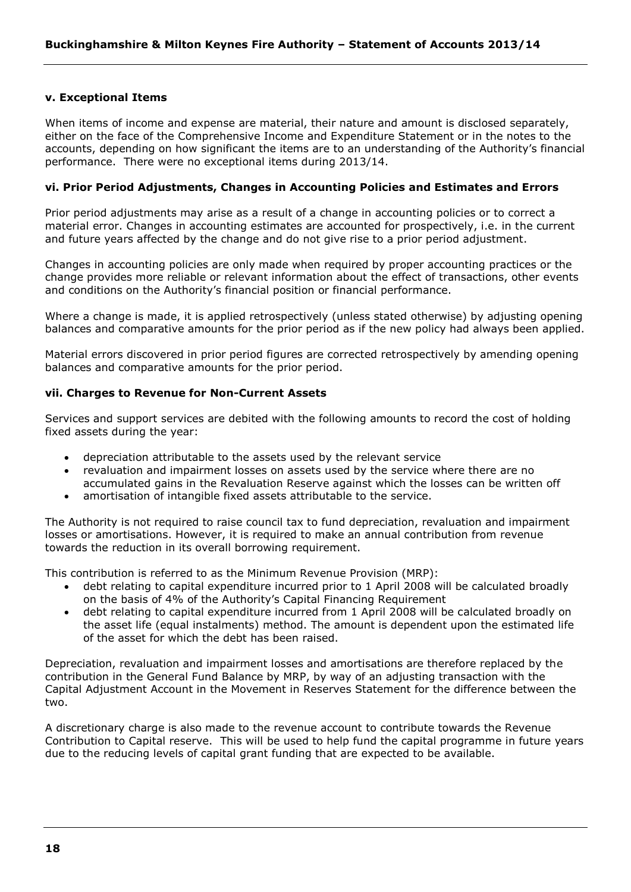### v. Exceptional Items

When items of income and expense are material, their nature and amount is disclosed separately, either on the face of the Comprehensive Income and Expenditure Statement or in the notes to the accounts, depending on how significant the items are to an understanding of the Authority's financial performance. There were no exceptional items during 2013/14.

### vi. Prior Period Adjustments, Changes in Accounting Policies and Estimates and Errors

Prior period adjustments may arise as a result of a change in accounting policies or to correct a material error. Changes in accounting estimates are accounted for prospectively, i.e. in the current and future years affected by the change and do not give rise to a prior period adjustment.

Changes in accounting policies are only made when required by proper accounting practices or the change provides more reliable or relevant information about the effect of transactions, other events and conditions on the Authority's financial position or financial performance.

Where a change is made, it is applied retrospectively (unless stated otherwise) by adjusting opening balances and comparative amounts for the prior period as if the new policy had always been applied.

Material errors discovered in prior period figures are corrected retrospectively by amending opening balances and comparative amounts for the prior period.

### vii. Charges to Revenue for Non-Current Assets

Services and support services are debited with the following amounts to record the cost of holding fixed assets during the year:

- depreciation attributable to the assets used by the relevant service
- revaluation and impairment losses on assets used by the service where there are no accumulated gains in the Revaluation Reserve against which the losses can be written off
- amortisation of intangible fixed assets attributable to the service.

The Authority is not required to raise council tax to fund depreciation, revaluation and impairment losses or amortisations. However, it is required to make an annual contribution from revenue towards the reduction in its overall borrowing requirement.

This contribution is referred to as the Minimum Revenue Provision (MRP):

- debt relating to capital expenditure incurred prior to 1 April 2008 will be calculated broadly on the basis of 4% of the Authority's Capital Financing Requirement
- debt relating to capital expenditure incurred from 1 April 2008 will be calculated broadly on the asset life (equal instalments) method. The amount is dependent upon the estimated life of the asset for which the debt has been raised.

Depreciation, revaluation and impairment losses and amortisations are therefore replaced by the contribution in the General Fund Balance by MRP, by way of an adjusting transaction with the Capital Adjustment Account in the Movement in Reserves Statement for the difference between the two.

A discretionary charge is also made to the revenue account to contribute towards the Revenue Contribution to Capital reserve. This will be used to help fund the capital programme in future years due to the reducing levels of capital grant funding that are expected to be available.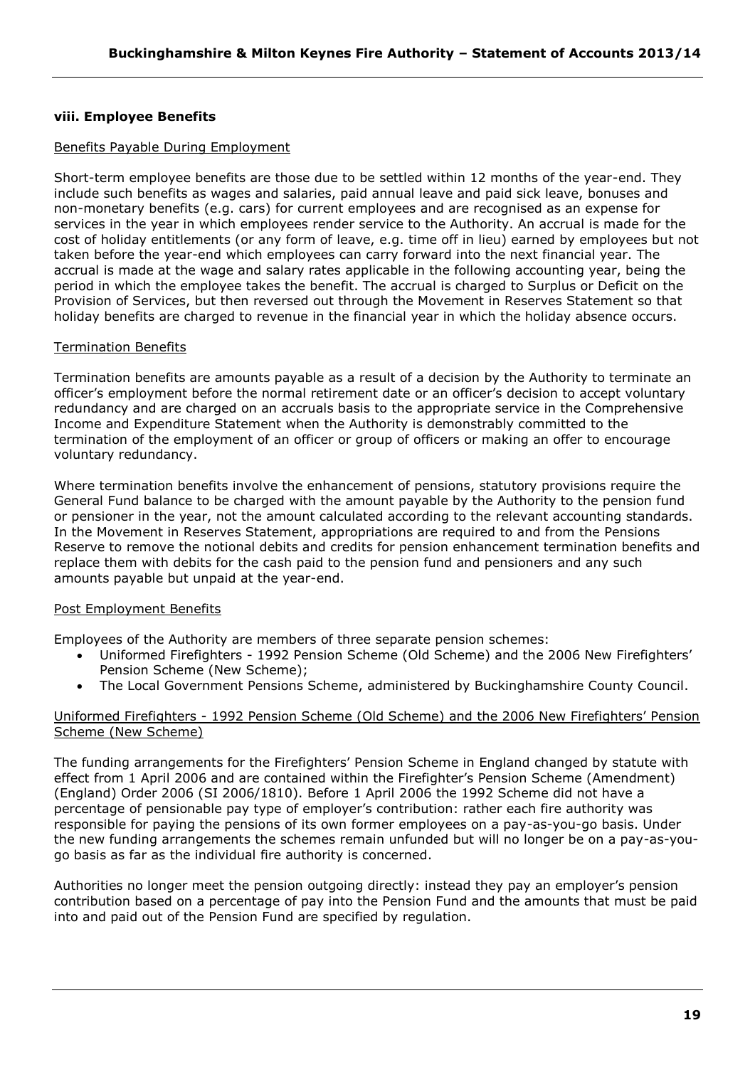### viii. Employee Benefits

Benefits Payable During Employment

Short-term employee benefits are those due to be settled within 12 months of the year-end. They include such benefits as wages and salaries, paid annual leave and paid sick leave, bonuses and non-monetary benefits (e.g. cars) for current employees and are recognised as an expense for services in the year in which employees render service to the Authority. An accrual is made for the cost of holiday entitlements (or any form of leave, e.g. time off in lieu) earned by employees but not taken before the year-end which employees can carry forward into the next financial year. The accrual is made at the wage and salary rates applicable in the following accounting year, being the period in which the employee takes the benefit. The accrual is charged to Surplus or Deficit on the Provision of Services, but then reversed out through the Movement in Reserves Statement so that holiday benefits are charged to revenue in the financial year in which the holiday absence occurs.

Termination Benefits

Termination benefits are amounts payable as a result of a decision by the Authority to terminate an officer's employment before the normal retirement date or an officer's decision to accept voluntary redundancy and are charged on an accruals basis to the appropriate service in the Comprehensive Income and Expenditure Statement when the Authority is demonstrably committed to the termination of the employment of an officer or group of officers or making an offer to encourage voluntary redundancy.

Where termination benefits involve the enhancement of pensions, statutory provisions require the General Fund balance to be charged with the amount payable by the Authority to the pension fund or pensioner in the year, not the amount calculated according to the relevant accounting standards. In the Movement in Reserves Statement, appropriations are required to and from the Pensions Reserve to remove the notional debits and credits for pension enhancement termination benefits and replace them with debits for the cash paid to the pension fund and pensioners and any such amounts payable but unpaid at the year-end.

Post Employment Benefits

Employees of the Authority are members of three separate pension schemes:

- Uniformed Firefighters - 1992 Pension Scheme (Old Scheme) and the 2006 New Firefighters' Pension Scheme (New Scheme);
- The Local Government Pensions Scheme, administered by Buckinghamshire County Council.

Uniformed Firefighters - 1992 Pension Scheme (Old Scheme) and the 2006 New Firefighters' Pension Scheme (New Scheme)

The funding arrangements for the Firefighters' Pension Scheme in England changed by statute with effect from 1 April 2006 and are contained within the Firefighter's Pension Scheme (Amendment) (England) Order 2006 (SI 2006/1810). Before 1 April 2006 the 1992 Scheme did not have a percentage of pensionable pay type of employer's contribution: rather each fire authority was responsible for paying the pensions of its own former employees on a pay-as-you-go basis. Under the new funding arrangements the schemes remain unfunded but will no longer be on a pay-as-you-go basis as far as the individual fire authority is concerned.

Authorities no longer meet the pension outgoing directly: instead they pay an employer's pension contribution based on a percentage of pay into the Pension Fund and the amounts that must be paid into and paid out of the Pension Fund are specified by regulation.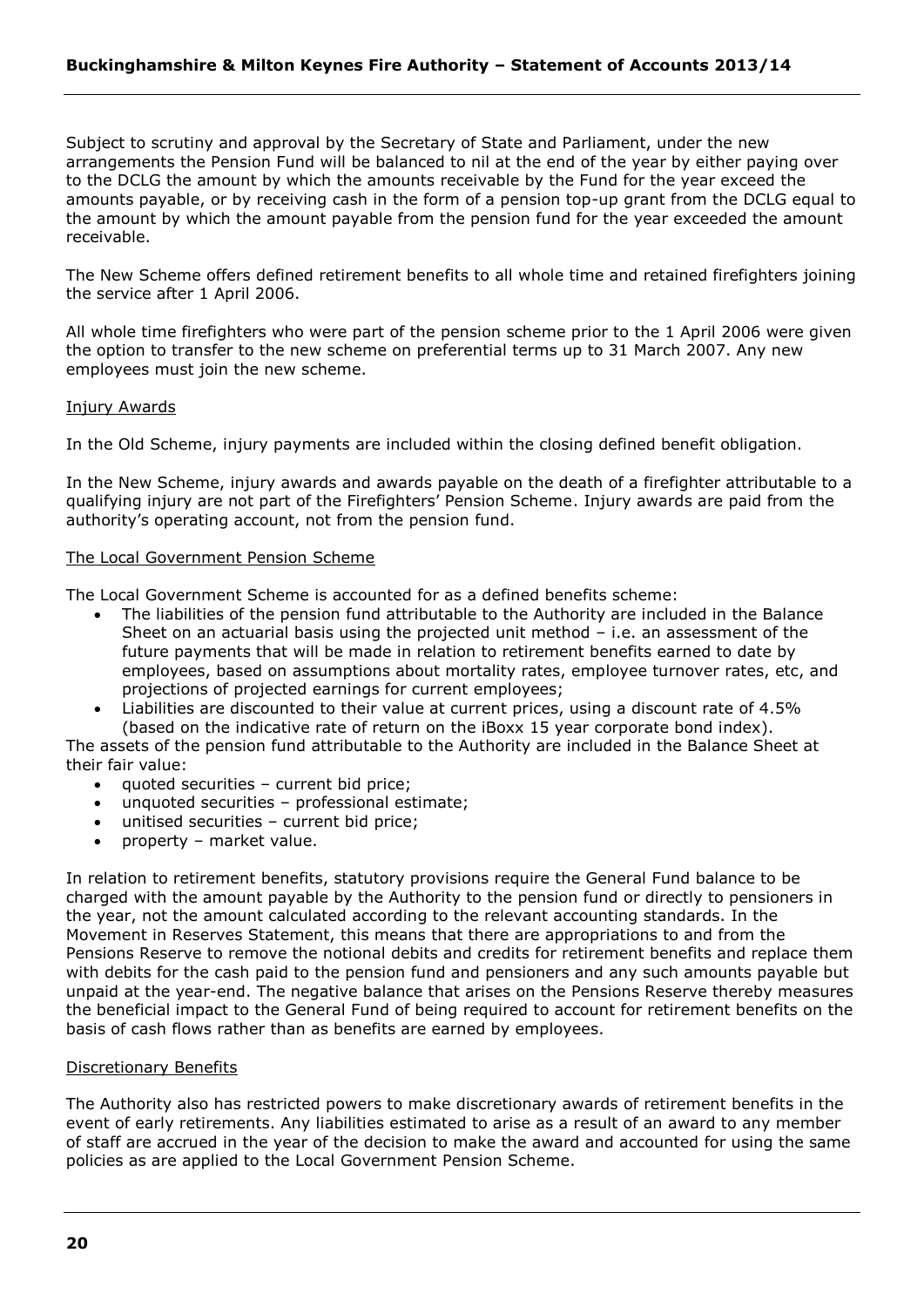Subject to scrutiny and approval by the Secretary of State and Parliament, under the new arrangements the Pension Fund will be balanced to nil at the end of the year by either paying over to the DCLG the amount by which the amounts receivable by the Fund for the year exceed the amounts payable, or by receiving cash in the form of a pension top-up grant from the DCLG equal to the amount by which the amount payable from the pension fund for the year exceeded the amount receivable.

The New Scheme offers defined retirement benefits to all whole time and retained firefighters joining the service after 1 April 2006.

All whole time firefighters who were part of the pension scheme prior to the 1 April 2006 were given the option to transfer to the new scheme on preferential terms up to 31 March 2007. Any new employees must join the new scheme.

<u>Injury Awards</u>

In the Old Scheme, injury payments are included within the closing defined benefit obligation.

In the New Scheme, injury awards and awards payable on the death of a firefighter attributable to a qualifying injury are not part of the Firefighters' Pension Scheme. Injury awards are paid from the authority's operating account, not from the pension fund.

<u>The Local Government Pension Scheme</u>

The Local Government Scheme is accounted for as a defined benefits scheme:

- The liabilities of the pension fund attributable to the Authority are included in the Balance Sheet on an actuarial basis using the projected unit method – i.e. an assessment of the future payments that will be made in relation to retirement benefits earned to date by employees, based on assumptions about mortality rates, employee turnover rates, etc, and projections of projected earnings for current employees;
- Liabilities are discounted to their value at current prices, using a discount rate of 4.5% (based on the indicative rate of return on the iBoxx 15 year corporate bond index).

The assets of the pension fund attributable to the Authority are included in the Balance Sheet at their fair value:

- quoted securities – current bid price;
- unquoted securities – professional estimate;
- unitised securities – current bid price;
- property – market value.

In relation to retirement benefits, statutory provisions require the General Fund balance to be charged with the amount payable by the Authority to the pension fund or directly to pensioners in the year, not the amount calculated according to the relevant accounting standards. In the Movement in Reserves Statement, this means that there are appropriations to and from the Pensions Reserve to remove the notional debits and credits for retirement benefits and replace them with debits for the cash paid to the pension fund and pensioners and any such amounts payable but unpaid at the year-end. The negative balance that arises on the Pensions Reserve thereby measures the beneficial impact to the General Fund of being required to account for retirement benefits on the basis of cash flows rather than as benefits are earned by employees.

<u>Discretionary Benefits</u>

The Authority also has restricted powers to make discretionary awards of retirement benefits in the event of early retirements. Any liabilities estimated to arise as a result of an award to any member of staff are accrued in the year of the decision to make the award and accounted for using the same policies as are applied to the Local Government Pension Scheme.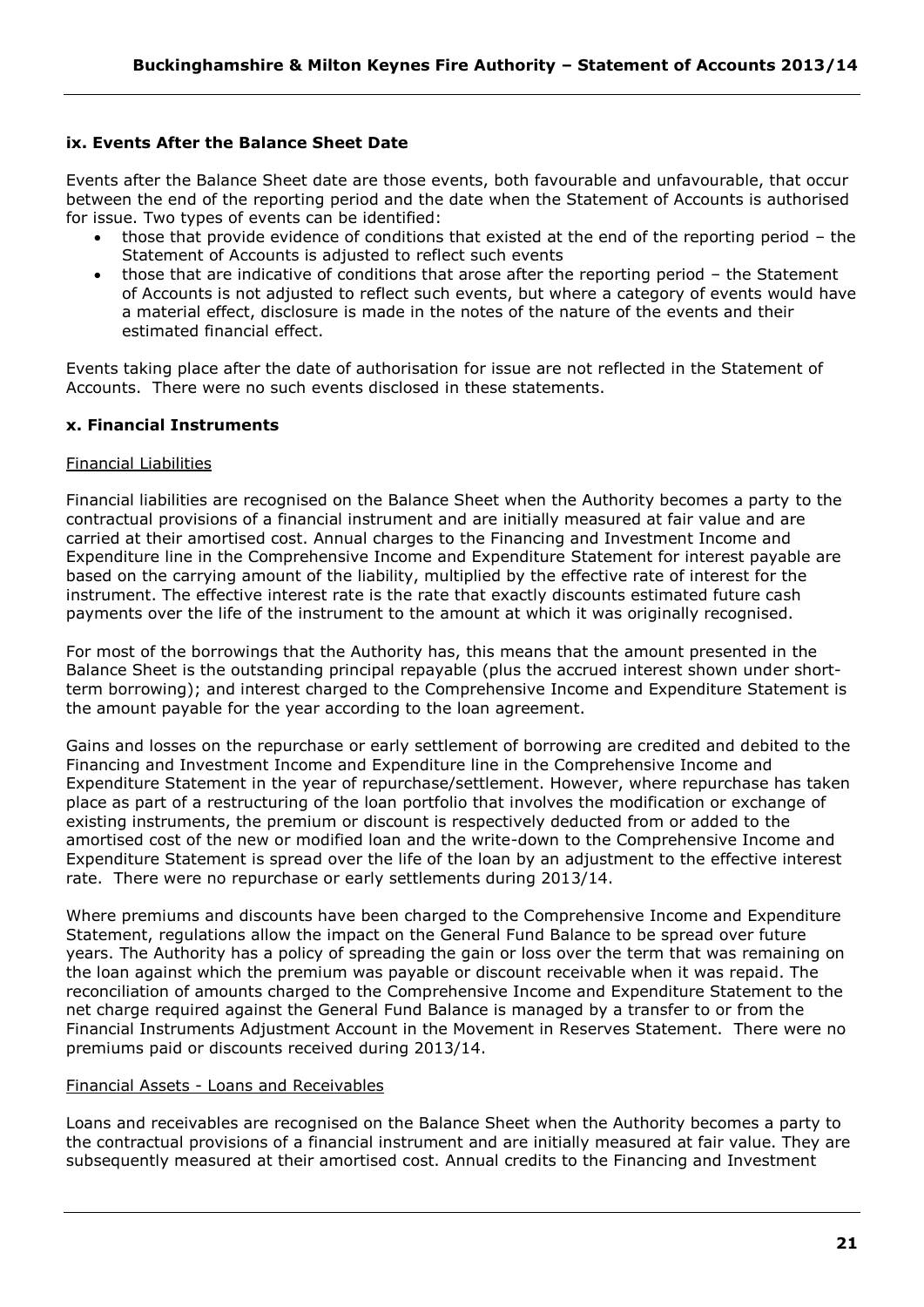### ix. Events After the Balance Sheet Date

Events after the Balance Sheet date are those events, both favourable and unfavourable, that occur between the end of the reporting period and the date when the Statement of Accounts is authorised for issue. Two types of events can be identified:

- those that provide evidence of conditions that existed at the end of the reporting period – the Statement of Accounts is adjusted to reflect such events
- those that are indicative of conditions that arose after the reporting period – the Statement of Accounts is not adjusted to reflect such events, but where a category of events would have a material effect, disclosure is made in the notes of the nature of the events and their estimated financial effect.

Events taking place after the date of authorisation for issue are not reflected in the Statement of Accounts. There were no such events disclosed in these statements.

### x. Financial Instruments

Financial Liabilities

Financial liabilities are recognised on the Balance Sheet when the Authority becomes a party to the contractual provisions of a financial instrument and are initially measured at fair value and are carried at their amortised cost. Annual charges to the Financing and Investment Income and Expenditure line in the Comprehensive Income and Expenditure Statement for interest payable are based on the carrying amount of the liability, multiplied by the effective rate of interest for the instrument. The effective interest rate is the rate that exactly discounts estimated future cash payments over the life of the instrument to the amount at which it was originally recognised.

For most of the borrowings that the Authority has, this means that the amount presented in the Balance Sheet is the outstanding principal repayable (plus the accrued interest shown under short-term borrowing); and interest charged to the Comprehensive Income and Expenditure Statement is the amount payable for the year according to the loan agreement.

Gains and losses on the repurchase or early settlement of borrowing are credited and debited to the Financing and Investment Income and Expenditure line in the Comprehensive Income and Expenditure Statement in the year of repurchase/settlement. However, where repurchase has taken place as part of a restructuring of the loan portfolio that involves the modification or exchange of existing instruments, the premium or discount is respectively deducted from or added to the amortised cost of the new or modified loan and the write-down to the Comprehensive Income and Expenditure Statement is spread over the life of the loan by an adjustment to the effective interest rate. There were no repurchase or early settlements during 2013/14.

Where premiums and discounts have been charged to the Comprehensive Income and Expenditure Statement, regulations allow the impact on the General Fund Balance to be spread over future years. The Authority has a policy of spreading the gain or loss over the term that was remaining on the loan against which the premium was payable or discount receivable when it was repaid. The reconciliation of amounts charged to the Comprehensive Income and Expenditure Statement to the net charge required against the General Fund Balance is managed by a transfer to or from the Financial Instruments Adjustment Account in the Movement in Reserves Statement. There were no premiums paid or discounts received during 2013/14.

Financial Assets - Loans and Receivables

Loans and receivables are recognised on the Balance Sheet when the Authority becomes a party to the contractual provisions of a financial instrument and are initially measured at fair value. They are subsequently measured at their amortised cost. Annual credits to the Financing and Investment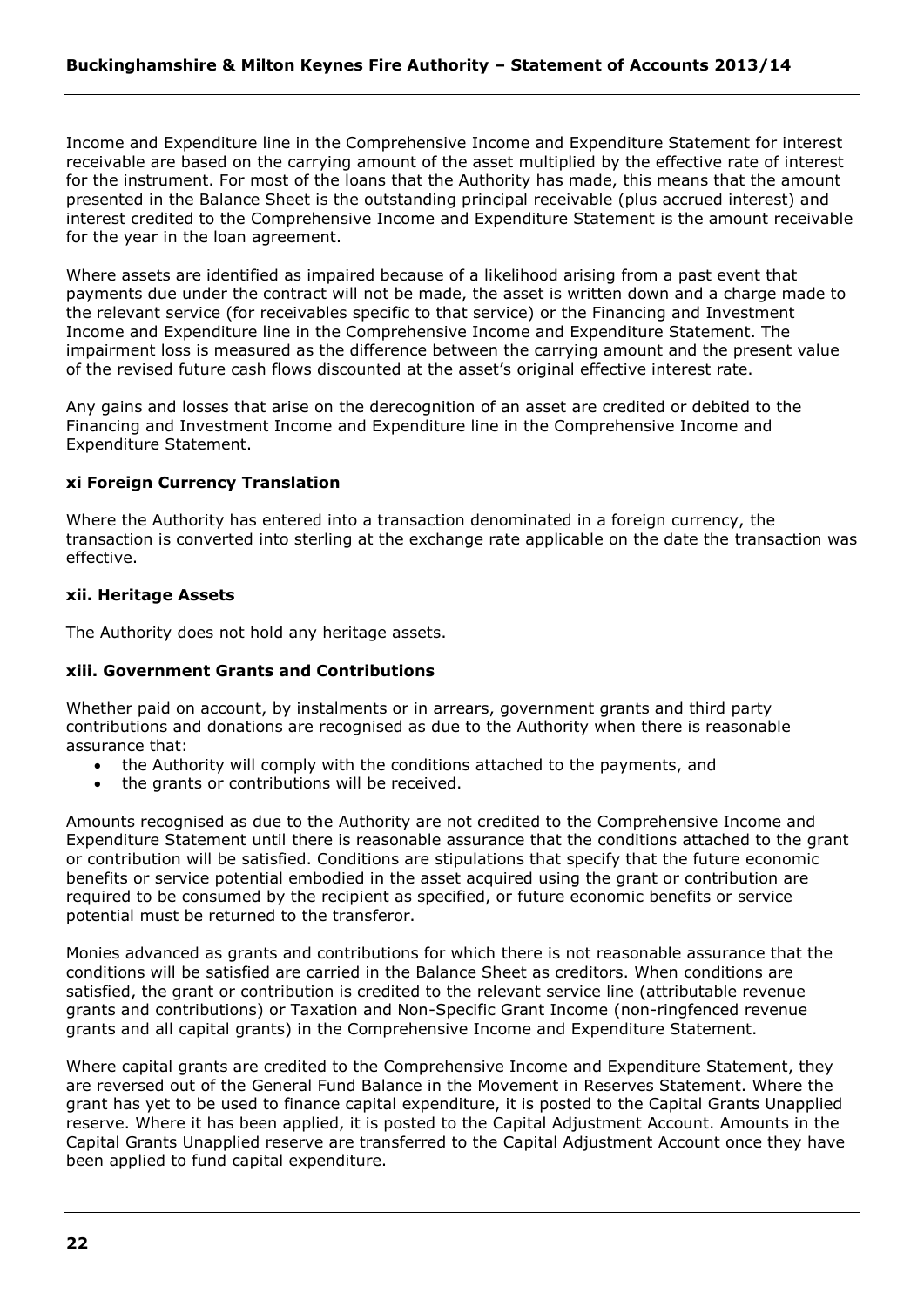Income and Expenditure line in the Comprehensive Income and Expenditure Statement for interest receivable are based on the carrying amount of the asset multiplied by the effective rate of interest for the instrument. For most of the loans that the Authority has made, this means that the amount presented in the Balance Sheet is the outstanding principal receivable (plus accrued interest) and interest credited to the Comprehensive Income and Expenditure Statement is the amount receivable for the year in the loan agreement.

Where assets are identified as impaired because of a likelihood arising from a past event that payments due under the contract will not be made, the asset is written down and a charge made to the relevant service (for receivables specific to that service) or the Financing and Investment Income and Expenditure line in the Comprehensive Income and Expenditure Statement. The impairment loss is measured as the difference between the carrying amount and the present value of the revised future cash flows discounted at the asset's original effective interest rate.

Any gains and losses that arise on the derecognition of an asset are credited or debited to the Financing and Investment Income and Expenditure line in the Comprehensive Income and Expenditure Statement.

### xi Foreign Currency Translation

Where the Authority has entered into a transaction denominated in a foreign currency, the transaction is converted into sterling at the exchange rate applicable on the date the transaction was effective.

### xii. Heritage Assets

The Authority does not hold any heritage assets.

### xiii. Government Grants and Contributions

Whether paid on account, by instalments or in arrears, government grants and third party contributions and donations are recognised as due to the Authority when there is reasonable assurance that:

- the Authority will comply with the conditions attached to the payments, and
- the grants or contributions will be received.

Amounts recognised as due to the Authority are not credited to the Comprehensive Income and Expenditure Statement until there is reasonable assurance that the conditions attached to the grant or contribution will be satisfied. Conditions are stipulations that specify that the future economic benefits or service potential embodied in the asset acquired using the grant or contribution are required to be consumed by the recipient as specified, or future economic benefits or service potential must be returned to the transferor.

Monies advanced as grants and contributions for which there is not reasonable assurance that the conditions will be satisfied are carried in the Balance Sheet as creditors. When conditions are satisfied, the grant or contribution is credited to the relevant service line (attributable revenue grants and contributions) or Taxation and Non-Specific Grant Income (non-ringfenced revenue grants and all capital grants) in the Comprehensive Income and Expenditure Statement.

Where capital grants are credited to the Comprehensive Income and Expenditure Statement, they are reversed out of the General Fund Balance in the Movement in Reserves Statement. Where the grant has yet to be used to finance capital expenditure, it is posted to the Capital Grants Unapplied reserve. Where it has been applied, it is posted to the Capital Adjustment Account. Amounts in the Capital Grants Unapplied reserve are transferred to the Capital Adjustment Account once they have been applied to fund capital expenditure.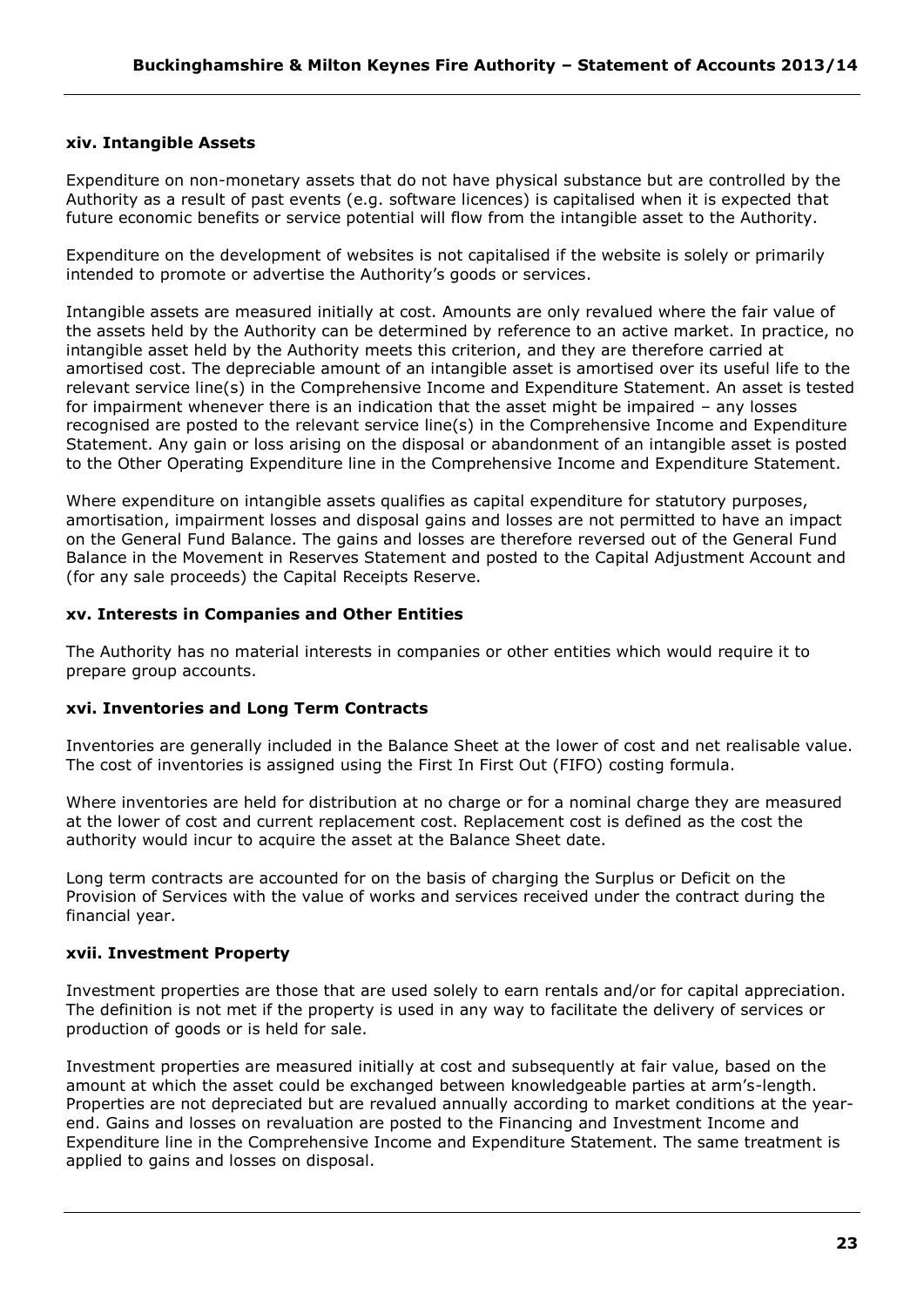### xiv. Intangible Assets

Expenditure on non-monetary assets that do not have physical substance but are controlled by the Authority as a result of past events (e.g. software licences) is capitalised when it is expected that future economic benefits or service potential will flow from the intangible asset to the Authority.

Expenditure on the development of websites is not capitalised if the website is solely or primarily intended to promote or advertise the Authority's goods or services.

Intangible assets are measured initially at cost. Amounts are only revalued where the fair value of the assets held by the Authority can be determined by reference to an active market. In practice, no intangible asset held by the Authority meets this criterion, and they are therefore carried at amortised cost. The depreciable amount of an intangible asset is amortised over its useful life to the relevant service line(s) in the Comprehensive Income and Expenditure Statement. An asset is tested for impairment whenever there is an indication that the asset might be impaired – any losses recognised are posted to the relevant service line(s) in the Comprehensive Income and Expenditure Statement. Any gain or loss arising on the disposal or abandonment of an intangible asset is posted to the Other Operating Expenditure line in the Comprehensive Income and Expenditure Statement.

Where expenditure on intangible assets qualifies as capital expenditure for statutory purposes, amortisation, impairment losses and disposal gains and losses are not permitted to have an impact on the General Fund Balance. The gains and losses are therefore reversed out of the General Fund Balance in the Movement in Reserves Statement and posted to the Capital Adjustment Account and (for any sale proceeds) the Capital Receipts Reserve.

### xv. Interests in Companies and Other Entities

The Authority has no material interests in companies or other entities which would require it to prepare group accounts.

### xvi. Inventories and Long Term Contracts

Inventories are generally included in the Balance Sheet at the lower of cost and net realisable value. The cost of inventories is assigned using the First In First Out (FIFO) costing formula.

Where inventories are held for distribution at no charge or for a nominal charge they are measured at the lower of cost and current replacement cost. Replacement cost is defined as the cost the authority would incur to acquire the asset at the Balance Sheet date.

Long term contracts are accounted for on the basis of charging the Surplus or Deficit on the Provision of Services with the value of works and services received under the contract during the financial year.

### xvii. Investment Property

Investment properties are those that are used solely to earn rentals and/or for capital appreciation. The definition is not met if the property is used in any way to facilitate the delivery of services or production of goods or is held for sale.

Investment properties are measured initially at cost and subsequently at fair value, based on the amount at which the asset could be exchanged between knowledgeable parties at arm's-length. Properties are not depreciated but are revalued annually according to market conditions at the year-end. Gains and losses on revaluation are posted to the Financing and Investment Income and Expenditure line in the Comprehensive Income and Expenditure Statement. The same treatment is applied to gains and losses on disposal.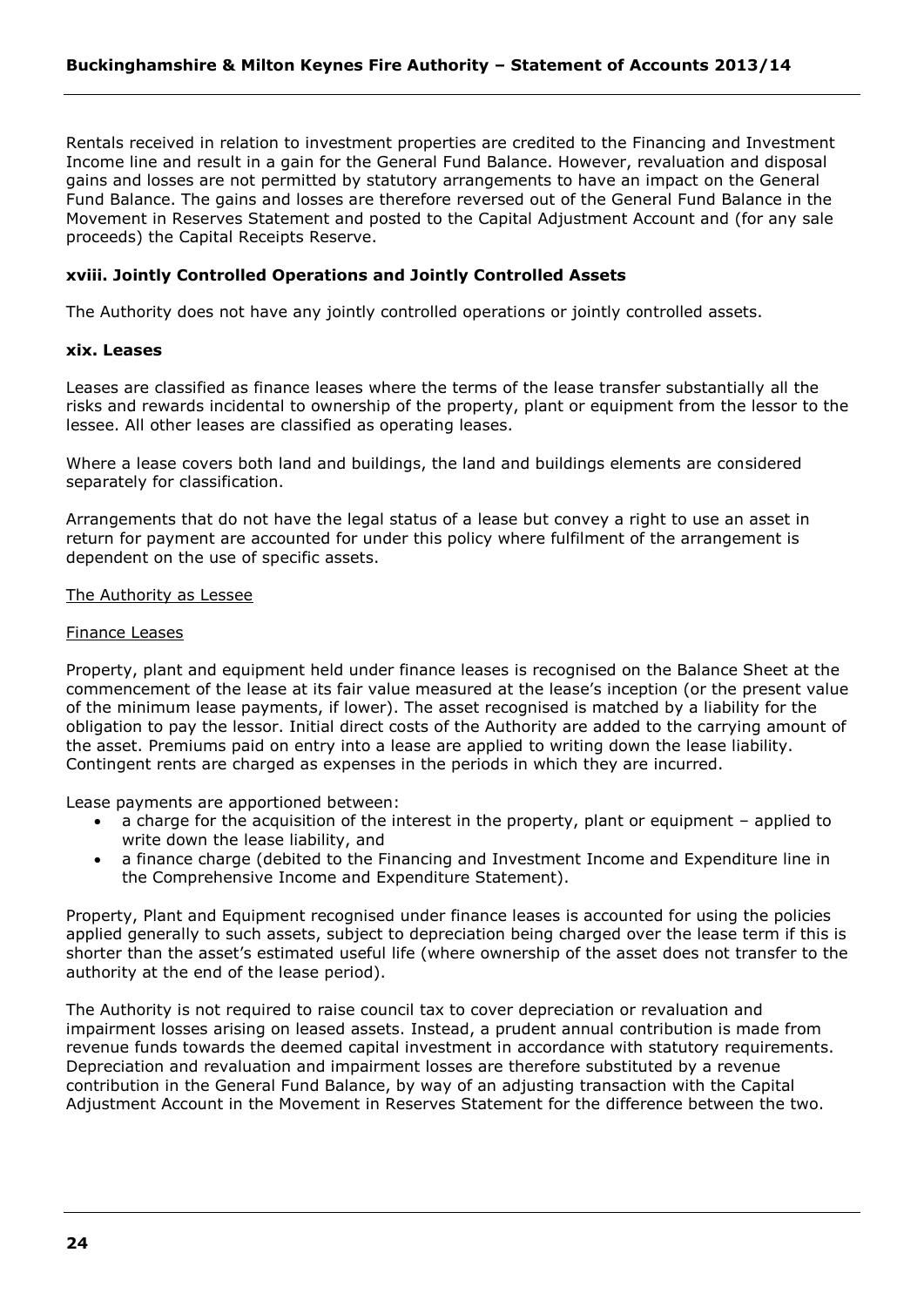Rentals received in relation to investment properties are credited to the Financing and Investment Income line and result in a gain for the General Fund Balance. However, revaluation and disposal gains and losses are not permitted by statutory arrangements to have an impact on the General Fund Balance. The gains and losses are therefore reversed out of the General Fund Balance in the Movement in Reserves Statement and posted to the Capital Adjustment Account and (for any sale proceeds) the Capital Receipts Reserve.

### xviii. Jointly Controlled Operations and Jointly Controlled Assets

The Authority does not have any jointly controlled operations or jointly controlled assets.

### xix. Leases

Leases are classified as finance leases where the terms of the lease transfer substantially all the risks and rewards incidental to ownership of the property, plant or equipment from the lessor to the lessee. All other leases are classified as operating leases.

Where a lease covers both land and buildings, the land and buildings elements are considered separately for classification.

Arrangements that do not have the legal status of a lease but convey a right to use an asset in return for payment are accounted for under this policy where fulfilment of the arrangement is dependent on the use of specific assets.

The Authority as Lessee

Finance Leases

Property, plant and equipment held under finance leases is recognised on the Balance Sheet at the commencement of the lease at its fair value measured at the lease's inception (or the present value of the minimum lease payments, if lower). The asset recognised is matched by a liability for the obligation to pay the lessor. Initial direct costs of the Authority are added to the carrying amount of the asset. Premiums paid on entry into a lease are applied to writing down the lease liability. Contingent rents are charged as expenses in the periods in which they are incurred.

Lease payments are apportioned between:

- a charge for the acquisition of the interest in the property, plant or equipment – applied to write down the lease liability, and
- a finance charge (debited to the Financing and Investment Income and Expenditure line in the Comprehensive Income and Expenditure Statement).

Property, Plant and Equipment recognised under finance leases is accounted for using the policies applied generally to such assets, subject to depreciation being charged over the lease term if this is shorter than the asset's estimated useful life (where ownership of the asset does not transfer to the authority at the end of the lease period).

The Authority is not required to raise council tax to cover depreciation or revaluation and impairment losses arising on leased assets. Instead, a prudent annual contribution is made from revenue funds towards the deemed capital investment in accordance with statutory requirements. Depreciation and revaluation and impairment losses are therefore substituted by a revenue contribution in the General Fund Balance, by way of an adjusting transaction with the Capital Adjustment Account in the Movement in Reserves Statement for the difference between the two.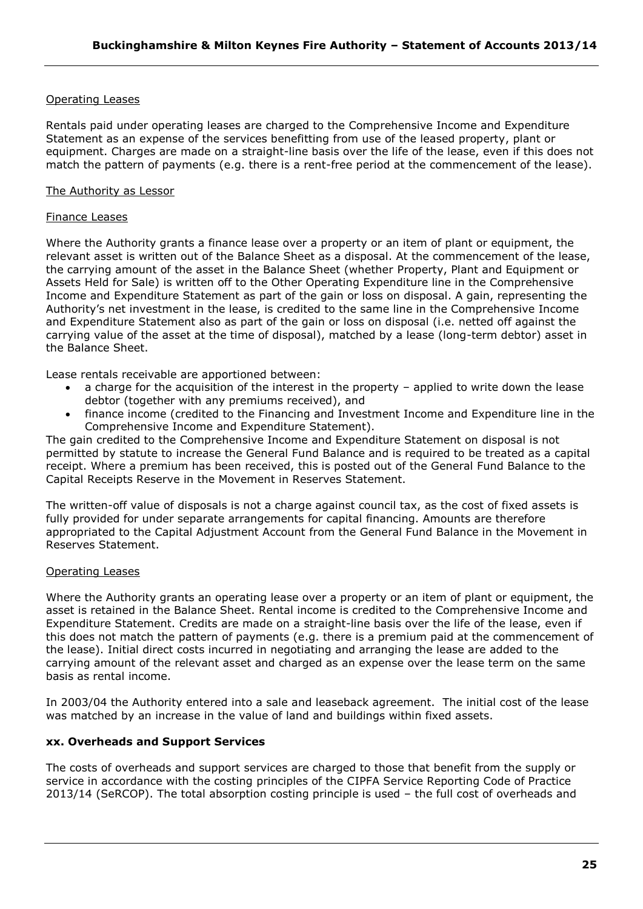Operating Leases

Rentals paid under operating leases are charged to the Comprehensive Income and Expenditure Statement as an expense of the services benefitting from use of the leased property, plant or equipment. Charges are made on a straight-line basis over the life of the lease, even if this does not match the pattern of payments (e.g. there is a rent-free period at the commencement of the lease).

The Authority as Lessor

Finance Leases

Where the Authority grants a finance lease over a property or an item of plant or equipment, the relevant asset is written out of the Balance Sheet as a disposal. At the commencement of the lease, the carrying amount of the asset in the Balance Sheet (whether Property, Plant and Equipment or Assets Held for Sale) is written off to the Other Operating Expenditure line in the Comprehensive Income and Expenditure Statement as part of the gain or loss on disposal. A gain, representing the Authority's net investment in the lease, is credited to the same line in the Comprehensive Income and Expenditure Statement also as part of the gain or loss on disposal (i.e. netted off against the carrying value of the asset at the time of disposal), matched by a lease (long-term debtor) asset in the Balance Sheet.

Lease rentals receivable are apportioned between:

- a charge for the acquisition of the interest in the property – applied to write down the lease debtor (together with any premiums received), and
- finance income (credited to the Financing and Investment Income and Expenditure line in the Comprehensive Income and Expenditure Statement).

The gain credited to the Comprehensive Income and Expenditure Statement on disposal is not permitted by statute to increase the General Fund Balance and is required to be treated as a capital receipt. Where a premium has been received, this is posted out of the General Fund Balance to the Capital Receipts Reserve in the Movement in Reserves Statement.

The written-off value of disposals is not a charge against council tax, as the cost of fixed assets is fully provided for under separate arrangements for capital financing. Amounts are therefore appropriated to the Capital Adjustment Account from the General Fund Balance in the Movement in Reserves Statement.

Operating Leases

Where the Authority grants an operating lease over a property or an item of plant or equipment, the asset is retained in the Balance Sheet. Rental income is credited to the Comprehensive Income and Expenditure Statement. Credits are made on a straight-line basis over the life of the lease, even if this does not match the pattern of payments (e.g. there is a premium paid at the commencement of the lease). Initial direct costs incurred in negotiating and arranging the lease are added to the carrying amount of the relevant asset and charged as an expense over the lease term on the same basis as rental income.

In 2003/04 the Authority entered into a sale and leaseback agreement. The initial cost of the lease was matched by an increase in the value of land and buildings within fixed assets.

**xx. Overheads and Support Services**

The costs of overheads and support services are charged to those that benefit from the supply or service in accordance with the costing principles of the CIPFA Service Reporting Code of Practice 2013/14 (SeRCOP). The total absorption costing principle is used – the full cost of overheads and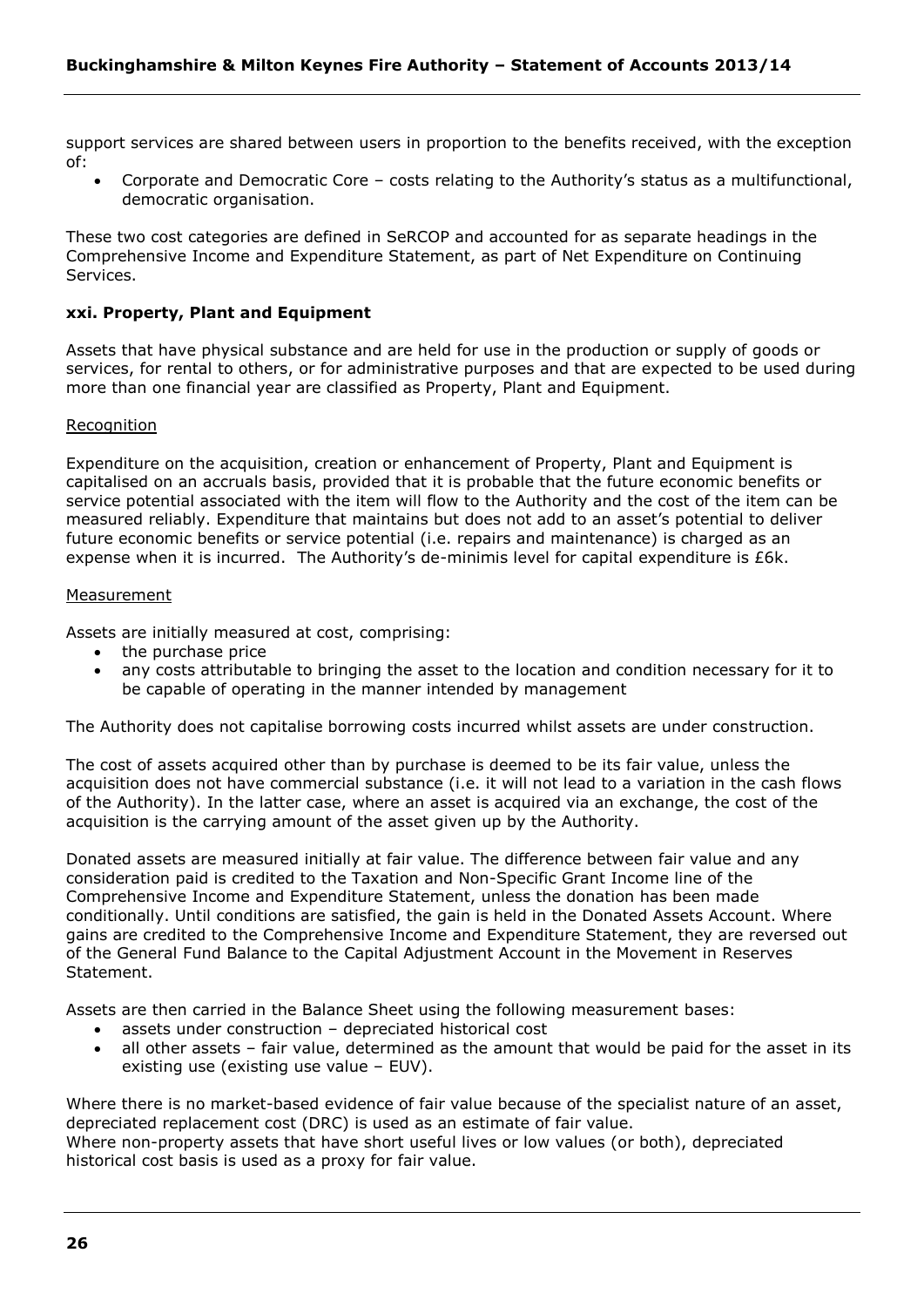support services are shared between users in proportion to the benefits received, with the exception of:

- Corporate and Democratic Core – costs relating to the Authority's status as a multifunctional, democratic organisation.

These two cost categories are defined in SeRCOP and accounted for as separate headings in the Comprehensive Income and Expenditure Statement, as part of Net Expenditure on Continuing Services.

### xxi. Property, Plant and Equipment

Assets that have physical substance and are held for use in the production or supply of goods or services, for rental to others, or for administrative purposes and that are expected to be used during more than one financial year are classified as Property, Plant and Equipment.

Recognition

Expenditure on the acquisition, creation or enhancement of Property, Plant and Equipment is capitalised on an accruals basis, provided that it is probable that the future economic benefits or service potential associated with the item will flow to the Authority and the cost of the item can be measured reliably. Expenditure that maintains but does not add to an asset's potential to deliver future economic benefits or service potential (i.e. repairs and maintenance) is charged as an expense when it is incurred. The Authority's de-minimis level for capital expenditure is £6k.

Measurement

Assets are initially measured at cost, comprising:

- the purchase price
- any costs attributable to bringing the asset to the location and condition necessary for it to be capable of operating in the manner intended by management

The Authority does not capitalise borrowing costs incurred whilst assets are under construction.

The cost of assets acquired other than by purchase is deemed to be its fair value, unless the acquisition does not have commercial substance (i.e. it will not lead to a variation in the cash flows of the Authority). In the latter case, where an asset is acquired via an exchange, the cost of the acquisition is the carrying amount of the asset given up by the Authority.

Donated assets are measured initially at fair value. The difference between fair value and any consideration paid is credited to the Taxation and Non-Specific Grant Income line of the Comprehensive Income and Expenditure Statement, unless the donation has been made conditionally. Until conditions are satisfied, the gain is held in the Donated Assets Account. Where gains are credited to the Comprehensive Income and Expenditure Statement, they are reversed out of the General Fund Balance to the Capital Adjustment Account in the Movement in Reserves Statement.

Assets are then carried in the Balance Sheet using the following measurement bases:

- assets under construction – depreciated historical cost
- all other assets – fair value, determined as the amount that would be paid for the asset in its existing use (existing use value – EUV).

Where there is no market-based evidence of fair value because of the specialist nature of an asset, depreciated replacement cost (DRC) is used as an estimate of fair value.
Where non-property assets that have short useful lives or low values (or both), depreciated historical cost basis is used as a proxy for fair value.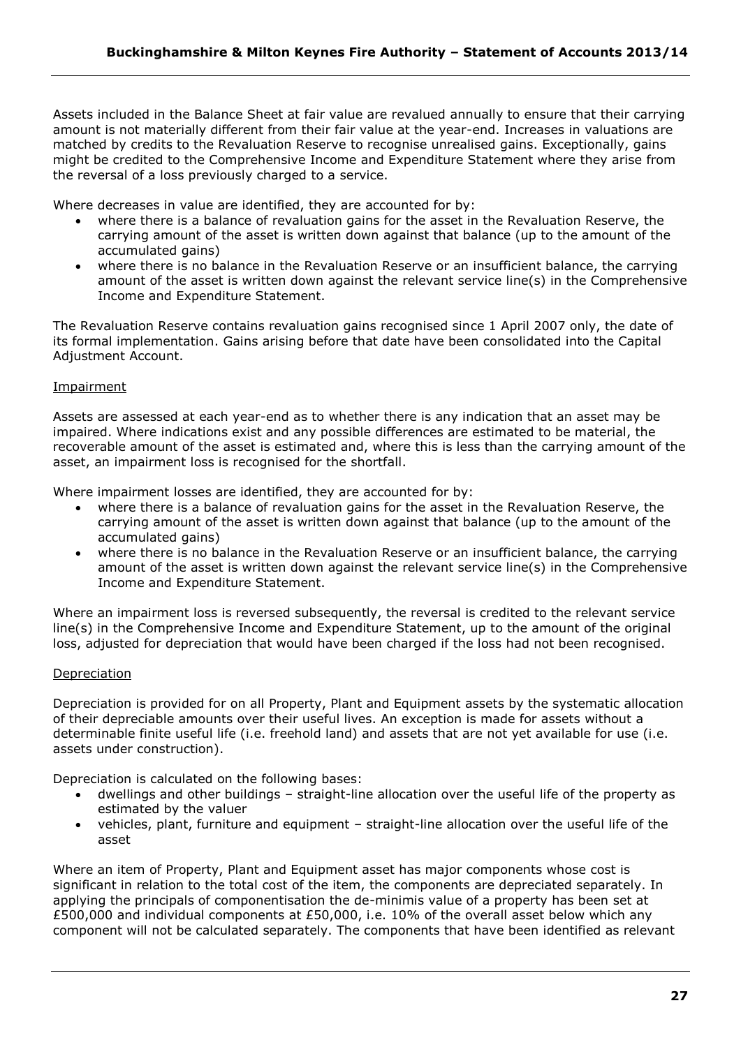Assets included in the Balance Sheet at fair value are revalued annually to ensure that their carrying amount is not materially different from their fair value at the year-end. Increases in valuations are matched by credits to the Revaluation Reserve to recognise unrealised gains. Exceptionally, gains might be credited to the Comprehensive Income and Expenditure Statement where they arise from the reversal of a loss previously charged to a service.

Where decreases in value are identified, they are accounted for by:

- where there is a balance of revaluation gains for the asset in the Revaluation Reserve, the carrying amount of the asset is written down against that balance (up to the amount of the accumulated gains)
- where there is no balance in the Revaluation Reserve or an insufficient balance, the carrying amount of the asset is written down against the relevant service line(s) in the Comprehensive Income and Expenditure Statement.

The Revaluation Reserve contains revaluation gains recognised since 1 April 2007 only, the date of its formal implementation. Gains arising before that date have been consolidated into the Capital Adjustment Account.

Impairment

Assets are assessed at each year-end as to whether there is any indication that an asset may be impaired. Where indications exist and any possible differences are estimated to be material, the recoverable amount of the asset is estimated and, where this is less than the carrying amount of the asset, an impairment loss is recognised for the shortfall.

Where impairment losses are identified, they are accounted for by:

- where there is a balance of revaluation gains for the asset in the Revaluation Reserve, the carrying amount of the asset is written down against that balance (up to the amount of the accumulated gains)
- where there is no balance in the Revaluation Reserve or an insufficient balance, the carrying amount of the asset is written down against the relevant service line(s) in the Comprehensive Income and Expenditure Statement.

Where an impairment loss is reversed subsequently, the reversal is credited to the relevant service line(s) in the Comprehensive Income and Expenditure Statement, up to the amount of the original loss, adjusted for depreciation that would have been charged if the loss had not been recognised.

Depreciation

Depreciation is provided for on all Property, Plant and Equipment assets by the systematic allocation of their depreciable amounts over their useful lives. An exception is made for assets without a determinable finite useful life (i.e. freehold land) and assets that are not yet available for use (i.e. assets under construction).

Depreciation is calculated on the following bases:

- dwellings and other buildings – straight-line allocation over the useful life of the property as estimated by the valuer
- vehicles, plant, furniture and equipment – straight-line allocation over the useful life of the asset

Where an item of Property, Plant and Equipment asset has major components whose cost is significant in relation to the total cost of the item, the components are depreciated separately. In applying the principals of componentisation the de-minimis value of a property has been set at £500,000 and individual components at £50,000, i.e. 10% of the overall asset below which any component will not be calculated separately. The components that have been identified as relevant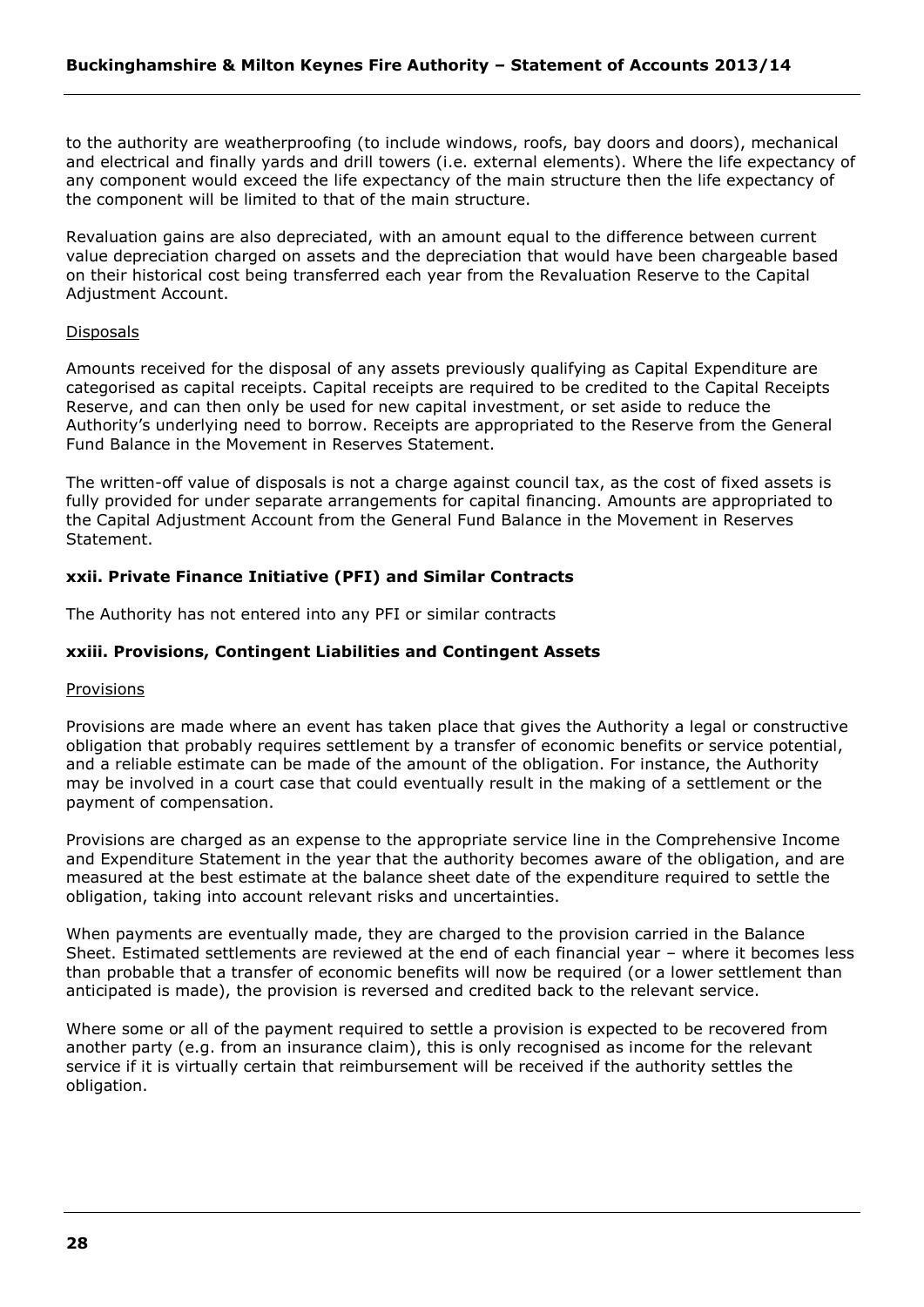to the authority are weatherproofing (to include windows, roofs, bay doors and doors), mechanical and electrical and finally yards and drill towers (i.e. external elements). Where the life expectancy of any component would exceed the life expectancy of the main structure then the life expectancy of the component will be limited to that of the main structure.

Revaluation gains are also depreciated, with an amount equal to the difference between current value depreciation charged on assets and the depreciation that would have been chargeable based on their historical cost being transferred each year from the Revaluation Reserve to the Capital Adjustment Account.

Disposals

Amounts received for the disposal of any assets previously qualifying as Capital Expenditure are categorised as capital receipts. Capital receipts are required to be credited to the Capital Receipts Reserve, and can then only be used for new capital investment, or set aside to reduce the Authority's underlying need to borrow. Receipts are appropriated to the Reserve from the General Fund Balance in the Movement in Reserves Statement.

The written-off value of disposals is not a charge against council tax, as the cost of fixed assets is fully provided for under separate arrangements for capital financing. Amounts are appropriated to the Capital Adjustment Account from the General Fund Balance in the Movement in Reserves Statement.

### xxii. Private Finance Initiative (PFI) and Similar Contracts

The Authority has not entered into any PFI or similar contracts

### xxiii. Provisions, Contingent Liabilities and Contingent Assets

Provisions

Provisions are made where an event has taken place that gives the Authority a legal or constructive obligation that probably requires settlement by a transfer of economic benefits or service potential, and a reliable estimate can be made of the amount of the obligation. For instance, the Authority may be involved in a court case that could eventually result in the making of a settlement or the payment of compensation.

Provisions are charged as an expense to the appropriate service line in the Comprehensive Income and Expenditure Statement in the year that the authority becomes aware of the obligation, and are measured at the best estimate at the balance sheet date of the expenditure required to settle the obligation, taking into account relevant risks and uncertainties.

When payments are eventually made, they are charged to the provision carried in the Balance Sheet. Estimated settlements are reviewed at the end of each financial year – where it becomes less than probable that a transfer of economic benefits will now be required (or a lower settlement than anticipated is made), the provision is reversed and credited back to the relevant service.

Where some or all of the payment required to settle a provision is expected to be recovered from another party (e.g. from an insurance claim), this is only recognised as income for the relevant service if it is virtually certain that reimbursement will be received if the authority settles the obligation.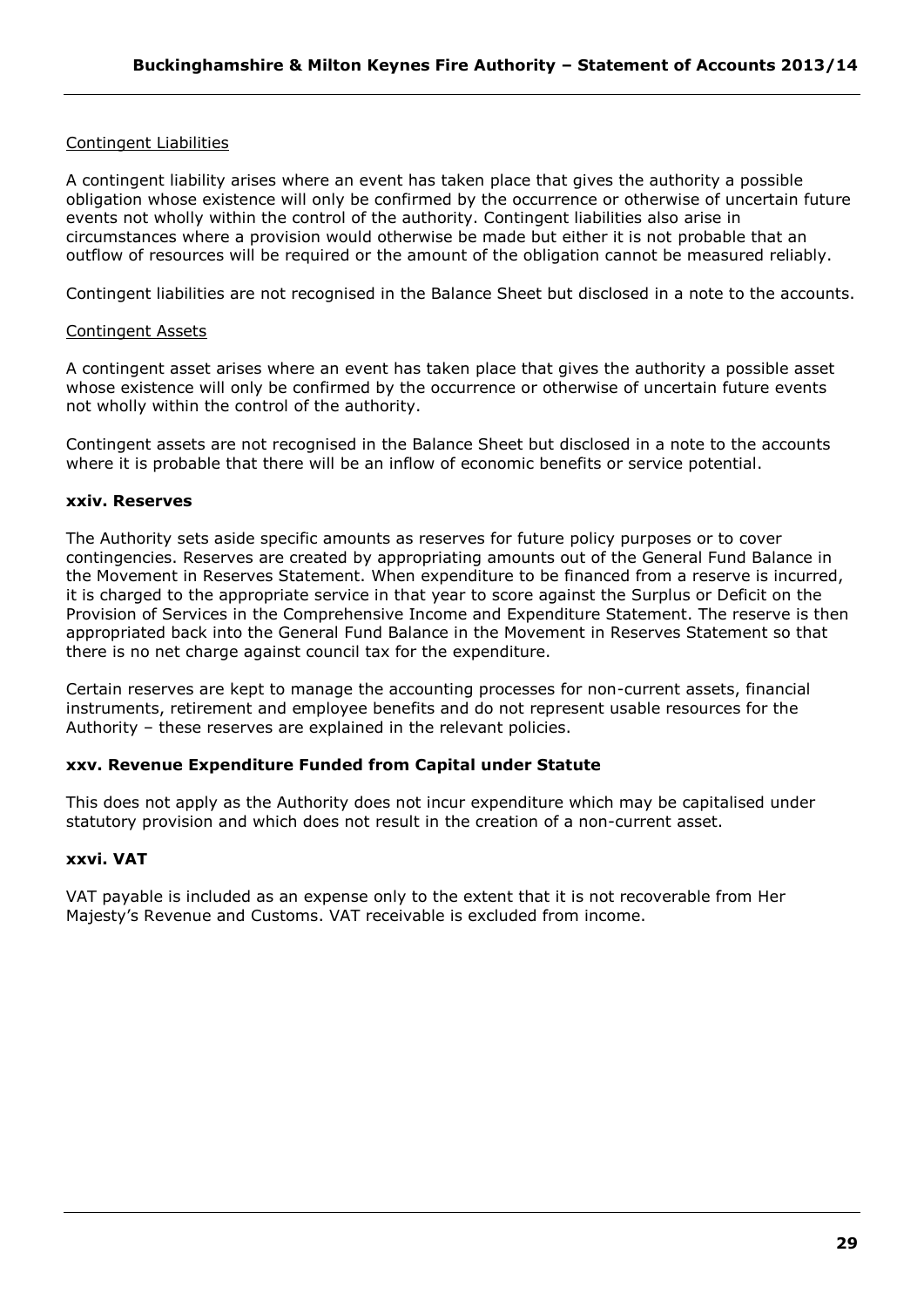Contingent Liabilities

A contingent liability arises where an event has taken place that gives the authority a possible obligation whose existence will only be confirmed by the occurrence or otherwise of uncertain future events not wholly within the control of the authority. Contingent liabilities also arise in circumstances where a provision would otherwise be made but either it is not probable that an outflow of resources will be required or the amount of the obligation cannot be measured reliably.

Contingent liabilities are not recognised in the Balance Sheet but disclosed in a note to the accounts.

Contingent Assets

A contingent asset arises where an event has taken place that gives the authority a possible asset whose existence will only be confirmed by the occurrence or otherwise of uncertain future events not wholly within the control of the authority.

Contingent assets are not recognised in the Balance Sheet but disclosed in a note to the accounts where it is probable that there will be an inflow of economic benefits or service potential.

### xxiv. Reserves

The Authority sets aside specific amounts as reserves for future policy purposes or to cover contingencies. Reserves are created by appropriating amounts out of the General Fund Balance in the Movement in Reserves Statement. When expenditure to be financed from a reserve is incurred, it is charged to the appropriate service in that year to score against the Surplus or Deficit on the Provision of Services in the Comprehensive Income and Expenditure Statement. The reserve is then appropriated back into the General Fund Balance in the Movement in Reserves Statement so that there is no net charge against council tax for the expenditure.

Certain reserves are kept to manage the accounting processes for non-current assets, financial instruments, retirement and employee benefits and do not represent usable resources for the Authority – these reserves are explained in the relevant policies.

### xxv. Revenue Expenditure Funded from Capital under Statute

This does not apply as the Authority does not incur expenditure which may be capitalised under statutory provision and which does not result in the creation of a non-current asset.

### xxvi. VAT

VAT payable is included as an expense only to the extent that it is not recoverable from Her Majesty's Revenue and Customs. VAT receivable is excluded from income.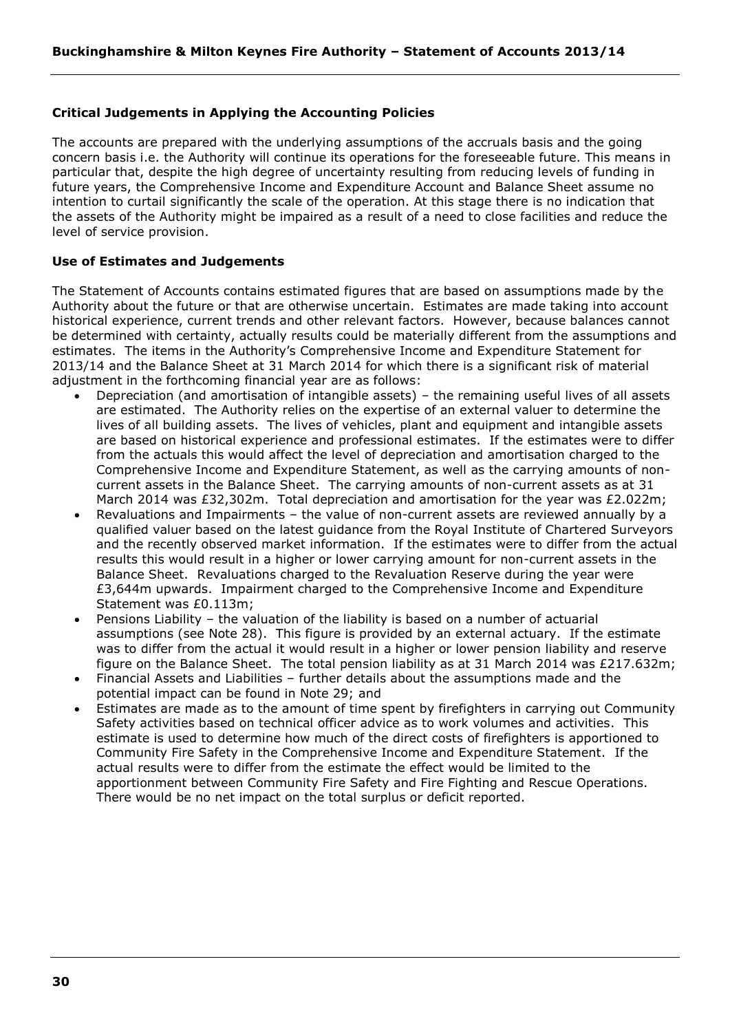**Critical Judgements in Applying the Accounting Policies**

The accounts are prepared with the underlying assumptions of the accruals basis and the going concern basis i.e. the Authority will continue its operations for the foreseeable future. This means in particular that, despite the high degree of uncertainty resulting from reducing levels of funding in future years, the Comprehensive Income and Expenditure Account and Balance Sheet assume no intention to curtail significantly the scale of the operation. At this stage there is no indication that the assets of the Authority might be impaired as a result of a need to close facilities and reduce the level of service provision.

**Use of Estimates and Judgements**

The Statement of Accounts contains estimated figures that are based on assumptions made by the Authority about the future or that are otherwise uncertain. Estimates are made taking into account historical experience, current trends and other relevant factors. However, because balances cannot be determined with certainty, actually results could be materially different from the assumptions and estimates. The items in the Authority's Comprehensive Income and Expenditure Statement for 2013/14 and the Balance Sheet at 31 March 2014 for which there is a significant risk of material adjustment in the forthcoming financial year are as follows:

- Depreciation (and amortisation of intangible assets) – the remaining useful lives of all assets are estimated. The Authority relies on the expertise of an external valuer to determine the lives of all building assets. The lives of vehicles, plant and equipment and intangible assets are based on historical experience and professional estimates. If the estimates were to differ from the actuals this would affect the level of depreciation and amortisation charged to the Comprehensive Income and Expenditure Statement, as well as the carrying amounts of non-current assets in the Balance Sheet. The carrying amounts of non-current assets as at 31 March 2014 was £32,302m. Total depreciation and amortisation for the year was £2.022m;
- Revaluations and Impairments – the value of non-current assets are reviewed annually by a qualified valuer based on the latest guidance from the Royal Institute of Chartered Surveyors and the recently observed market information. If the estimates were to differ from the actual results this would result in a higher or lower carrying amount for non-current assets in the Balance Sheet. Revaluations charged to the Revaluation Reserve during the year were £3,644m upwards. Impairment charged to the Comprehensive Income and Expenditure Statement was £0.113m;
- Pensions Liability – the valuation of the liability is based on a number of actuarial assumptions (see Note 28). This figure is provided by an external actuary. If the estimate was to differ from the actual it would result in a higher or lower pension liability and reserve figure on the Balance Sheet. The total pension liability as at 31 March 2014 was £217.632m;
- Financial Assets and Liabilities – further details about the assumptions made and the potential impact can be found in Note 29; and
- Estimates are made as to the amount of time spent by firefighters in carrying out Community Safety activities based on technical officer advice as to work volumes and activities. This estimate is used to determine how much of the direct costs of firefighters is apportioned to Community Fire Safety in the Comprehensive Income and Expenditure Statement. If the actual results were to differ from the estimate the effect would be limited to the apportionment between Community Fire Safety and Fire Fighting and Rescue Operations. There would be no net impact on the total surplus or deficit reported.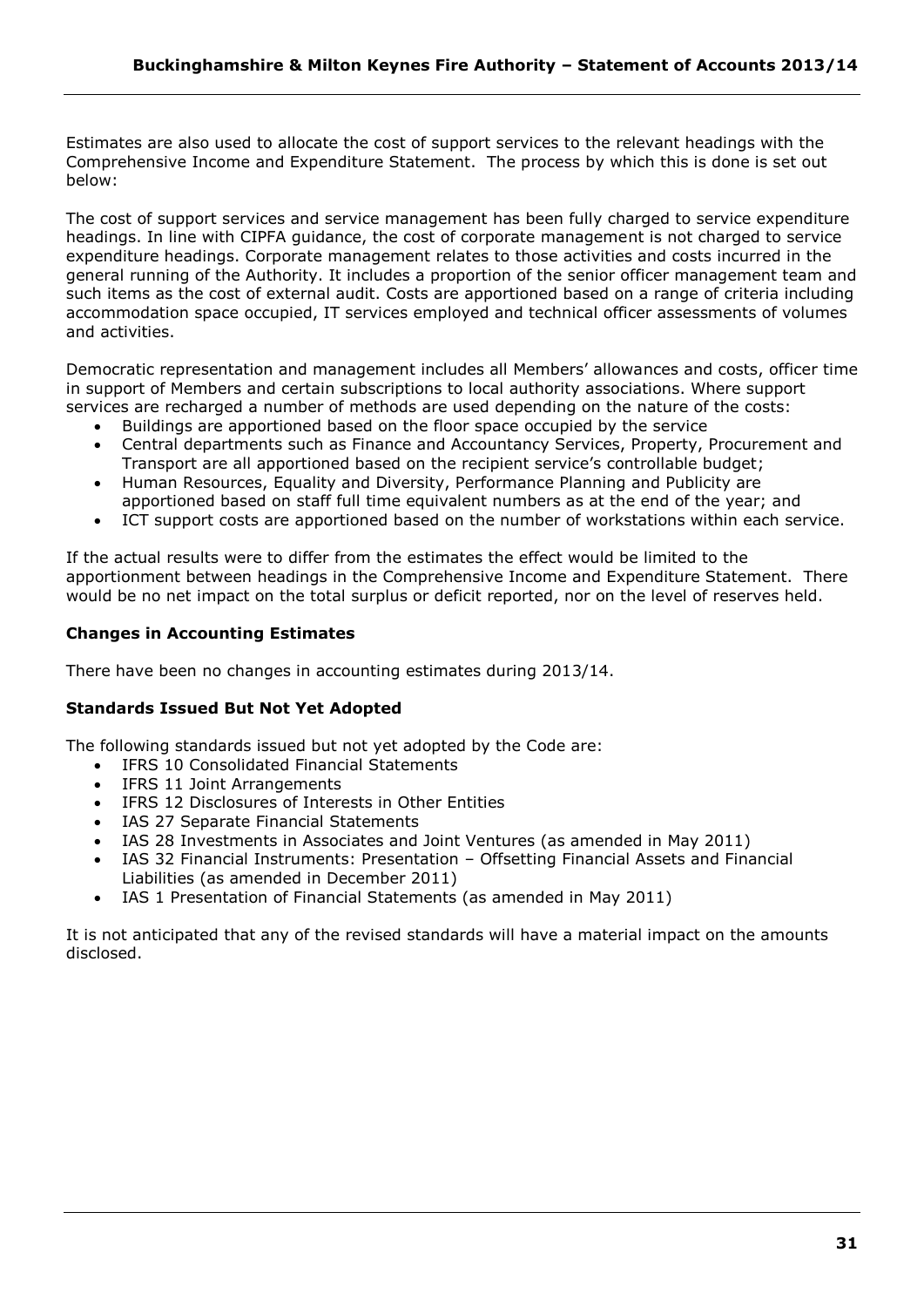Estimates are also used to allocate the cost of support services to the relevant headings with the Comprehensive Income and Expenditure Statement. The process by which this is done is set out below:

The cost of support services and service management has been fully charged to service expenditure headings. In line with CIPFA guidance, the cost of corporate management is not charged to service expenditure headings. Corporate management relates to those activities and costs incurred in the general running of the Authority. It includes a proportion of the senior officer management team and such items as the cost of external audit. Costs are apportioned based on a range of criteria including accommodation space occupied, IT services employed and technical officer assessments of volumes and activities.

Democratic representation and management includes all Members' allowances and costs, officer time in support of Members and certain subscriptions to local authority associations. Where support services are recharged a number of methods are used depending on the nature of the costs:

- Buildings are apportioned based on the floor space occupied by the service
- Central departments such as Finance and Accountancy Services, Property, Procurement and Transport are all apportioned based on the recipient service's controllable budget;
- Human Resources, Equality and Diversity, Performance Planning and Publicity are apportioned based on staff full time equivalent numbers as at the end of the year; and
- ICT support costs are apportioned based on the number of workstations within each service.

If the actual results were to differ from the estimates the effect would be limited to the apportionment between headings in the Comprehensive Income and Expenditure Statement. There would be no net impact on the total surplus or deficit reported, nor on the level of reserves held.

### Changes in Accounting Estimates

There have been no changes in accounting estimates during 2013/14.

### Standards Issued But Not Yet Adopted

The following standards issued but not yet adopted by the Code are:

- IFRS 10 Consolidated Financial Statements
- IFRS 11 Joint Arrangements
- IFRS 12 Disclosures of Interests in Other Entities
- IAS 27 Separate Financial Statements
- IAS 28 Investments in Associates and Joint Ventures (as amended in May 2011)
- IAS 32 Financial Instruments: Presentation – Offsetting Financial Assets and Financial Liabilities (as amended in December 2011)
- IAS 1 Presentation of Financial Statements (as amended in May 2011)

It is not anticipated that any of the revised standards will have a material impact on the amounts disclosed.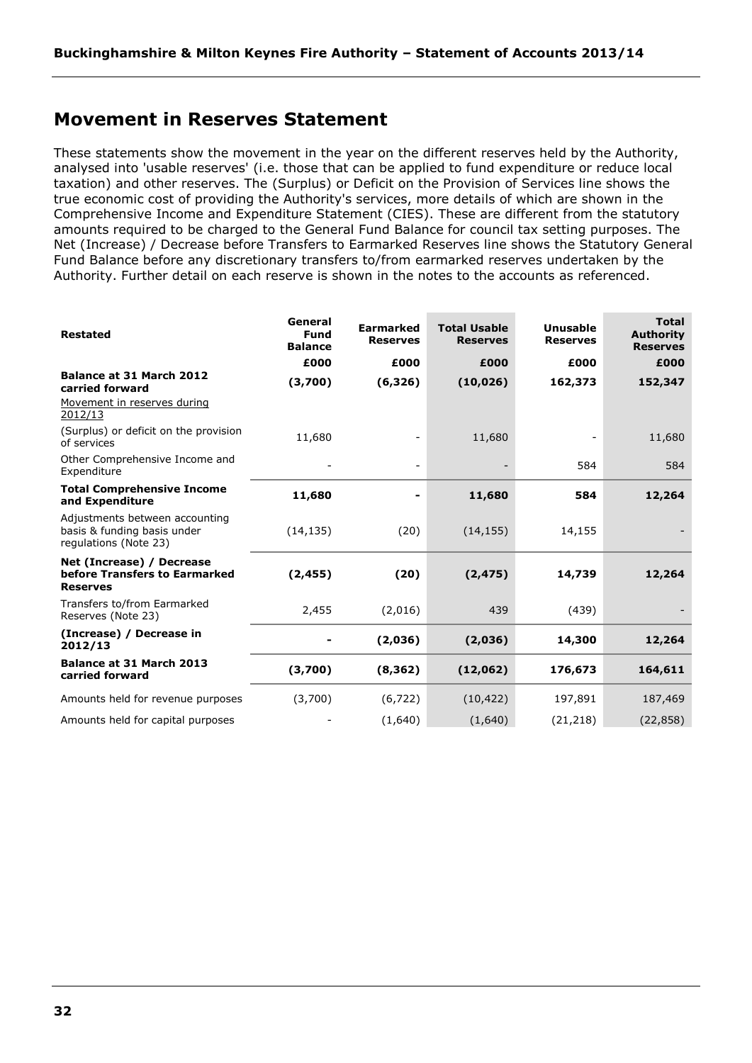# Movement in Reserves Statement

These statements show the movement in the year on the different reserves held by the Authority, analysed into 'usable reserves' (i.e. those that can be applied to fund expenditure or reduce local taxation) and other reserves. The (Surplus) or Deficit on the Provision of Services line shows the true economic cost of providing the Authority's services, more details of which are shown in the Comprehensive Income and Expenditure Statement (CIES). These are different from the statutory amounts required to be charged to the General Fund Balance for council tax setting purposes. The Net (Increase) / Decrease before Transfers to Earmarked Reserves line shows the Statutory General Fund Balance before any discretionary transfers to/from earmarked reserves undertaken by the Authority. Further detail on each reserve is shown in the notes to the accounts as referenced.

| **Restated** | **General Fund Balance** | **Earmarked Reserves** | **Total Usable Reserves** | **Unusable Reserves** | **Total Authority Reserves** |
|---|---|---|---|---|---|
| | **£000** | **£000** | **£000** | **£000** | **£000** |
| **Balance at 31 March 2012 carried forward** | **(3,700)** | **(6,326)** | **(10,026)** | **162,373** | **152,347** |
| Movement in reserves during 2012/13 | | | | | |
| (Surplus) or deficit on the provision of services | 11,680 | - | 11,680 | - | 11,680 |
| Other Comprehensive Income and Expenditure | - | - | - | 584 | 584 |
| **Total Comprehensive Income and Expenditure** | **11,680** | **-** | **11,680** | **584** | **12,264** |
| Adjustments between accounting basis & funding basis under regulations (Note 23) | (14,135) | (20) | (14,155) | 14,155 | - |
| **Net (Increase) / Decrease before Transfers to Earmarked Reserves** | **(2,455)** | **(20)** | **(2,475)** | **14,739** | **12,264** |
| Transfers to/from Earmarked Reserves (Note 23) | 2,455 | (2,016) | 439 | (439) | - |
| **(Increase) / Decrease in 2012/13** | **-** | **(2,036)** | **(2,036)** | **14,300** | **12,264** |
| **Balance at 31 March 2013 carried forward** | **(3,700)** | **(8,362)** | **(12,062)** | **176,673** | **164,611** |
| Amounts held for revenue purposes | (3,700) | (6,722) | (10,422) | 197,891 | 187,469 |
| Amounts held for capital purposes | - | (1,640) | (1,640) | (21,218) | (22,858) |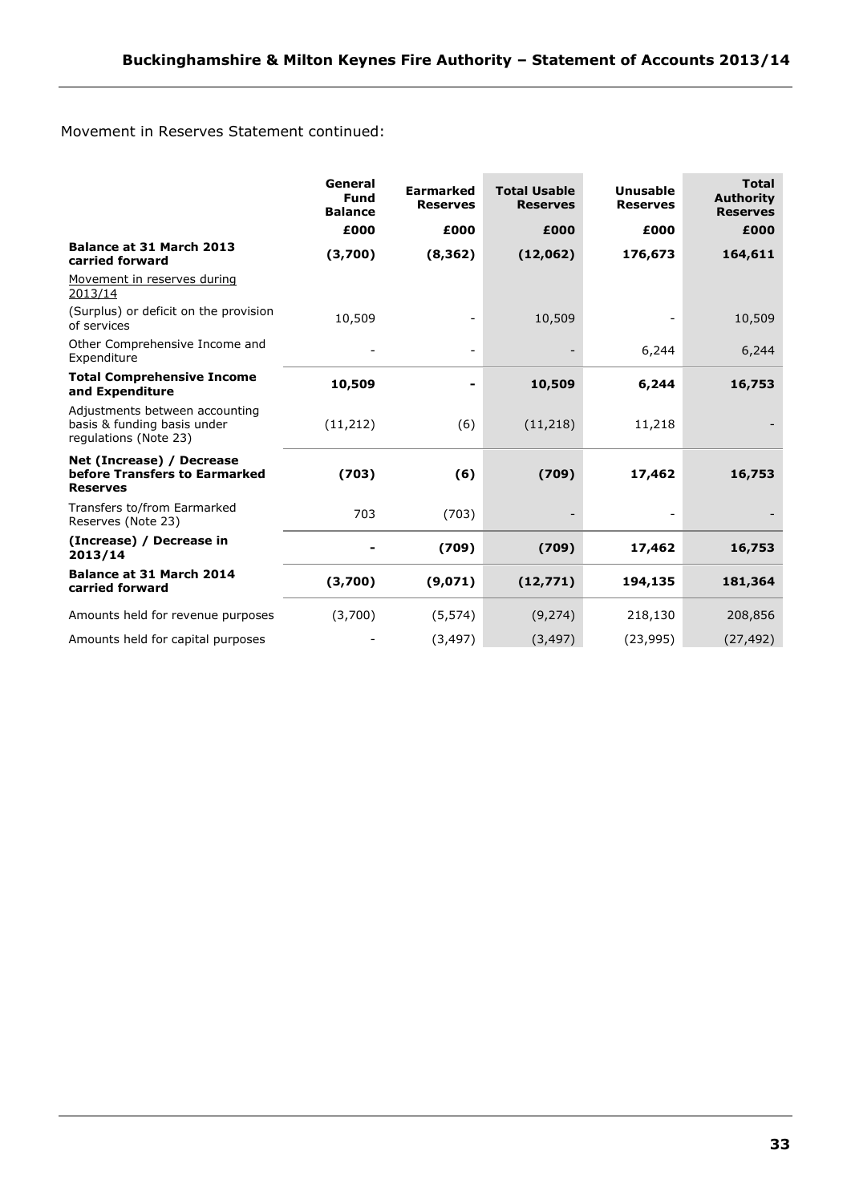Movement in Reserves Statement continued:

| | General Fund Balance | Earmarked Reserves | Total Usable Reserves | Unusable Reserves | Total Authority Reserves |
|---|---|---|---|---|---|
| | £000 | £000 | £000 | £000 | £000 |
| **Balance at 31 March 2013 carried forward** | **(3,700)** | **(8,362)** | **(12,062)** | **176,673** | **164,611** |
| Movement in reserves during 2013/14 | | | | | |
| (Surplus) or deficit on the provision of services | 10,509 | - | 10,509 | - | 10,509 |
| Other Comprehensive Income and Expenditure | - | - | - | 6,244 | 6,244 |
| **Total Comprehensive Income and Expenditure** | **10,509** | **-** | **10,509** | **6,244** | **16,753** |
| Adjustments between accounting basis & funding basis under regulations (Note 23) | (11,212) | (6) | (11,218) | 11,218 | - |
| **Net (Increase) / Decrease before Transfers to Earmarked Reserves** | **(703)** | **(6)** | **(709)** | **17,462** | **16,753** |
| Transfers to/from Earmarked Reserves (Note 23) | 703 | (703) | - | - | - |
| **(Increase) / Decrease in 2013/14** | **-** | **(709)** | **(709)** | **17,462** | **16,753** |
| **Balance at 31 March 2014 carried forward** | **(3,700)** | **(9,071)** | **(12,771)** | **194,135** | **181,364** |
| Amounts held for revenue purposes | (3,700) | (5,574) | (9,274) | 218,130 | 208,856 |
| Amounts held for capital purposes | - | (3,497) | (3,497) | (23,995) | (27,492) |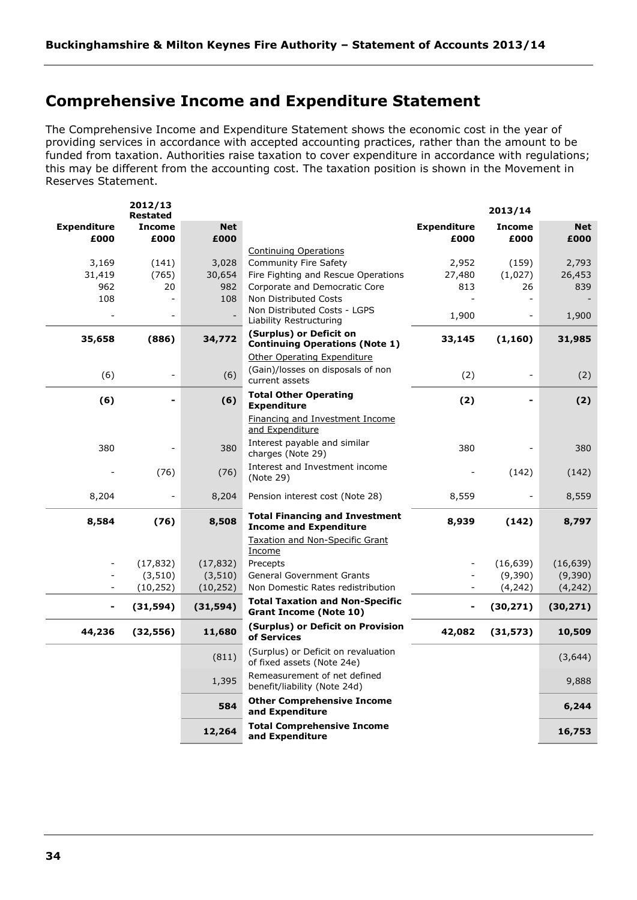## Comprehensive Income and Expenditure Statement

The Comprehensive Income and Expenditure Statement shows the economic cost in the year of providing services in accordance with accepted accounting practices, rather than the amount to be funded from taxation. Authorities raise taxation to cover expenditure in accordance with regulations; this may be different from the accounting cost. The taxation position is shown in the Movement in Reserves Statement.

| 2012/13 Restated | | | | 2013/14 | | |
|---|---|---|---|---|---|---|
| **Expenditure £000** | **Income £000** | **Net £000** | | **Expenditure £000** | **Income £000** | **Net £000** |
| | | | Continuing Operations | | | |
| 3,169 | (141) | 3,028 | Community Fire Safety | 2,952 | (159) | 2,793 |
| 31,419 | (765) | 30,654 | Fire Fighting and Rescue Operations | 27,480 | (1,027) | 26,453 |
| 962 | 20 | 982 | Corporate and Democratic Core | 813 | 26 | 839 |
| 108 | - | 108 | Non Distributed Costs | - | - | - |
| - | - | - | Non Distributed Costs - LGPS Liability Restructuring | 1,900 | - | 1,900 |
| **35,658** | **(886)** | **34,772** | **(Surplus) or Deficit on Continuing Operations (Note 1)** | **33,145** | **(1,160)** | **31,985** |
| | | | Other Operating Expenditure | | | |
| (6) | - | (6) | (Gain)/losses on disposals of non current assets | (2) | - | (2) |
| **(6)** | **-** | **(6)** | **Total Other Operating Expenditure** | **(2)** | **-** | **(2)** |
| | | | Financing and Investment Income and Expenditure | | | |
| 380 | - | 380 | Interest payable and similar charges (Note 29) | 380 | - | 380 |
| - | (76) | (76) | Interest and Investment income (Note 29) | - | (142) | (142) |
| 8,204 | - | 8,204 | Pension interest cost (Note 28) | 8,559 | - | 8,559 |
| **8,584** | **(76)** | **8,508** | **Total Financing and Investment Income and Expenditure** | **8,939** | **(142)** | **8,797** |
| | | | Taxation and Non-Specific Grant Income | | | |
| - | (17,832) | (17,832) | Precepts | - | (16,639) | (16,639) |
| - | (3,510) | (3,510) | General Government Grants | - | (9,390) | (9,390) |
| - | (10,252) | (10,252) | Non Domestic Rates redistribution | - | (4,242) | (4,242) |
| **-** | **(31,594)** | **(31,594)** | **Total Taxation and Non-Specific Grant Income (Note 10)** | **-** | **(30,271)** | **(30,271)** |
| **44,236** | **(32,556)** | **11,680** | **(Surplus) or Deficit on Provision of Services** | **42,082** | **(31,573)** | **10,509** |
| | | (811) | (Surplus) or Deficit on revaluation of fixed assets (Note 24e) | | | (3,644) |
| | | 1,395 | Remeasurement of net defined benefit/liability (Note 24d) | | | 9,888 |
| | | **584** | **Other Comprehensive Income and Expenditure** | | | **6,244** |
| | | **12,264** | **Total Comprehensive Income and Expenditure** | | | **16,753** |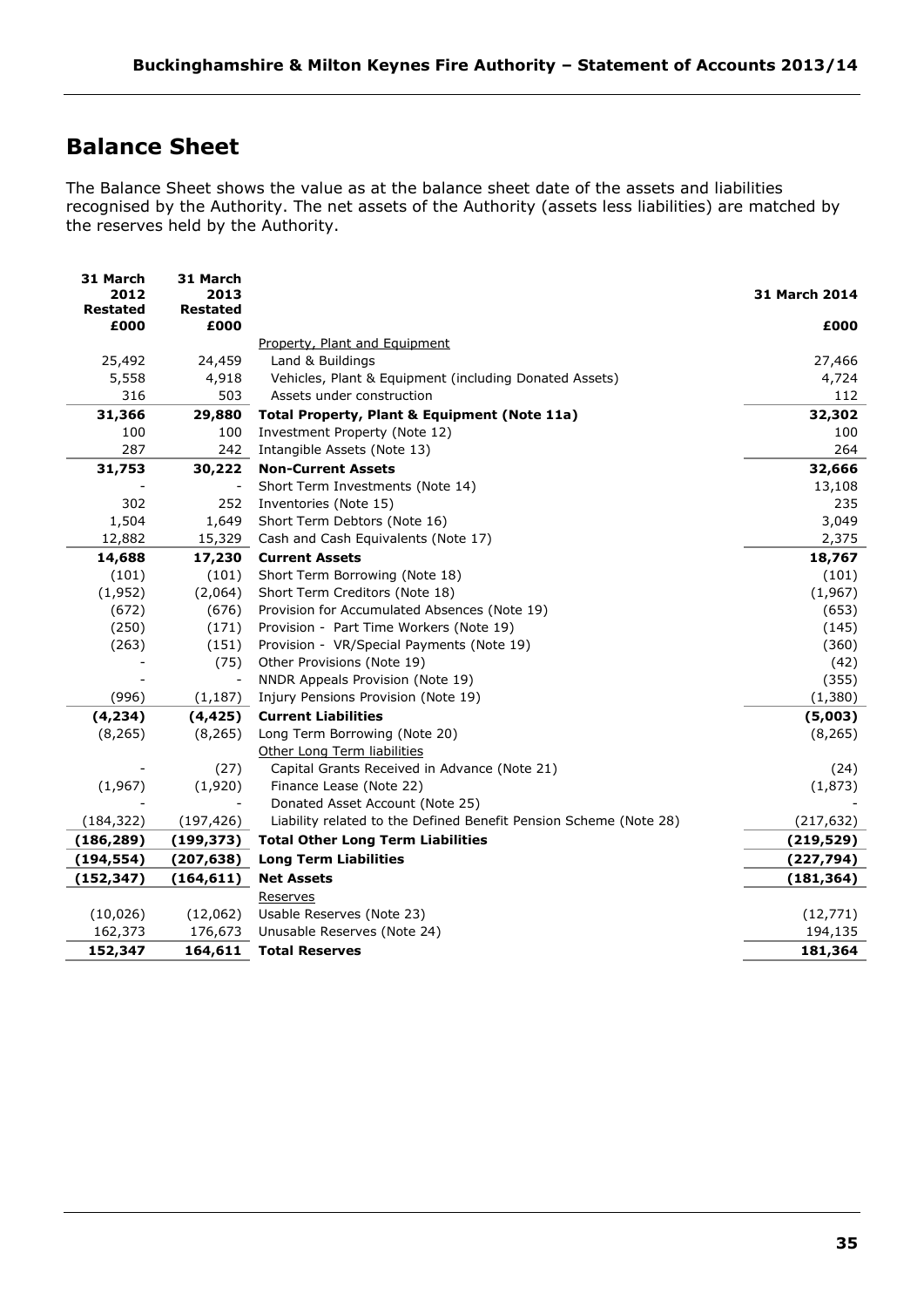## Balance Sheet

The Balance Sheet shows the value as at the balance sheet date of the assets and liabilities recognised by the Authority. The net assets of the Authority (assets less liabilities) are matched by the reserves held by the Authority.

| 31 March 2012 Restated £000 | 31 March 2013 Restated £000 | | 31 March 2014 £000 |
|---|---|---|---|
| | | Property, Plant and Equipment | |
| 25,492 | 24,459 | Land & Buildings | 27,466 |
| 5,558 | 4,918 | Vehicles, Plant & Equipment (including Donated Assets) | 4,724 |
| 316 | 503 | Assets under construction | 112 |
| **31,366** | **29,880** | **Total Property, Plant & Equipment (Note 11a)** | **32,302** |
| 100 | 100 | Investment Property (Note 12) | 100 |
| 287 | 242 | Intangible Assets (Note 13) | 264 |
| **31,753** | **30,222** | **Non-Current Assets** | **32,666** |
| - | - | Short Term Investments (Note 14) | 13,108 |
| 302 | 252 | Inventories (Note 15) | 235 |
| 1,504 | 1,649 | Short Term Debtors (Note 16) | 3,049 |
| 12,882 | 15,329 | Cash and Cash Equivalents (Note 17) | 2,375 |
| **14,688** | **17,230** | **Current Assets** | **18,767** |
| (101) | (101) | Short Term Borrowing (Note 18) | (101) |
| (1,952) | (2,064) | Short Term Creditors (Note 18) | (1,967) |
| (672) | (676) | Provision for Accumulated Absences (Note 19) | (653) |
| (250) | (171) | Provision - Part Time Workers (Note 19) | (145) |
| (263) | (151) | Provision - VR/Special Payments (Note 19) | (360) |
| - | (75) | Other Provisions (Note 19) | (42) |
| - | - | NNDR Appeals Provision (Note 19) | (355) |
| (996) | (1,187) | Injury Pensions Provision (Note 19) | (1,380) |
| **(4,234)** | **(4,425)** | **Current Liabilities** | **(5,003)** |
| (8,265) | (8,265) | Long Term Borrowing (Note 20) | (8,265) |
| | | Other Long Term liabilities | |
| - | (27) | Capital Grants Received in Advance (Note 21) | (24) |
| (1,967) | (1,920) | Finance Lease (Note 22) | (1,873) |
| - | - | Donated Asset Account (Note 25) | - |
| (184,322) | (197,426) | Liability related to the Defined Benefit Pension Scheme (Note 28) | (217,632) |
| **(186,289)** | **(199,373)** | **Total Other Long Term Liabilities** | **(219,529)** |
| **(194,554)** | **(207,638)** | **Long Term Liabilities** | **(227,794)** |
| **(152,347)** | **(164,611)** | **Net Assets** | **(181,364)** |
| | | Reserves | |
| (10,026) | (12,062) | Usable Reserves (Note 23) | (12,771) |
| 162,373 | 176,673 | Unusable Reserves (Note 24) | 194,135 |
| **152,347** | **164,611** | **Total Reserves** | **181,364** |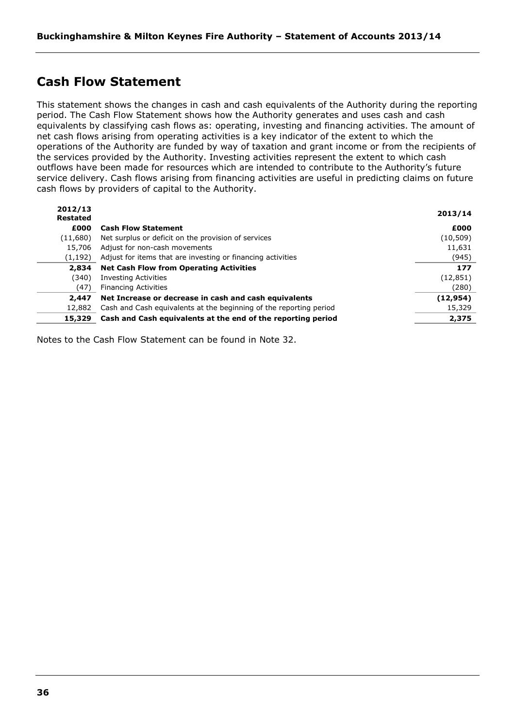## Cash Flow Statement

This statement shows the changes in cash and cash equivalents of the Authority during the reporting period. The Cash Flow Statement shows how the Authority generates and uses cash and cash equivalents by classifying cash flows as: operating, investing and financing activities. The amount of net cash flows arising from operating activities is a key indicator of the extent to which the operations of the Authority are funded by way of taxation and grant income or from the recipients of the services provided by the Authority. Investing activities represent the extent to which cash outflows have been made for resources which are intended to contribute to the Authority's future service delivery. Cash flows arising from financing activities are useful in predicting claims on future cash flows by providers of capital to the Authority.

| 2012/13 Restated | | 2013/14 |
|---|---|---|
| **£000** | **Cash Flow Statement** | **£000** |
| (11,680) | Net surplus or deficit on the provision of services | (10,509) |
| 15,706 | Adjust for non-cash movements | 11,631 |
| (1,192) | Adjust for items that are investing or financing activities | (945) |
| **2,834** | **Net Cash Flow from Operating Activities** | **177** |
| (340) | Investing Activities | (12,851) |
| (47) | Financing Activities | (280) |
| **2,447** | **Net Increase or decrease in cash and cash equivalents** | **(12,954)** |
| 12,882 | Cash and Cash equivalents at the beginning of the reporting period | 15,329 |
| **15,329** | **Cash and Cash equivalents at the end of the reporting period** | **2,375** |

Notes to the Cash Flow Statement can be found in Note 32.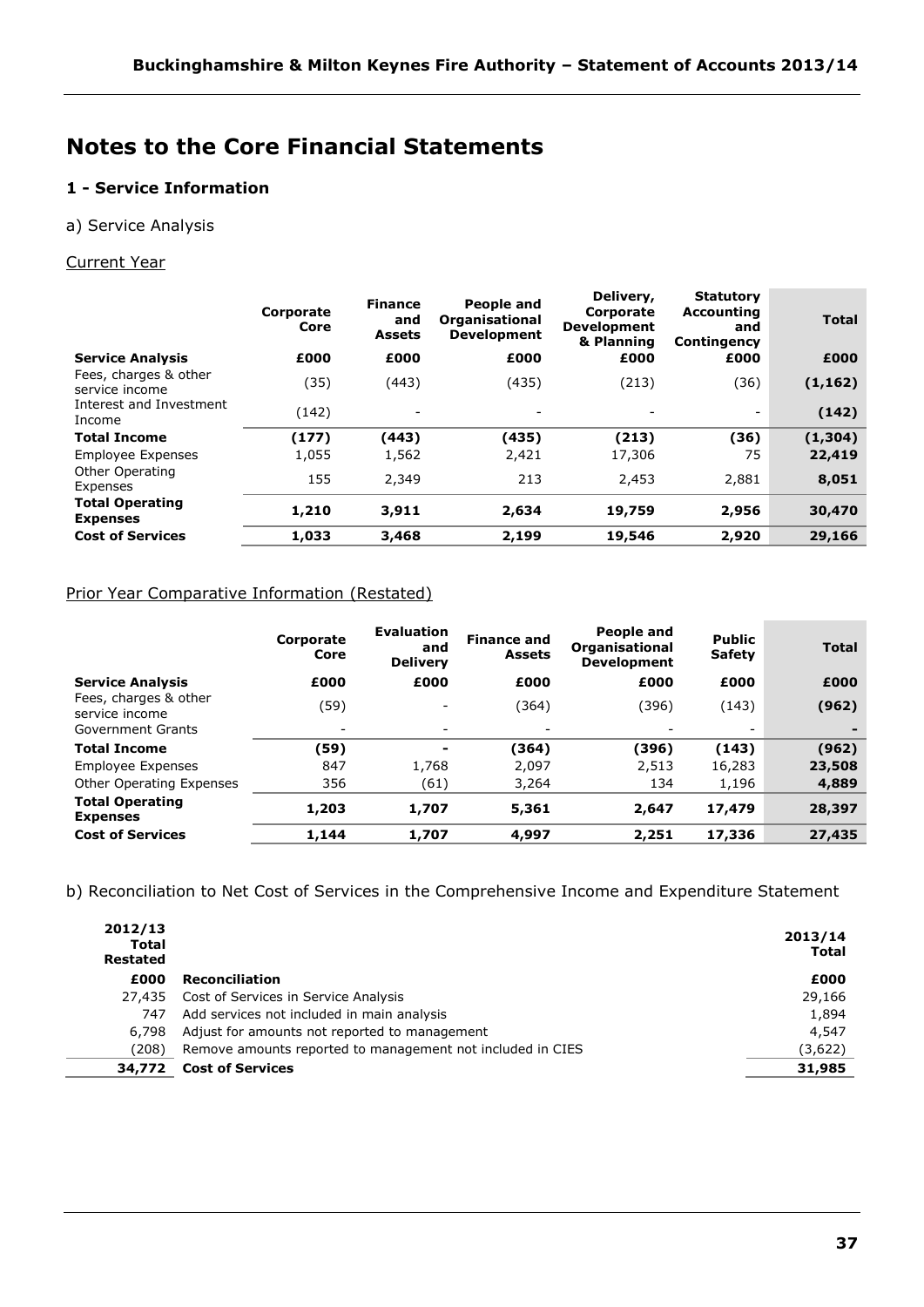# Notes to the Core Financial Statements

### 1 - Service Information

a) Service Analysis

Current Year

| Service Analysis | Corporate Core £000 | Finance and Assets £000 | People and Organisational Development £000 | Delivery, Corporate Development & Planning £000 | Statutory Accounting and Contingency £000 | Total £000 |
|---|---|---|---|---|---|---|
| Fees, charges & other service income | (35) | (443) | (435) | (213) | (36) | **(1,162)** |
| Interest and Investment Income | (142) | - | - | - | - | **(142)** |
| **Total Income** | **(177)** | **(443)** | **(435)** | **(213)** | **(36)** | **(1,304)** |
| Employee Expenses | 1,055 | 1,562 | 2,421 | 17,306 | 75 | **22,419** |
| Other Operating Expenses | 155 | 2,349 | 213 | 2,453 | 2,881 | **8,051** |
| **Total Operating Expenses** | **1,210** | **3,911** | **2,634** | **19,759** | **2,956** | **30,470** |
| **Cost of Services** | **1,033** | **3,468** | **2,199** | **19,546** | **2,920** | **29,166** |

Prior Year Comparative Information (Restated)

| Service Analysis | Corporate Core £000 | Evaluation and Delivery £000 | Finance and Assets £000 | People and Organisational Development £000 | Public Safety £000 | Total £000 |
|---|---|---|---|---|---|---|
| Fees, charges & other service income | (59) | - | (364) | (396) | (143) | **(962)** |
| Government Grants | - | - | - | - | - | **-** |
| **Total Income** | **(59)** | **-** | **(364)** | **(396)** | **(143)** | **(962)** |
| Employee Expenses | 847 | 1,768 | 2,097 | 2,513 | 16,283 | **23,508** |
| Other Operating Expenses | 356 | (61) | 3,264 | 134 | 1,196 | **4,889** |
| **Total Operating Expenses** | **1,203** | **1,707** | **5,361** | **2,647** | **17,479** | **28,397** |
| **Cost of Services** | **1,144** | **1,707** | **4,997** | **2,251** | **17,336** | **27,435** |

b) Reconciliation to Net Cost of Services in the Comprehensive Income and Expenditure Statement

| 2012/13 Total Restated £000 | Reconciliation | 2013/14 Total £000 |
|---|---|---|
| 27,435 | Cost of Services in Service Analysis | 29,166 |
| 747 | Add services not included in main analysis | 1,894 |
| 6,798 | Adjust for amounts not reported to management | 4,547 |
| (208) | Remove amounts reported to management not included in CIES | (3,622) |
| **34,772** | **Cost of Services** | **31,985** |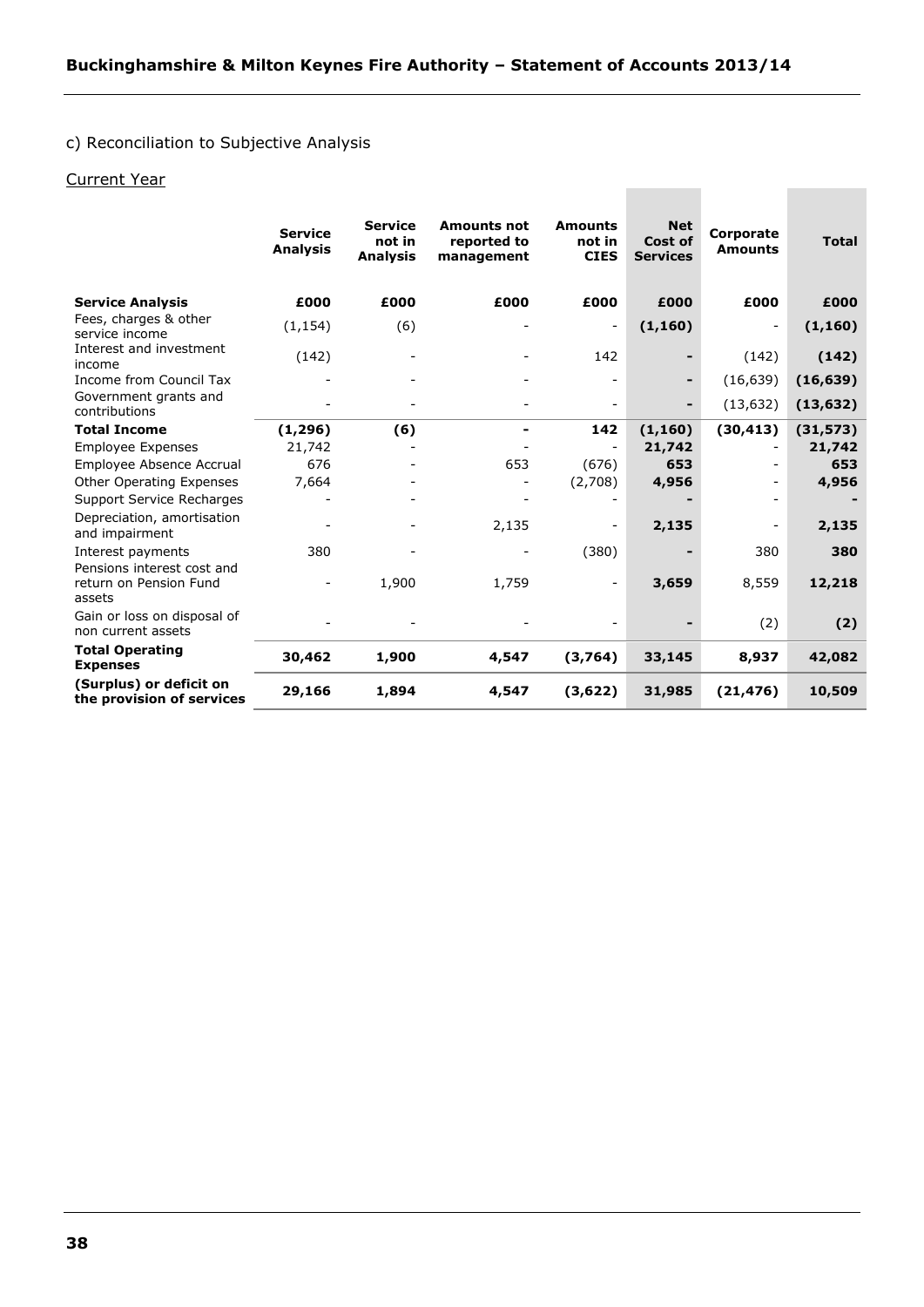c) Reconciliation to Subjective Analysis

Current Year

| | Service Analysis | Service not in Analysis | Amounts not reported to management | Amounts not in CIES | Net Cost of Services | Corporate Amounts | Total |
|---|---|---|---|---|---|---|---|
| **Service Analysis** | **£000** | **£000** | **£000** | **£000** | **£000** | **£000** | **£000** |
| Fees, charges & other service income | (1,154) | (6) | - | - | **(1,160)** | - | **(1,160)** |
| Interest and investment income | (142) | - | - | 142 | **-** | (142) | **(142)** |
| Income from Council Tax | - | - | - | - | **-** | (16,639) | **(16,639)** |
| Government grants and contributions | - | - | - | - | **-** | (13,632) | **(13,632)** |
| **Total Income** | **(1,296)** | **(6)** | **-** | **142** | **(1,160)** | **(30,413)** | **(31,573)** |
| Employee Expenses | 21,742 | - | - | - | **21,742** | - | **21,742** |
| Employee Absence Accrual | 676 | - | 653 | (676) | **653** | - | **653** |
| Other Operating Expenses | 7,664 | - | - | (2,708) | **4,956** | - | **4,956** |
| Support Service Recharges | - | - | - | - | **-** | - | **-** |
| Depreciation, amortisation and impairment | - | - | 2,135 | - | **2,135** | - | **2,135** |
| Interest payments | 380 | - | - | (380) | **-** | 380 | **380** |
| Pensions interest cost and return on Pension Fund assets | - | 1,900 | 1,759 | - | **3,659** | 8,559 | **12,218** |
| Gain or loss on disposal of non current assets | - | - | - | - | **-** | (2) | **(2)** |
| **Total Operating Expenses** | **30,462** | **1,900** | **4,547** | **(3,764)** | **33,145** | **8,937** | **42,082** |
| **(Surplus) or deficit on the provision of services** | **29,166** | **1,894** | **4,547** | **(3,622)** | **31,985** | **(21,476)** | **10,509** |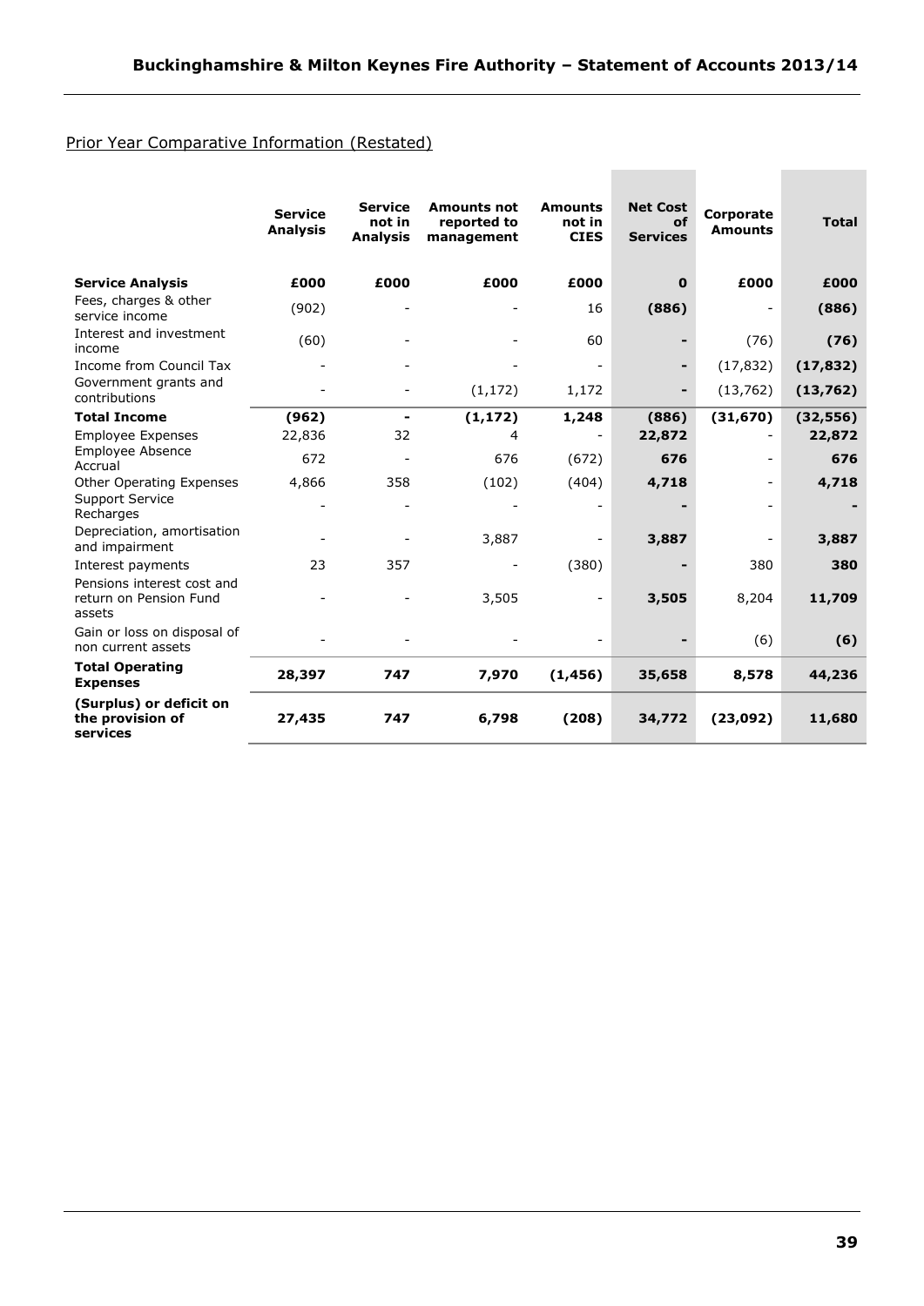## Prior Year Comparative Information (Restated)

| | Service Analysis | Service not in Analysis | Amounts not reported to management | Amounts not in CIES | Net Cost of Services | Corporate Amounts | Total |
|---|---|---|---|---|---|---|---|
| **Service Analysis** | **£000** | **£000** | **£000** | **£000** | **0** | **£000** | **£000** |
| Fees, charges & other service income | (902) | - | - | 16 | **(886)** | - | **(886)** |
| Interest and investment income | (60) | - | - | 60 | **-** | (76) | **(76)** |
| Income from Council Tax | - | - | - | - | **-** | (17,832) | **(17,832)** |
| Government grants and contributions | - | - | (1,172) | 1,172 | **-** | (13,762) | **(13,762)** |
| **Total Income** | **(962)** | **-** | **(1,172)** | **1,248** | **(886)** | **(31,670)** | **(32,556)** |
| Employee Expenses | 22,836 | 32 | 4 | - | **22,872** | - | **22,872** |
| Employee Absence Accrual | 672 | - | 676 | (672) | **676** | - | **676** |
| Other Operating Expenses | 4,866 | 358 | (102) | (404) | **4,718** | - | **4,718** |
| Support Service Recharges | - | - | - | - | **-** | - | **-** |
| Depreciation, amortisation and impairment | - | - | 3,887 | - | **3,887** | - | **3,887** |
| Interest payments | 23 | 357 | - | (380) | **-** | 380 | **380** |
| Pensions interest cost and return on Pension Fund assets | - | - | 3,505 | - | **3,505** | 8,204 | **11,709** |
| Gain or loss on disposal of non current assets | - | - | - | - | **-** | (6) | **(6)** |
| **Total Operating Expenses** | **28,397** | **747** | **7,970** | **(1,456)** | **35,658** | **8,578** | **44,236** |
| **(Surplus) or deficit on the provision of services** | **27,435** | **747** | **6,798** | **(208)** | **34,772** | **(23,092)** | **11,680** |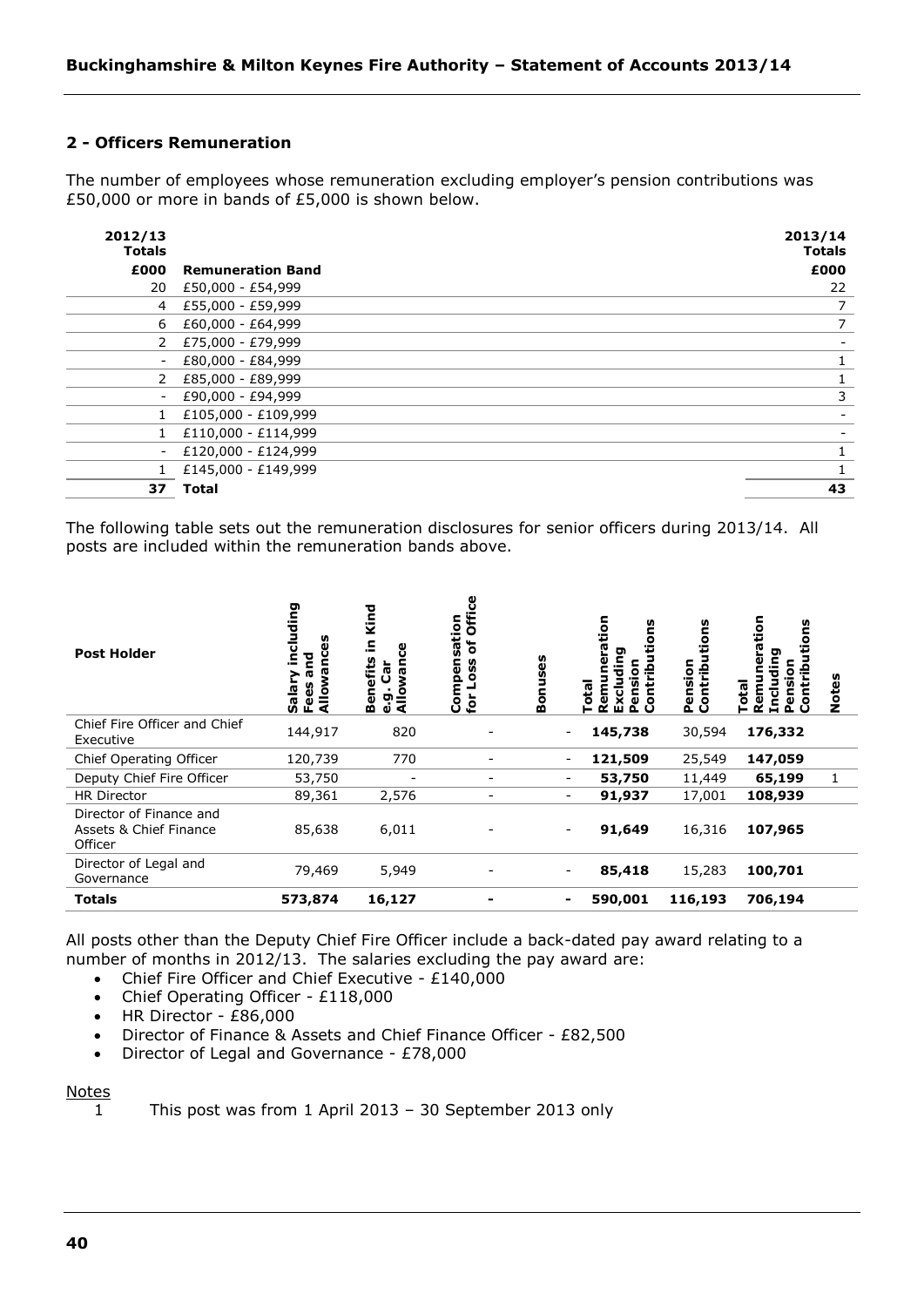## 2 - Officers Remuneration

The number of employees whose remuneration excluding employer's pension contributions was £50,000 or more in bands of £5,000 is shown below.

| 2012/13 Totals £000 | Remuneration Band | 2013/14 Totals £000 |
|---|---|---|
| 20 | £50,000 - £54,999 | 22 |
| 4 | £55,000 - £59,999 | 7 |
| 6 | £60,000 - £64,999 | 7 |
| 2 | £75,000 - £79,999 | - |
| - | £80,000 - £84,999 | 1 |
| 2 | £85,000 - £89,999 | 1 |
| - | £90,000 - £94,999 | 3 |
| 1 | £105,000 - £109,999 | - |
| 1 | £110,000 - £114,999 | - |
| - | £120,000 - £124,999 | 1 |
| 1 | £145,000 - £149,999 | 1 |
| **37** | **Total** | **43** |

The following table sets out the remuneration disclosures for senior officers during 2013/14. All posts are included within the remuneration bands above.

| Post Holder | Salary including Fees and Allowances | Benefits in Kind e.g. Car Allowance | Compensation for Loss of Office | Bonuses | Total Remuneration Excluding Pension Contributions | Pension Contributions | Total Remuneration Including Pension Contributions | Notes |
|---|---|---|---|---|---|---|---|---|
| Chief Fire Officer and Chief Executive | 144,917 | 820 | - | - | **145,738** | 30,594 | **176,332** | |
| Chief Operating Officer | 120,739 | 770 | - | - | **121,509** | 25,549 | **147,059** | |
| Deputy Chief Fire Officer | 53,750 | - | - | - | **53,750** | 11,449 | **65,199** | 1 |
| HR Director | 89,361 | 2,576 | - | - | **91,937** | 17,001 | **108,939** | |
| Director of Finance and Assets & Chief Finance Officer | 85,638 | 6,011 | - | - | **91,649** | 16,316 | **107,965** | |
| Director of Legal and Governance | 79,469 | 5,949 | - | - | **85,418** | 15,283 | **100,701** | |
| **Totals** | **573,874** | **16,127** | **-** | **-** | **590,001** | **116,193** | **706,194** | |

All posts other than the Deputy Chief Fire Officer include a back-dated pay award relating to a number of months in 2012/13. The salaries excluding the pay award are:

- Chief Fire Officer and Chief Executive - £140,000
- Chief Operating Officer - £118,000
- HR Director - £86,000
- Director of Finance & Assets and Chief Finance Officer - £82,500
- Director of Legal and Governance - £78,000

Notes

1 This post was from 1 April 2013 – 30 September 2013 only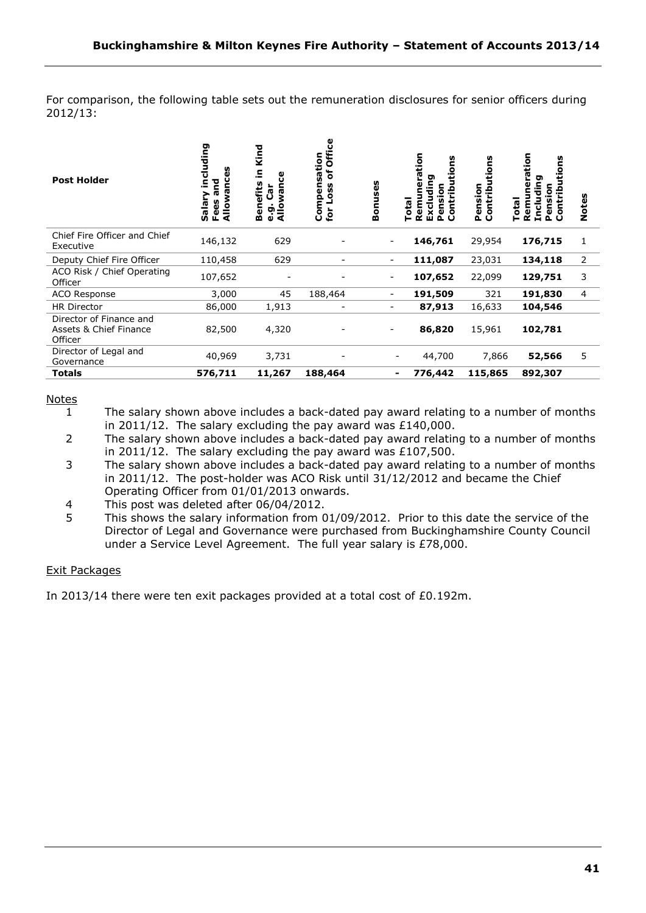For comparison, the following table sets out the remuneration disclosures for senior officers during 2012/13:

| Post Holder | Salary including Fees and Allowances | Benefits in Kind e.g. Car Allowance | Compensation for Loss of Office | Bonuses | Total Remuneration Excluding Pension Contributions | Pension Contributions | Total Remuneration Including Pension Contributions | Notes |
|---|---|---|---|---|---|---|---|---|
| Chief Fire Officer and Chief Executive | 146,132 | 629 | - | - | **146,761** | 29,954 | **176,715** | 1 |
| Deputy Chief Fire Officer | 110,458 | 629 | - | - | **111,087** | 23,031 | **134,118** | 2 |
| ACO Risk / Chief Operating Officer | 107,652 | - | - | - | **107,652** | 22,099 | **129,751** | 3 |
| ACO Response | 3,000 | 45 | 188,464 | - | **191,509** | 321 | **191,830** | 4 |
| HR Director | 86,000 | 1,913 | - | - | **87,913** | 16,633 | **104,546** | |
| Director of Finance and Assets & Chief Finance Officer | 82,500 | 4,320 | - | - | **86,820** | 15,961 | **102,781** | |
| Director of Legal and Governance | 40,969 | 3,731 | - | - | 44,700 | 7,866 | **52,566** | 5 |
| **Totals** | **576,711** | **11,267** | **188,464** | **-** | **776,442** | **115,865** | **892,307** | |

Notes

1. The salary shown above includes a back-dated pay award relating to a number of months in 2011/12. The salary excluding the pay award was £140,000.
2. The salary shown above includes a back-dated pay award relating to a number of months in 2011/12. The salary excluding the pay award was £107,500.
3. The salary shown above includes a back-dated pay award relating to a number of months in 2011/12. The post-holder was ACO Risk until 31/12/2012 and became the Chief Operating Officer from 01/01/2013 onwards.
4. This post was deleted after 06/04/2012.
5. This shows the salary information from 01/09/2012. Prior to this date the service of the Director of Legal and Governance were purchased from Buckinghamshire County Council under a Service Level Agreement. The full year salary is £78,000.

Exit Packages

In 2013/14 there were ten exit packages provided at a total cost of £0.192m.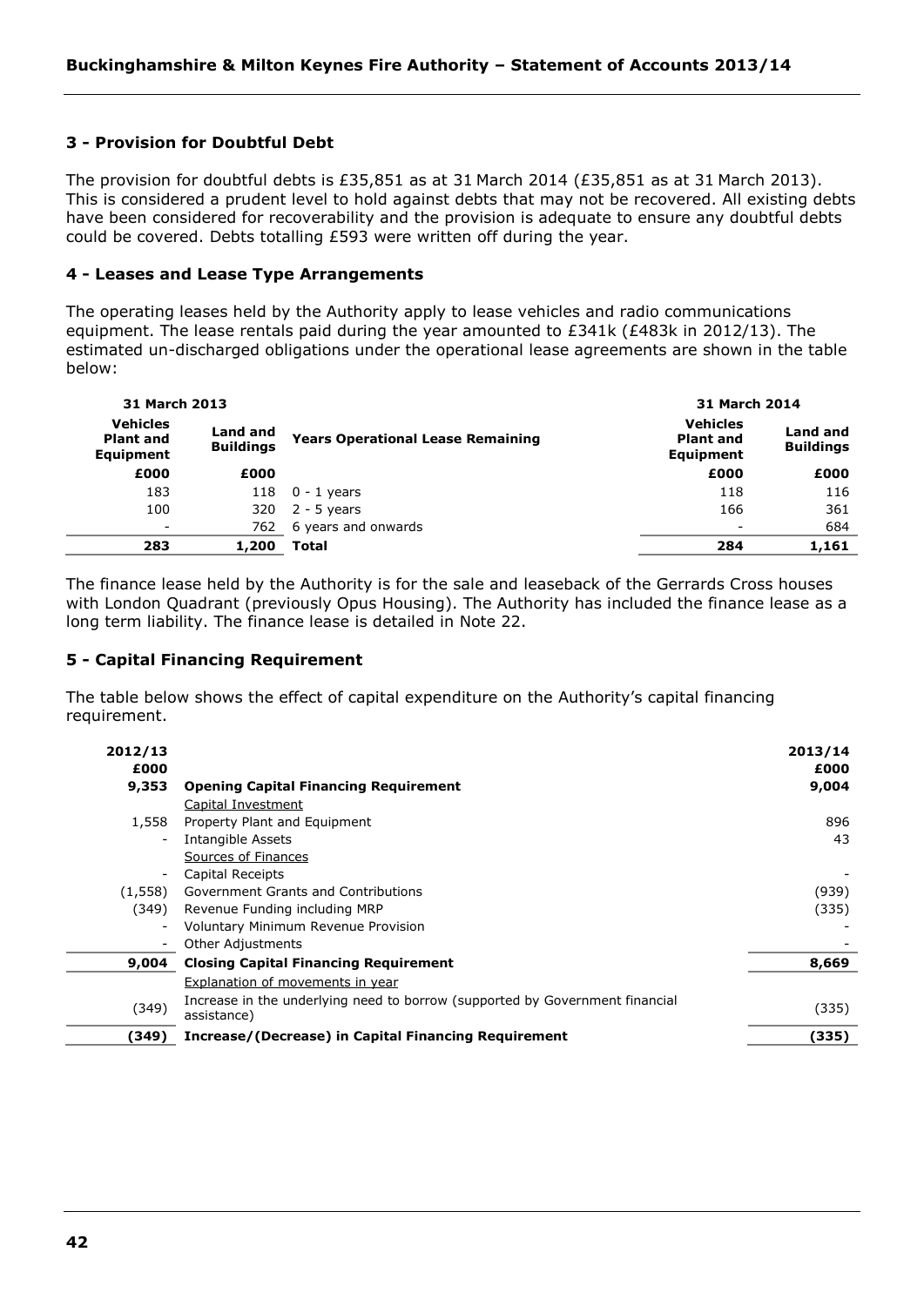### 3 - Provision for Doubtful Debt

The provision for doubtful debts is £35,851 as at 31 March 2014 (£35,851 as at 31 March 2013). This is considered a prudent level to hold against debts that may not be recovered. All existing debts have been considered for recoverability and the provision is adequate to ensure any doubtful debts could be covered. Debts totalling £593 were written off during the year.

### 4 - Leases and Lease Type Arrangements

The operating leases held by the Authority apply to lease vehicles and radio communications equipment. The lease rentals paid during the year amounted to £341k (£483k in 2012/13). The estimated un-discharged obligations under the operational lease agreements are shown in the table below:

| 31 March 2013 | | | 31 March 2014 | |
|---|---|---|---|---|
| **Vehicles Plant and Equipment** | **Land and Buildings** | **Years Operational Lease Remaining** | **Vehicles Plant and Equipment** | **Land and Buildings** |
| **£000** | **£000** | | **£000** | **£000** |
| 183 | 118 | 0 - 1 years | 118 | 116 |
| 100 | 320 | 2 - 5 years | 166 | 361 |
| - | 762 | 6 years and onwards | - | 684 |
| **283** | **1,200** | **Total** | **284** | **1,161** |

The finance lease held by the Authority is for the sale and leaseback of the Gerrards Cross houses with London Quadrant (previously Opus Housing). The Authority has included the finance lease as a long term liability. The finance lease is detailed in Note 22.

### 5 - Capital Financing Requirement

The table below shows the effect of capital expenditure on the Authority's capital financing requirement.

| 2012/13 £000 | | 2013/14 £000 |
|---|---|---|
| **9,353** | **Opening Capital Financing Requirement** | **9,004** |
| | Capital Investment | |
| 1,558 | Property Plant and Equipment | 896 |
| - | Intangible Assets | 43 |
| | Sources of Finances | |
| - | Capital Receipts | - |
| (1,558) | Government Grants and Contributions | (939) |
| (349) | Revenue Funding including MRP | (335) |
| - | Voluntary Minimum Revenue Provision | - |
| - | Other Adjustments | - |
| **9,004** | **Closing Capital Financing Requirement** | **8,669** |
| | Explanation of movements in year | |
| (349) | Increase in the underlying need to borrow (supported by Government financial assistance) | (335) |
| **(349)** | **Increase/(Decrease) in Capital Financing Requirement** | **(335)** |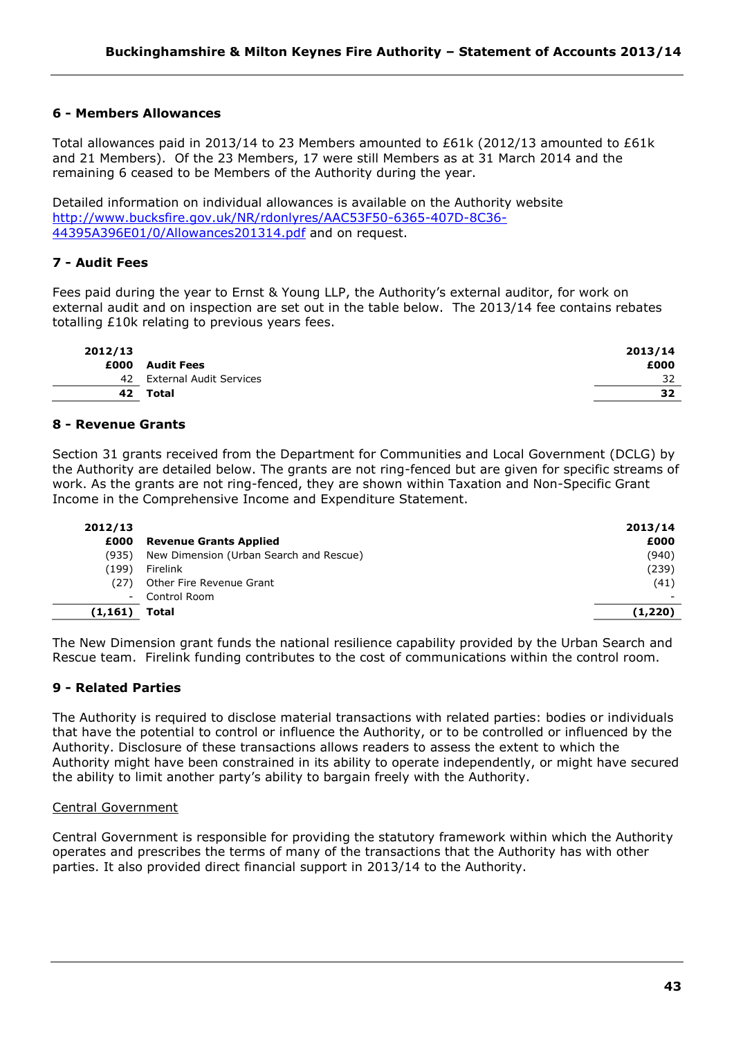## 6 - Members Allowances

Total allowances paid in 2013/14 to 23 Members amounted to £61k (2012/13 amounted to £61k and 21 Members). Of the 23 Members, 17 were still Members as at 31 March 2014 and the remaining 6 ceased to be Members of the Authority during the year.

Detailed information on individual allowances is available on the Authority website [http://www.bucksfire.gov.uk/NR/rdonlyres/AAC53F50-6365-407D-8C36-44395A396E01/0/Allowances201314.pdf](http://www.bucksfire.gov.uk/NR/rdonlyres/AAC53F50-6365-407D-8C36-44395A396E01/0/Allowances201314.pdf) and on request.

## 7 - Audit Fees

Fees paid during the year to Ernst & Young LLP, the Authority's external auditor, for work on external audit and on inspection are set out in the table below. The 2013/14 fee contains rebates totalling £10k relating to previous years fees.

| 2012/13 £000 | Audit Fees | 2013/14 £000 |
|---|---|---|
| 42 | External Audit Services | 32 |
| **42** | **Total** | **32** |

## 8 - Revenue Grants

Section 31 grants received from the Department for Communities and Local Government (DCLG) by the Authority are detailed below. The grants are not ring-fenced but are given for specific streams of work. As the grants are not ring-fenced, they are shown within Taxation and Non-Specific Grant Income in the Comprehensive Income and Expenditure Statement.

| 2012/13 £000 | Revenue Grants Applied | 2013/14 £000 |
|---|---|---|
| (935) | New Dimension (Urban Search and Rescue) | (940) |
| (199) | Firelink | (239) |
| (27) | Other Fire Revenue Grant | (41) |
| - | Control Room | - |
| **(1,161)** | **Total** | **(1,220)** |

The New Dimension grant funds the national resilience capability provided by the Urban Search and Rescue team. Firelink funding contributes to the cost of communications within the control room.

## 9 - Related Parties

The Authority is required to disclose material transactions with related parties: bodies or individuals that have the potential to control or influence the Authority, or to be controlled or influenced by the Authority. Disclosure of these transactions allows readers to assess the extent to which the Authority might have been constrained in its ability to operate independently, or might have secured the ability to limit another party's ability to bargain freely with the Authority.

Central Government

Central Government is responsible for providing the statutory framework within which the Authority operates and prescribes the terms of many of the transactions that the Authority has with other parties. It also provided direct financial support in 2013/14 to the Authority.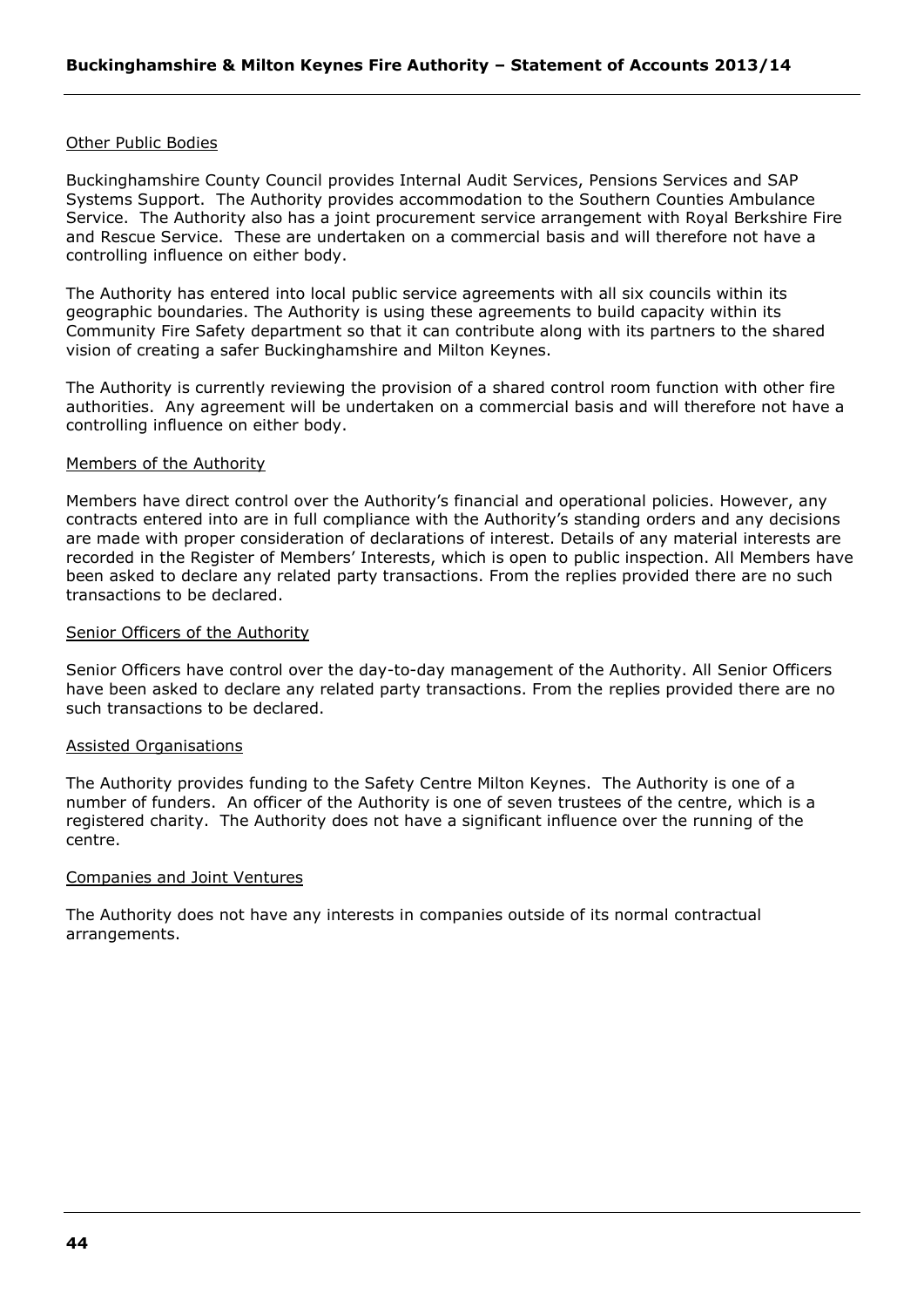Other Public Bodies

Buckinghamshire County Council provides Internal Audit Services, Pensions Services and SAP Systems Support. The Authority provides accommodation to the Southern Counties Ambulance Service. The Authority also has a joint procurement service arrangement with Royal Berkshire Fire and Rescue Service. These are undertaken on a commercial basis and will therefore not have a controlling influence on either body.

The Authority has entered into local public service agreements with all six councils within its geographic boundaries. The Authority is using these agreements to build capacity within its Community Fire Safety department so that it can contribute along with its partners to the shared vision of creating a safer Buckinghamshire and Milton Keynes.

The Authority is currently reviewing the provision of a shared control room function with other fire authorities. Any agreement will be undertaken on a commercial basis and will therefore not have a controlling influence on either body.

Members of the Authority

Members have direct control over the Authority's financial and operational policies. However, any contracts entered into are in full compliance with the Authority's standing orders and any decisions are made with proper consideration of declarations of interest. Details of any material interests are recorded in the Register of Members' Interests, which is open to public inspection. All Members have been asked to declare any related party transactions. From the replies provided there are no such transactions to be declared.

Senior Officers of the Authority

Senior Officers have control over the day-to-day management of the Authority. All Senior Officers have been asked to declare any related party transactions. From the replies provided there are no such transactions to be declared.

Assisted Organisations

The Authority provides funding to the Safety Centre Milton Keynes. The Authority is one of a number of funders. An officer of the Authority is one of seven trustees of the centre, which is a registered charity. The Authority does not have a significant influence over the running of the centre.

Companies and Joint Ventures

The Authority does not have any interests in companies outside of its normal contractual arrangements.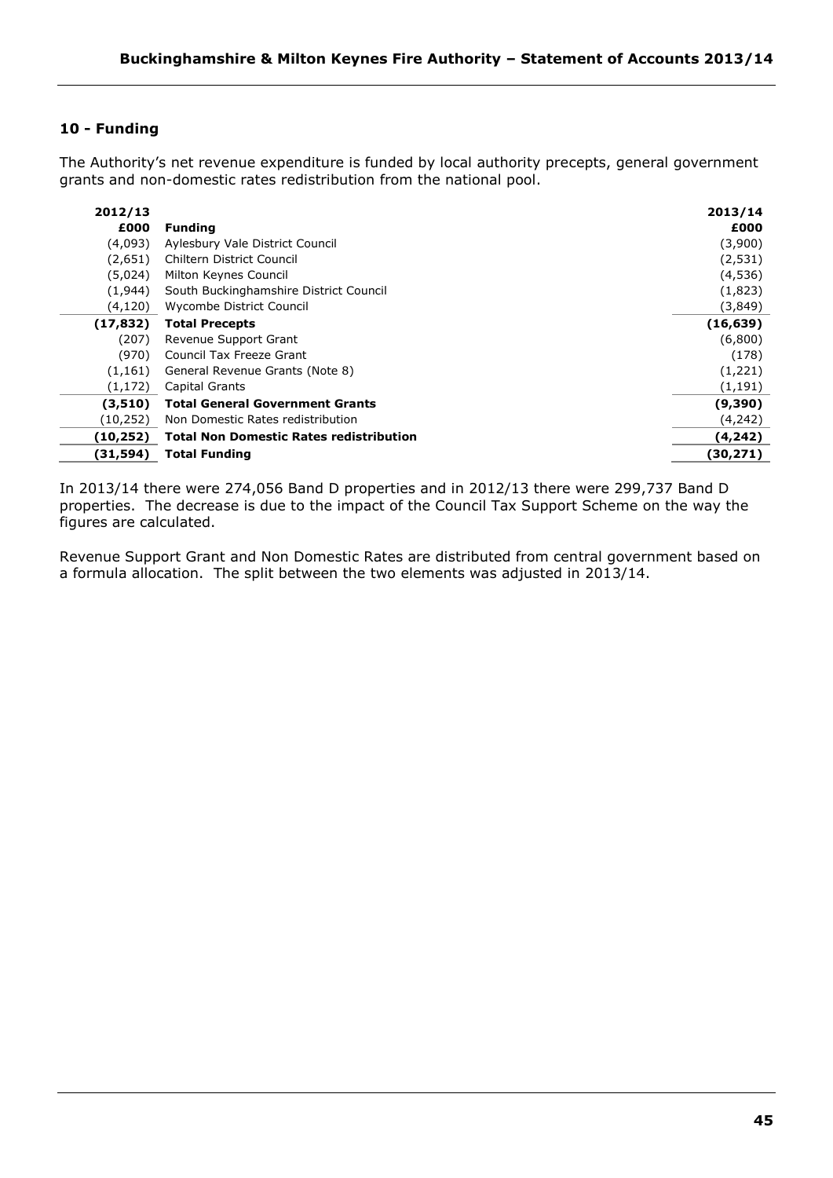## 10 - Funding

The Authority's net revenue expenditure is funded by local authority precepts, general government grants and non-domestic rates redistribution from the national pool.

| 2012/13 £000 | Funding | 2013/14 £000 |
|---|---|---|
| (4,093) | Aylesbury Vale District Council | (3,900) |
| (2,651) | Chiltern District Council | (2,531) |
| (5,024) | Milton Keynes Council | (4,536) |
| (1,944) | South Buckinghamshire District Council | (1,823) |
| (4,120) | Wycombe District Council | (3,849) |
| **(17,832)** | **Total Precepts** | **(16,639)** |
| (207) | Revenue Support Grant | (6,800) |
| (970) | Council Tax Freeze Grant | (178) |
| (1,161) | General Revenue Grants (Note 8) | (1,221) |
| (1,172) | Capital Grants | (1,191) |
| **(3,510)** | **Total General Government Grants** | **(9,390)** |
| (10,252) | Non Domestic Rates redistribution | (4,242) |
| **(10,252)** | **Total Non Domestic Rates redistribution** | **(4,242)** |
| **(31,594)** | **Total Funding** | **(30,271)** |

In 2013/14 there were 274,056 Band D properties and in 2012/13 there were 299,737 Band D properties. The decrease is due to the impact of the Council Tax Support Scheme on the way the figures are calculated.

Revenue Support Grant and Non Domestic Rates are distributed from central government based on a formula allocation. The split between the two elements was adjusted in 2013/14.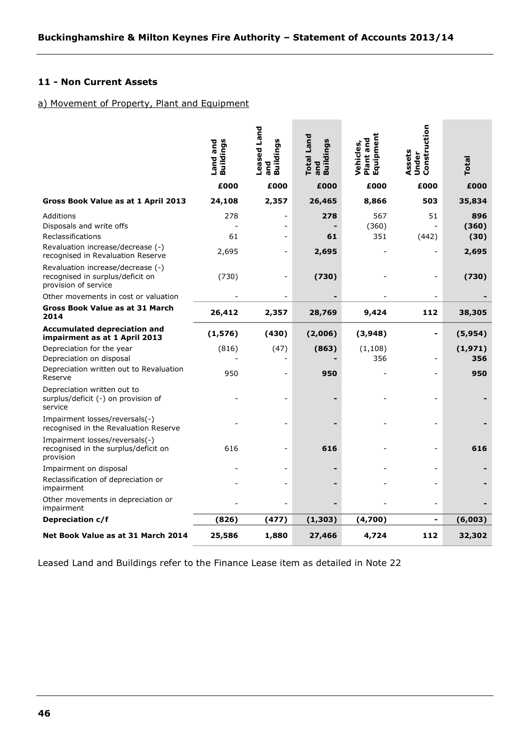## 11 - Non Current Assets

a) Movement of Property, Plant and Equipment

| | Land and Buildings | Leased Land and Buildings | Total Land and Buildings | Vehicles, Plant and Equipment | Assets Under Construction | Total |
|---|---|---|---|---|---|---|
| | £000 | £000 | £000 | £000 | £000 | £000 |
| **Gross Book Value as at 1 April 2013** | **24,108** | **2,357** | **26,465** | **8,866** | **503** | **35,834** |
| Additions | 278 | - | **278** | 567 | 51 | **896** |
| Disposals and write offs | - | - | **-** | (360) | - | **(360)** |
| Reclassifications | 61 | - | **61** | 351 | (442) | **(30)** |
| Revaluation increase/decrease (-) recognised in Revaluation Reserve | 2,695 | - | **2,695** | - | - | **2,695** |
| Revaluation increase/decrease (-) recognised in surplus/deficit on provision of service | (730) | - | **(730)** | - | - | **(730)** |
| Other movements in cost or valuation | - | - | **-** | - | - | **-** |
| **Gross Book Value as at 31 March 2014** | **26,412** | **2,357** | **28,769** | **9,424** | **112** | **38,305** |
| **Accumulated depreciation and impairment as at 1 April 2013** | **(1,576)** | **(430)** | **(2,006)** | **(3,948)** | **-** | **(5,954)** |
| Depreciation for the year | (816) | (47) | **(863)** | (1,108) | | **(1,971)** |
| Depreciation on disposal | - | - | **-** | 356 | - | **356** |
| Depreciation written out to Revaluation Reserve | 950 | - | **950** | - | - | **950** |
| Depreciation written out to surplus/deficit (-) on provision of service | - | - | **-** | - | - | **-** |
| Impairment losses/reversals(-) recognised in the Revaluation Reserve | - | - | **-** | - | - | **-** |
| Impairment losses/reversals(-) recognised in the surplus/deficit on provision | 616 | - | **616** | - | - | **616** |
| Impairment on disposal | - | - | **-** | - | - | **-** |
| Reclassification of depreciation or impairment | - | - | **-** | - | - | **-** |
| Other movements in depreciation or impairment | - | - | **-** | - | - | **-** |
| **Depreciation c/f** | **(826)** | **(477)** | **(1,303)** | **(4,700)** | **-** | **(6,003)** |
| **Net Book Value as at 31 March 2014** | **25,586** | **1,880** | **27,466** | **4,724** | **112** | **32,302** |

Leased Land and Buildings refer to the Finance Lease item as detailed in Note 22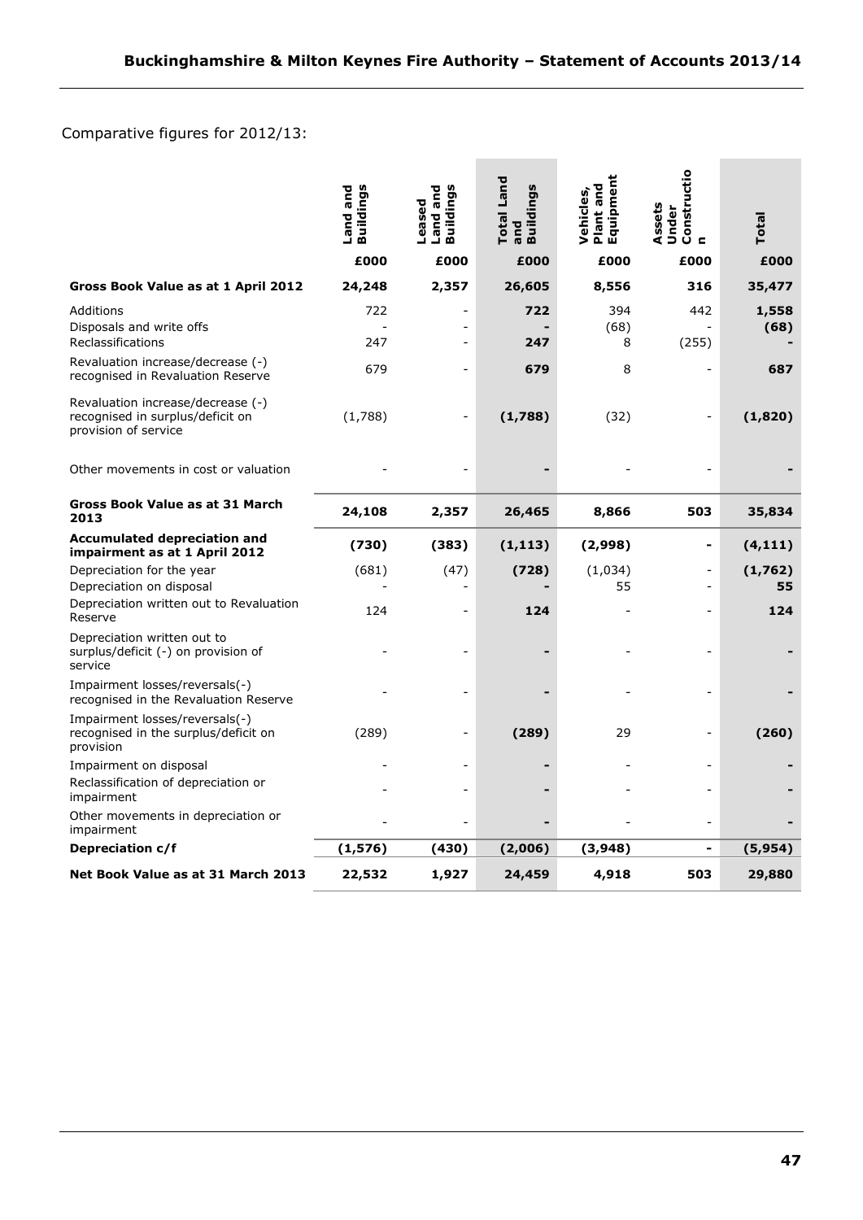Comparative figures for 2012/13:

| | Land and Buildings | Leased Land and Buildings | Total Land and Buildings | Vehicles, Plant and Equipment | Assets Under Construction | Total |
|---|---|---|---|---|---|---|
| | £000 | £000 | £000 | £000 | £000 | £000 |
| **Gross Book Value as at 1 April 2012** | **24,248** | **2,357** | **26,605** | **8,556** | **316** | **35,477** |
| Additions | 722 | - | **722** | 394 | 442 | **1,558** |
| Disposals and write offs | - | - | **-** | (68) | - | **(68)** |
| Reclassifications | 247 | - | **247** | 8 | (255) | **-** |
| Revaluation increase/decrease (-) recognised in Revaluation Reserve | 679 | - | **679** | 8 | - | **687** |
| Revaluation increase/decrease (-) recognised in surplus/deficit on provision of service | (1,788) | - | **(1,788)** | (32) | - | **(1,820)** |
| Other movements in cost or valuation | - | - | **-** | - | - | **-** |
| **Gross Book Value as at 31 March 2013** | **24,108** | **2,357** | **26,465** | **8,866** | **503** | **35,834** |
| **Accumulated depreciation and impairment as at 1 April 2012** | **(730)** | **(383)** | **(1,113)** | **(2,998)** | **-** | **(4,111)** |
| Depreciation for the year | (681) | (47) | **(728)** | (1,034) | - | **(1,762)** |
| Depreciation on disposal | - | - | **-** | 55 | - | **55** |
| Depreciation written out to Revaluation Reserve | 124 | - | **124** | - | - | **124** |
| Depreciation written out to surplus/deficit (-) on provision of service | - | - | **-** | - | - | **-** |
| Impairment losses/reversals(-) recognised in the Revaluation Reserve | - | - | **-** | - | - | **-** |
| Impairment losses/reversals(-) recognised in the surplus/deficit on provision | (289) | - | **(289)** | 29 | - | **(260)** |
| Impairment on disposal | - | - | **-** | - | - | **-** |
| Reclassification of depreciation or impairment | - | - | **-** | - | - | **-** |
| Other movements in depreciation or impairment | - | - | **-** | - | - | **-** |
| **Depreciation c/f** | **(1,576)** | **(430)** | **(2,006)** | **(3,948)** | **-** | **(5,954)** |
| **Net Book Value as at 31 March 2013** | **22,532** | **1,927** | **24,459** | **4,918** | **503** | **29,880** |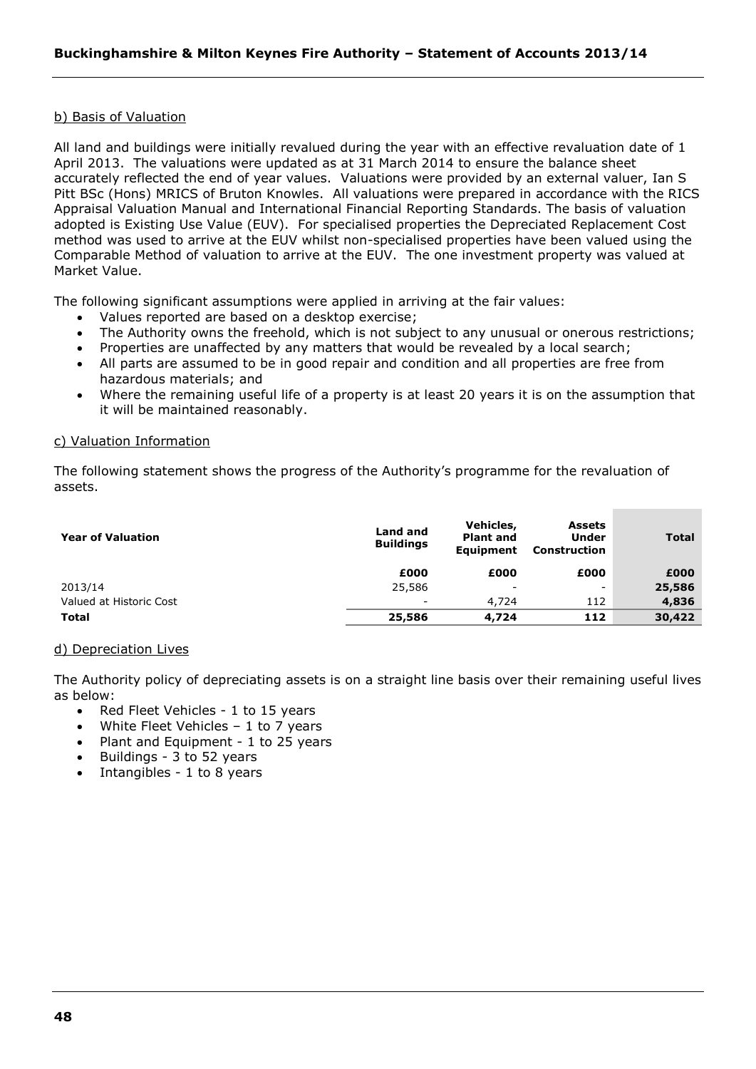b) Basis of Valuation

All land and buildings were initially revalued during the year with an effective revaluation date of 1 April 2013. The valuations were updated as at 31 March 2014 to ensure the balance sheet accurately reflected the end of year values. Valuations were provided by an external valuer, Ian S Pitt BSc (Hons) MRICS of Bruton Knowles. All valuations were prepared in accordance with the RICS Appraisal Valuation Manual and International Financial Reporting Standards. The basis of valuation adopted is Existing Use Value (EUV). For specialised properties the Depreciated Replacement Cost method was used to arrive at the EUV whilst non-specialised properties have been valued using the Comparable Method of valuation to arrive at the EUV. The one investment property was valued at Market Value.

The following significant assumptions were applied in arriving at the fair values:

- Values reported are based on a desktop exercise;
- The Authority owns the freehold, which is not subject to any unusual or onerous restrictions;
- Properties are unaffected by any matters that would be revealed by a local search;
- All parts are assumed to be in good repair and condition and all properties are free from hazardous materials; and
- Where the remaining useful life of a property is at least 20 years it is on the assumption that it will be maintained reasonably.

c) Valuation Information

The following statement shows the progress of the Authority's programme for the revaluation of assets.

| Year of Valuation | Land and Buildings | Vehicles, Plant and Equipment | Assets Under Construction | Total |
|---|---|---|---|---|
| | £000 | £000 | £000 | £000 |
| 2013/14 | 25,586 | - | - | 25,586 |
| Valued at Historic Cost | - | 4,724 | 112 | 4,836 |
| **Total** | **25,586** | **4,724** | **112** | **30,422** |

d) Depreciation Lives

The Authority policy of depreciating assets is on a straight line basis over their remaining useful lives as below:

- Red Fleet Vehicles - 1 to 15 years
- White Fleet Vehicles – 1 to 7 years
- Plant and Equipment - 1 to 25 years
- Buildings - 3 to 52 years
- Intangibles - 1 to 8 years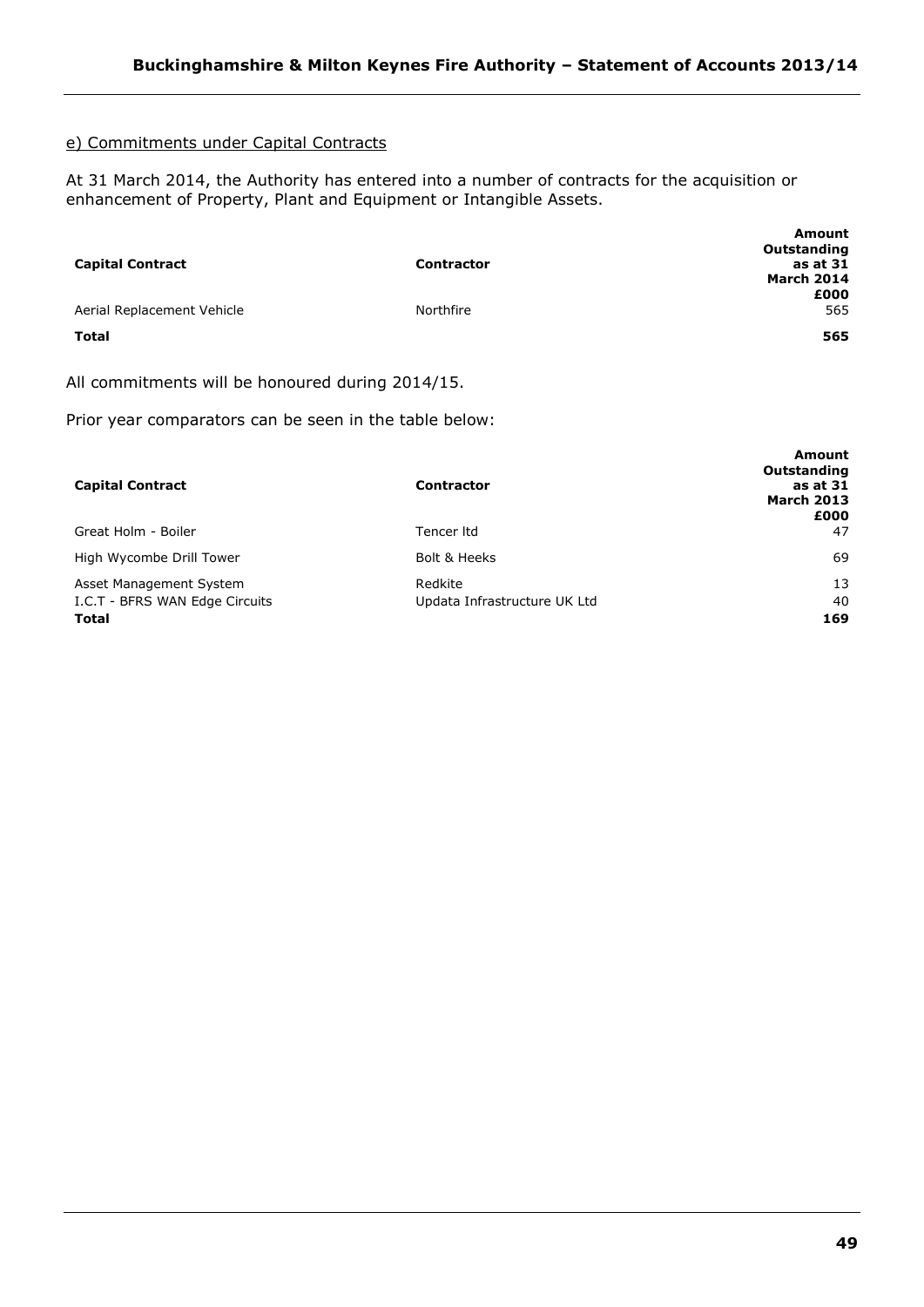e) Commitments under Capital Contracts

At 31 March 2014, the Authority has entered into a number of contracts for the acquisition or enhancement of Property, Plant and Equipment or Intangible Assets.

| Capital Contract | Contractor | Amount Outstanding as at 31 March 2014 £000 |
|---|---|---|
| Aerial Replacement Vehicle | Northfire | 565 |
| **Total** | | **565** |

All commitments will be honoured during 2014/15.

Prior year comparators can be seen in the table below:

| Capital Contract | Contractor | Amount Outstanding as at 31 March 2013 £000 |
|---|---|---|
| Great Holm - Boiler | Tencer ltd | 47 |
| High Wycombe Drill Tower | Bolt & Heeks | 69 |
| Asset Management System | Redkite | 13 |
| I.C.T - BFRS WAN Edge Circuits | Updata Infrastructure UK Ltd | 40 |
| **Total** | | **169** |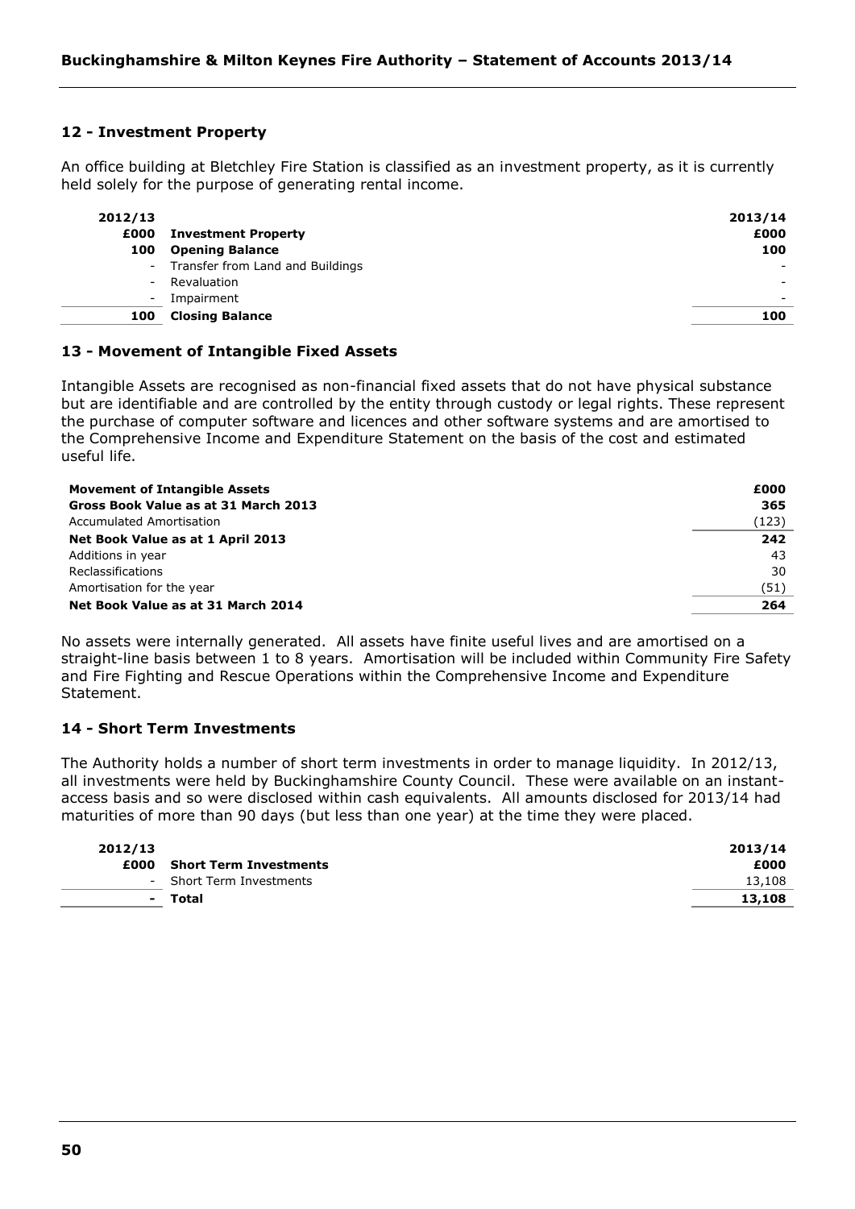## 12 - Investment Property

An office building at Bletchley Fire Station is classified as an investment property, as it is currently held solely for the purpose of generating rental income.

| 2012/13 £000 | Investment Property | 2013/14 £000 |
|---|---|---|
| **100** | **Opening Balance** | **100** |
| - | Transfer from Land and Buildings | - |
| - | Revaluation | - |
| - | Impairment | - |
| **100** | **Closing Balance** | **100** |

## 13 - Movement of Intangible Fixed Assets

Intangible Assets are recognised as non-financial fixed assets that do not have physical substance but are identifiable and are controlled by the entity through custody or legal rights. These represent the purchase of computer software and licences and other software systems and are amortised to the Comprehensive Income and Expenditure Statement on the basis of the cost and estimated useful life.

| Movement of Intangible Assets | £000 |
|---|---|
| **Gross Book Value as at 31 March 2013** | **365** |
| Accumulated Amortisation | (123) |
| **Net Book Value as at 1 April 2013** | **242** |
| Additions in year | 43 |
| Reclassifications | 30 |
| Amortisation for the year | (51) |
| **Net Book Value as at 31 March 2014** | **264** |

No assets were internally generated. All assets have finite useful lives and are amortised on a straight-line basis between 1 to 8 years. Amortisation will be included within Community Fire Safety and Fire Fighting and Rescue Operations within the Comprehensive Income and Expenditure Statement.

## 14 - Short Term Investments

The Authority holds a number of short term investments in order to manage liquidity. In 2012/13, all investments were held by Buckinghamshire County Council. These were available on an instant-access basis and so were disclosed within cash equivalents. All amounts disclosed for 2013/14 had maturities of more than 90 days (but less than one year) at the time they were placed.

| 2012/13 £000 | Short Term Investments | 2013/14 £000 |
|---|---|---|
| - | Short Term Investments | 13,108 |
| **-** | **Total** | **13,108** |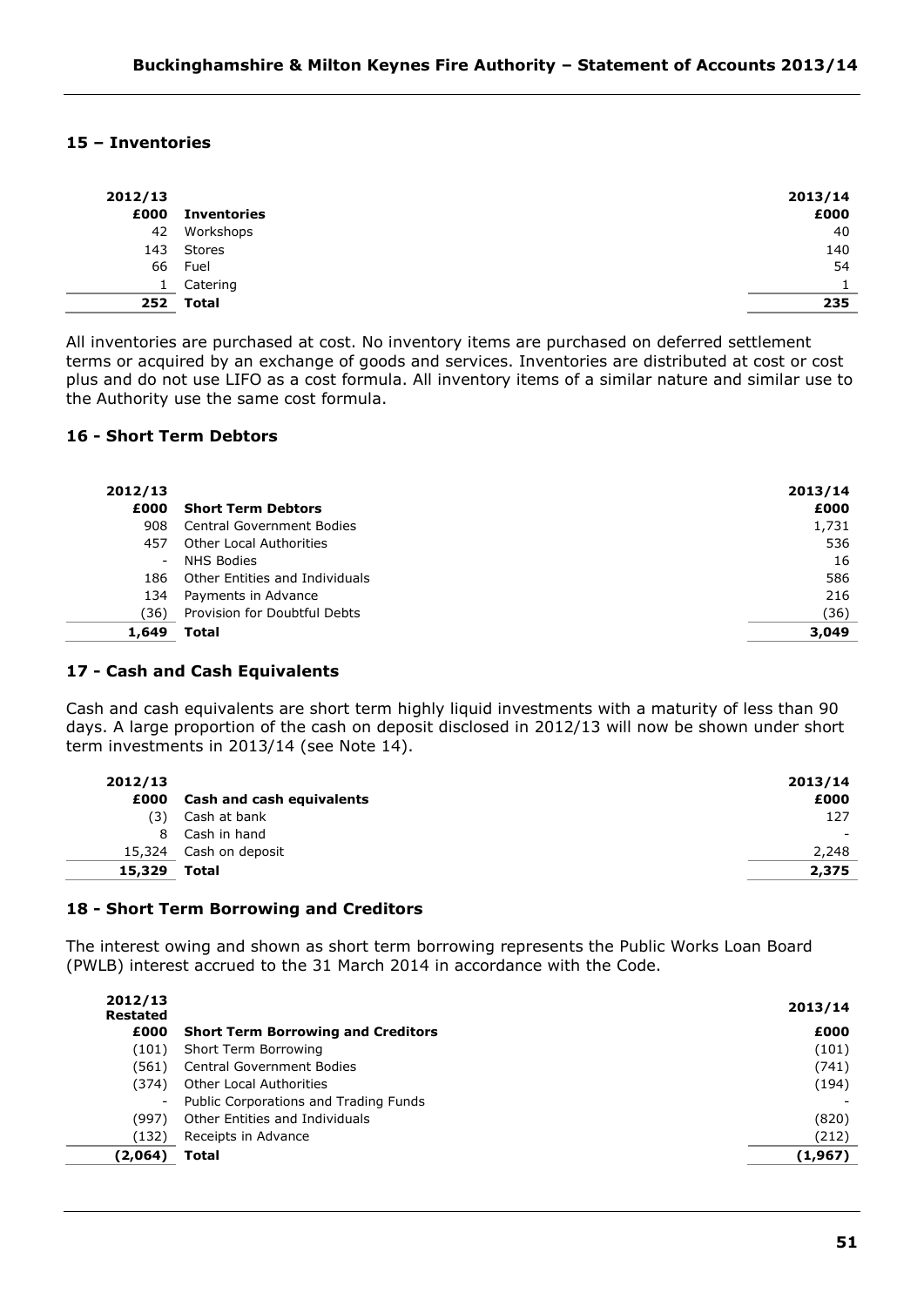## 15 – Inventories

| 2012/13<br>£000 | Inventories | 2013/14<br>£000 |
|---|---|---|
| 42 | Workshops | 40 |
| 143 | Stores | 140 |
| 66 | Fuel | 54 |
| 1 | Catering | 1 |
| **252** | **Total** | **235** |

All inventories are purchased at cost. No inventory items are purchased on deferred settlement terms or acquired by an exchange of goods and services. Inventories are distributed at cost or cost plus and do not use LIFO as a cost formula. All inventory items of a similar nature and similar use to the Authority use the same cost formula.

## 16 - Short Term Debtors

| 2012/13<br>£000 | Short Term Debtors | 2013/14<br>£000 |
|---|---|---|
| 908 | Central Government Bodies | 1,731 |
| 457 | Other Local Authorities | 536 |
| - | NHS Bodies | 16 |
| 186 | Other Entities and Individuals | 586 |
| 134 | Payments in Advance | 216 |
| (36) | Provision for Doubtful Debts | (36) |
| **1,649** | **Total** | **3,049** |

## 17 - Cash and Cash Equivalents

Cash and cash equivalents are short term highly liquid investments with a maturity of less than 90 days. A large proportion of the cash on deposit disclosed in 2012/13 will now be shown under short term investments in 2013/14 (see Note 14).

| 2012/13<br>£000 | Cash and cash equivalents | 2013/14<br>£000 |
|---|---|---|
| (3) | Cash at bank | 127 |
| 8 | Cash in hand | - |
| 15,324 | Cash on deposit | 2,248 |
| **15,329** | **Total** | **2,375** |

## 18 - Short Term Borrowing and Creditors

The interest owing and shown as short term borrowing represents the Public Works Loan Board (PWLB) interest accrued to the 31 March 2014 in accordance with the Code.

| 2012/13<br>Restated<br>£000 | Short Term Borrowing and Creditors | 2013/14<br>£000 |
|---|---|---|
| (101) | Short Term Borrowing | (101) |
| (561) | Central Government Bodies | (741) |
| (374) | Other Local Authorities | (194) |
| - | Public Corporations and Trading Funds | - |
| (997) | Other Entities and Individuals | (820) |
| (132) | Receipts in Advance | (212) |
| **(2,064)** | **Total** | **(1,967)** |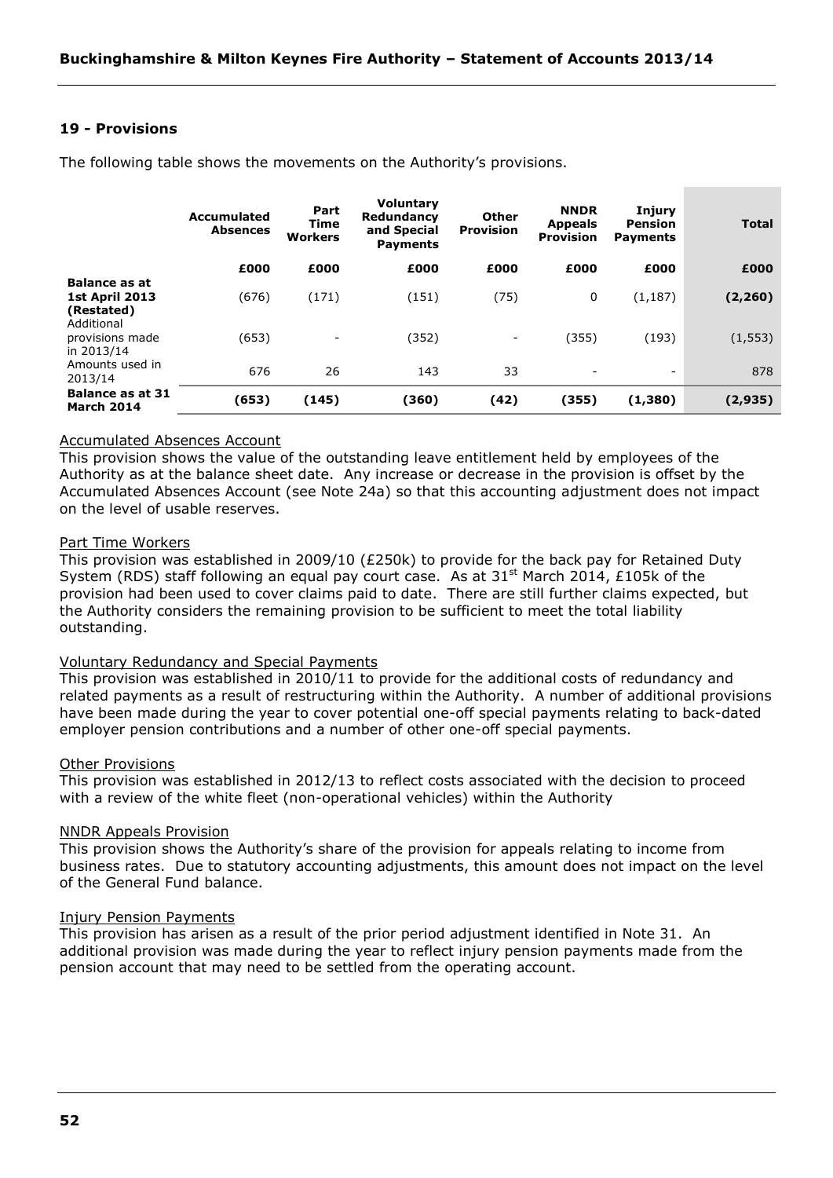## 19 - Provisions

The following table shows the movements on the Authority's provisions.

| | Accumulated Absences | Part Time Workers | Voluntary Redundancy and Special Payments | Other Provision | NNDR Appeals Provision | Injury Pension Payments | Total |
|---|---|---|---|---|---|---|---|
| | £000 | £000 | £000 | £000 | £000 | £000 | £000 |
| **Balance as at 1st April 2013 (Restated)** | (676) | (171) | (151) | (75) | 0 | (1,187) | **(2,260)** |
| Additional provisions made in 2013/14 | (653) | - | (352) | - | (355) | (193) | (1,553) |
| Amounts used in 2013/14 | 676 | 26 | 143 | 33 | - | - | 878 |
| **Balance as at 31 March 2014** | **(653)** | **(145)** | **(360)** | **(42)** | **(355)** | **(1,380)** | **(2,935)** |

Accumulated Absences Account

This provision shows the value of the outstanding leave entitlement held by employees of the Authority as at the balance sheet date. Any increase or decrease in the provision is offset by the Accumulated Absences Account (see Note 24a) so that this accounting adjustment does not impact on the level of usable reserves.

Part Time Workers

This provision was established in 2009/10 (£250k) to provide for the back pay for Retained Duty System (RDS) staff following an equal pay court case. As at 31st March 2014, £105k of the provision had been used to cover claims paid to date. There are still further claims expected, but the Authority considers the remaining provision to be sufficient to meet the total liability outstanding.

Voluntary Redundancy and Special Payments

This provision was established in 2010/11 to provide for the additional costs of redundancy and related payments as a result of restructuring within the Authority. A number of additional provisions have been made during the year to cover potential one-off special payments relating to back-dated employer pension contributions and a number of other one-off special payments.

Other Provisions

This provision was established in 2012/13 to reflect costs associated with the decision to proceed with a review of the white fleet (non-operational vehicles) within the Authority

NNDR Appeals Provision

This provision shows the Authority's share of the provision for appeals relating to income from business rates. Due to statutory accounting adjustments, this amount does not impact on the level of the General Fund balance.

Injury Pension Payments

This provision has arisen as a result of the prior period adjustment identified in Note 31. An additional provision was made during the year to reflect injury pension payments made from the pension account that may need to be settled from the operating account.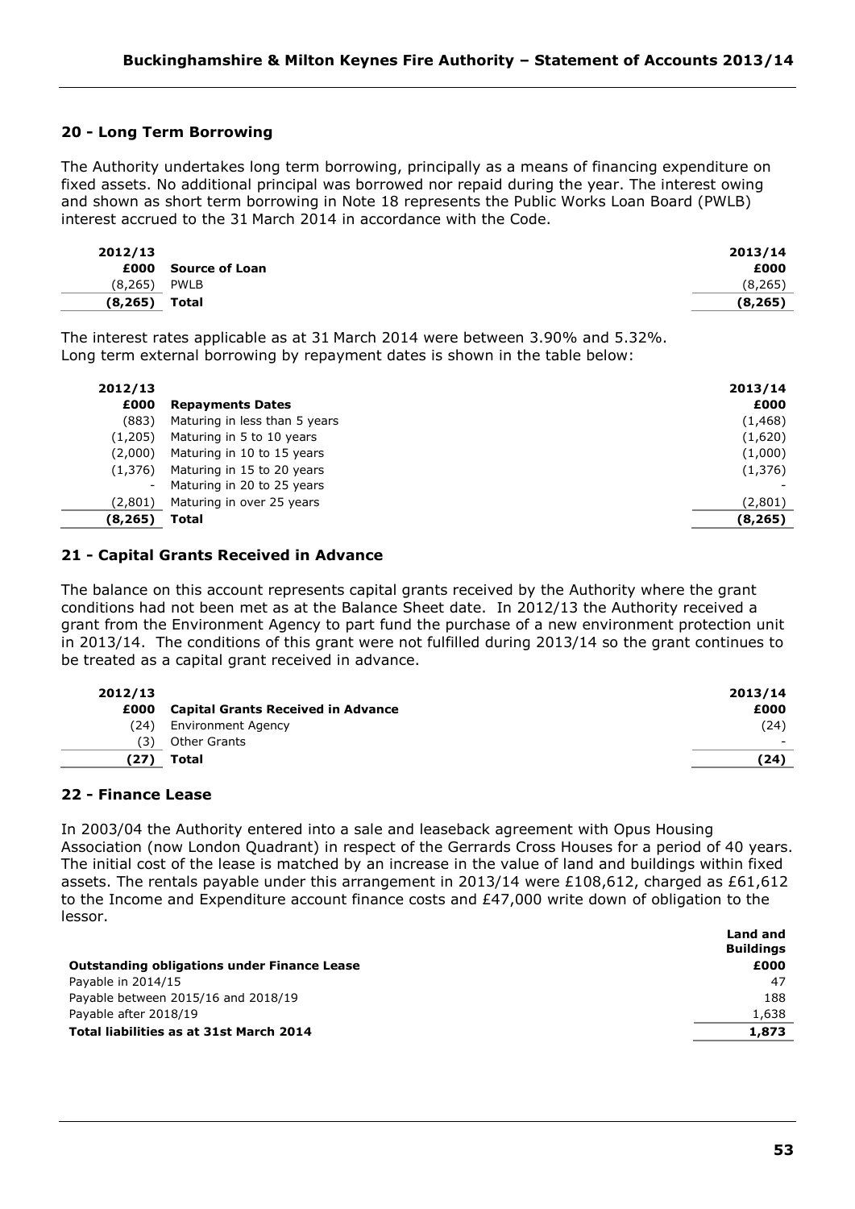## 20 - Long Term Borrowing

The Authority undertakes long term borrowing, principally as a means of financing expenditure on fixed assets. No additional principal was borrowed nor repaid during the year. The interest owing and shown as short term borrowing in Note 18 represents the Public Works Loan Board (PWLB) interest accrued to the 31 March 2014 in accordance with the Code.

| 2012/13<br>£000 | Source of Loan | 2013/14<br>£000 |
|---|---|---|
| (8,265) | PWLB | (8,265) |
| **(8,265)** | **Total** | **(8,265)** |

The interest rates applicable as at 31 March 2014 were between 3.90% and 5.32%.
Long term external borrowing by repayment dates is shown in the table below:

| 2012/13<br>£000 | Repayments Dates | 2013/14<br>£000 |
|---|---|---|
| (883) | Maturing in less than 5 years | (1,468) |
| (1,205) | Maturing in 5 to 10 years | (1,620) |
| (2,000) | Maturing in 10 to 15 years | (1,000) |
| (1,376) | Maturing in 15 to 20 years | (1,376) |
| - | Maturing in 20 to 25 years | - |
| (2,801) | Maturing in over 25 years | (2,801) |
| **(8,265)** | **Total** | **(8,265)** |

## 21 - Capital Grants Received in Advance

The balance on this account represents capital grants received by the Authority where the grant conditions had not been met as at the Balance Sheet date. In 2012/13 the Authority received a grant from the Environment Agency to part fund the purchase of a new environment protection unit in 2013/14. The conditions of this grant were not fulfilled during 2013/14 so the grant continues to be treated as a capital grant received in advance.

| 2012/13<br>£000 | Capital Grants Received in Advance | 2013/14<br>£000 |
|---|---|---|
| (24) | Environment Agency | (24) |
| (3) | Other Grants | - |
| **(27)** | **Total** | **(24)** |

## 22 - Finance Lease

In 2003/04 the Authority entered into a sale and leaseback agreement with Opus Housing Association (now London Quadrant) in respect of the Gerrards Cross Houses for a period of 40 years. The initial cost of the lease is matched by an increase in the value of land and buildings within fixed assets. The rentals payable under this arrangement in 2013/14 were £108,612, charged as £61,612 to the Income and Expenditure account finance costs and £47,000 write down of obligation to the lessor.

| Outstanding obligations under Finance Lease | Land and Buildings<br>£000 |
|---|---|
| Payable in 2014/15 | 47 |
| Payable between 2015/16 and 2018/19 | 188 |
| Payable after 2018/19 | 1,638 |
| **Total liabilities as at 31st March 2014** | **1,873** |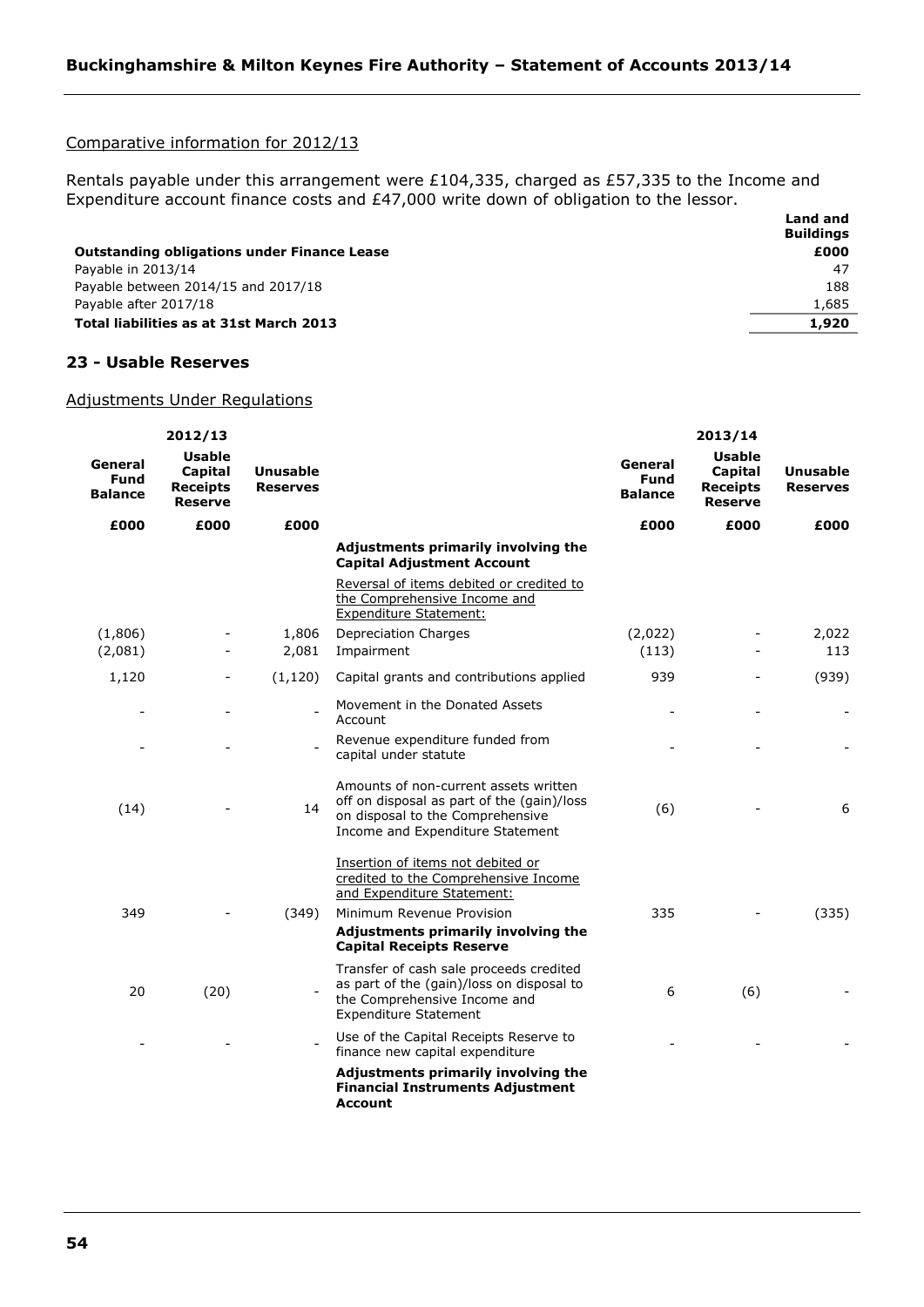Comparative information for 2012/13

Rentals payable under this arrangement were £104,335, charged as £57,335 to the Income and Expenditure account finance costs and £47,000 write down of obligation to the lessor.

| | Land and Buildings |
|---|---|
| **Outstanding obligations under Finance Lease** | **£000** |
| Payable in 2013/14 | 47 |
| Payable between 2014/15 and 2017/18 | 188 |
| Payable after 2017/18 | 1,685 |
| **Total liabilities as at 31st March 2013** | **1,920** |

## 23 - Usable Reserves

Adjustments Under Regulations

| 2012/13 | | | | 2013/14 | | |
|---|---|---|---|---|---|---|
| **General Fund Balance** | **Usable Capital Receipts Reserve** | **Unusable Reserves** | | **General Fund Balance** | **Usable Capital Receipts Reserve** | **Unusable Reserves** |
| **£000** | **£000** | **£000** | | **£000** | **£000** | **£000** |
| | | | **Adjustments primarily involving the Capital Adjustment Account** | | | |
| | | | Reversal of items debited or credited to the Comprehensive Income and Expenditure Statement: | | | |
| (1,806) | - | 1,806 | Depreciation Charges | (2,022) | - | 2,022 |
| (2,081) | - | 2,081 | Impairment | (113) | - | 113 |
| 1,120 | - | (1,120) | Capital grants and contributions applied | 939 | - | (939) |
| - | - | - | Movement in the Donated Assets Account | - | - | - |
| - | - | - | Revenue expenditure funded from capital under statute | - | - | - |
| (14) | - | 14 | Amounts of non-current assets written off on disposal as part of the (gain)/loss on disposal to the Comprehensive Income and Expenditure Statement | (6) | - | 6 |
| | | | Insertion of items not debited or credited to the Comprehensive Income and Expenditure Statement: | | | |
| 349 | - | (349) | Minimum Revenue Provision | 335 | - | (335) |
| | | | **Adjustments primarily involving the Capital Receipts Reserve** | | | |
| 20 | (20) | - | Transfer of cash sale proceeds credited as part of the (gain)/loss on disposal to the Comprehensive Income and Expenditure Statement | 6 | (6) | - |
| - | - | - | Use of the Capital Receipts Reserve to finance new capital expenditure | - | - | - |
| | | | **Adjustments primarily involving the Financial Instruments Adjustment Account** | | | |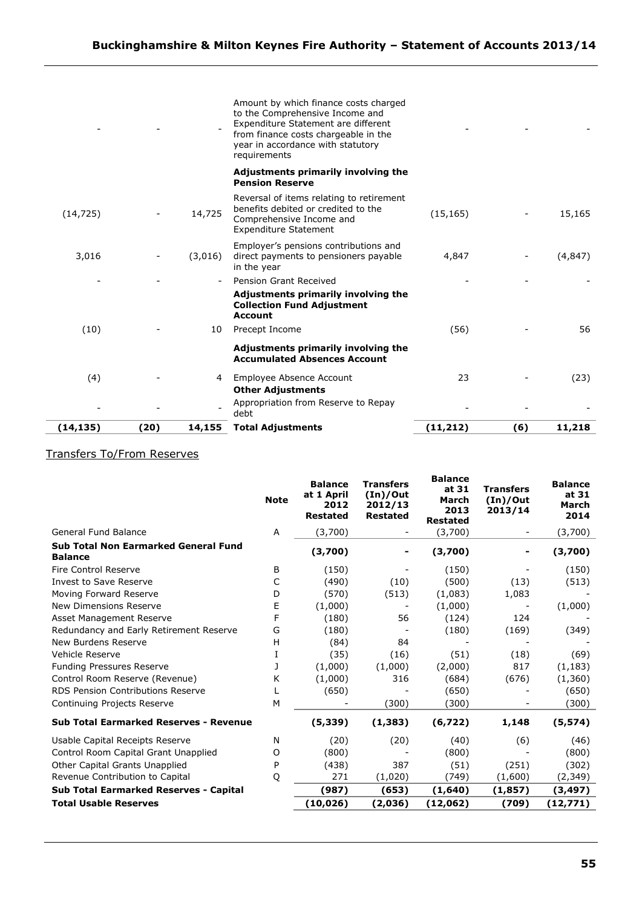| | | | | | | |
|---|---|---|---|---|---|---|
| - | - | - | Amount by which finance costs charged to the Comprehensive Income and Expenditure Statement are different from finance costs chargeable in the year in accordance with statutory requirements | - | - | - |
| | | | **Adjustments primarily involving the Pension Reserve** | | | |
| (14,725) | - | 14,725 | Reversal of items relating to retirement benefits debited or credited to the Comprehensive Income and Expenditure Statement | (15,165) | - | 15,165 |
| 3,016 | - | (3,016) | Employer's pensions contributions and direct payments to pensioners payable in the year | 4,847 | - | (4,847) |
| - | - | - | Pension Grant Received | - | - | - |
| | | | **Adjustments primarily involving the Collection Fund Adjustment Account** | | | |
| (10) | - | 10 | Precept Income | (56) | - | 56 |
| | | | **Adjustments primarily involving the Accumulated Absences Account** | | | |
| (4) | - | 4 | Employee Absence Account | 23 | - | (23) |
| | | | **Other Adjustments** | | | |
| - | - | - | Appropriation from Reserve to Repay debt | - | - | - |
| **(14,135)** | **(20)** | **14,155** | **Total Adjustments** | **(11,212)** | **(6)** | **11,218** |

## Transfers To/From Reserves

| | Note | Balance at 1 April 2012 Restated | Transfers (In)/Out 2012/13 Restated | Balance at 31 March 2013 Restated | Transfers (In)/Out 2013/14 | Balance at 31 March 2014 |
|---|---|---|---|---|---|---|
| General Fund Balance | A | (3,700) | - | (3,700) | - | (3,700) |
| **Sub Total Non Earmarked General Fund Balance** | | **(3,700)** | **-** | **(3,700)** | **-** | **(3,700)** |
| Fire Control Reserve | B | (150) | - | (150) | - | (150) |
| Invest to Save Reserve | C | (490) | (10) | (500) | (13) | (513) |
| Moving Forward Reserve | D | (570) | (513) | (1,083) | 1,083 | - |
| New Dimensions Reserve | E | (1,000) | - | (1,000) | - | (1,000) |
| Asset Management Reserve | F | (180) | 56 | (124) | 124 | - |
| Redundancy and Early Retirement Reserve | G | (180) | - | (180) | (169) | (349) |
| New Burdens Reserve | H | (84) | 84 | - | - | - |
| Vehicle Reserve | I | (35) | (16) | (51) | (18) | (69) |
| Funding Pressures Reserve | J | (1,000) | (1,000) | (2,000) | 817 | (1,183) |
| Control Room Reserve (Revenue) | K | (1,000) | 316 | (684) | (676) | (1,360) |
| RDS Pension Contributions Reserve | L | (650) | - | (650) | - | (650) |
| Continuing Projects Reserve | M | - | (300) | (300) | - | (300) |
| **Sub Total Earmarked Reserves - Revenue** | | **(5,339)** | **(1,383)** | **(6,722)** | **1,148** | **(5,574)** |
| Usable Capital Receipts Reserve | N | (20) | (20) | (40) | (6) | (46) |
| Control Room Capital Grant Unapplied | O | (800) | - | (800) | - | (800) |
| Other Capital Grants Unapplied | P | (438) | 387 | (51) | (251) | (302) |
| Revenue Contribution to Capital | Q | 271 | (1,020) | (749) | (1,600) | (2,349) |
| **Sub Total Earmarked Reserves - Capital** | | **(987)** | **(653)** | **(1,640)** | **(1,857)** | **(3,497)** |
| **Total Usable Reserves** | | **(10,026)** | **(2,036)** | **(12,062)** | **(709)** | **(12,771)** |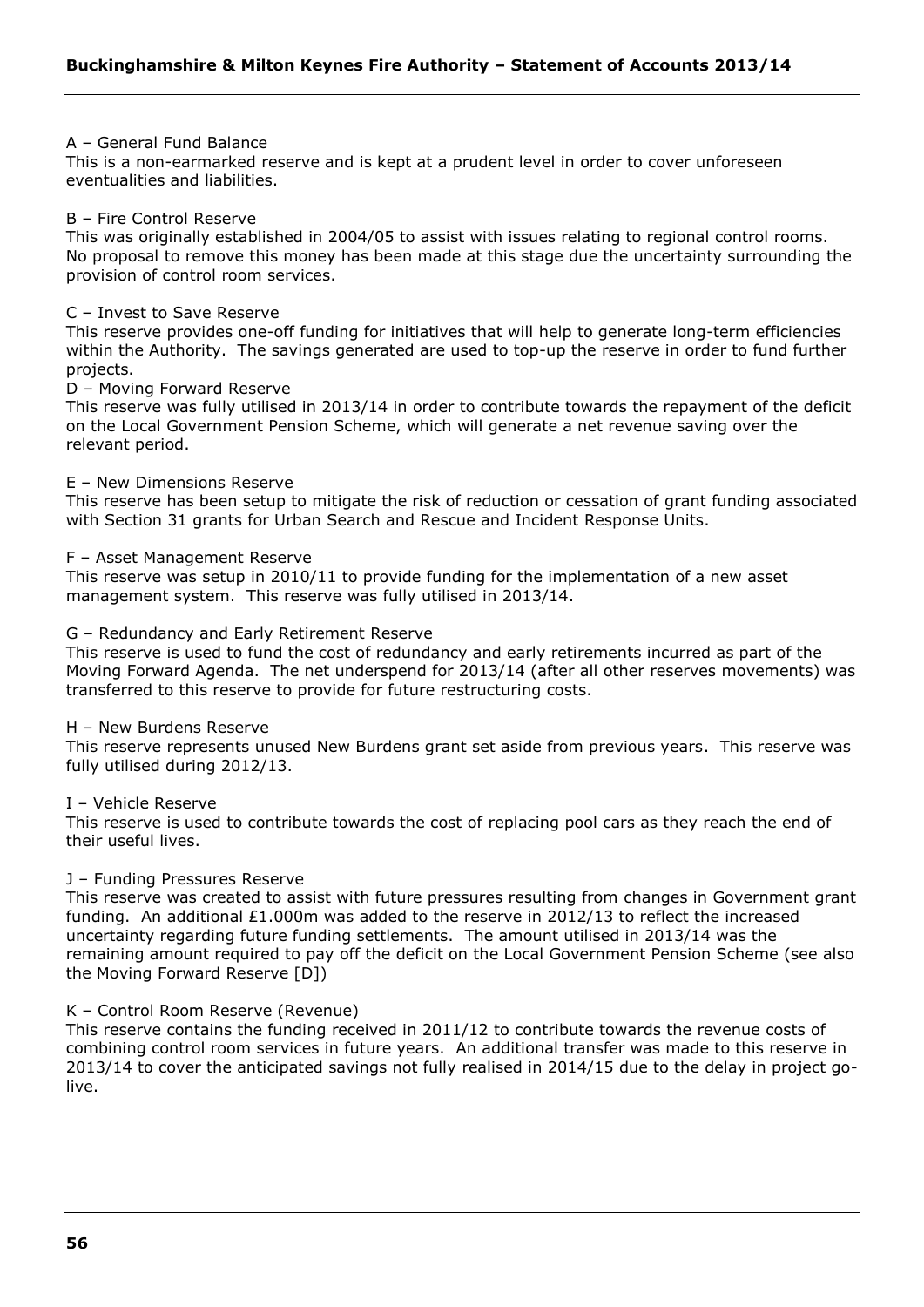A – General Fund Balance

This is a non-earmarked reserve and is kept at a prudent level in order to cover unforeseen eventualities and liabilities.

B – Fire Control Reserve

This was originally established in 2004/05 to assist with issues relating to regional control rooms. No proposal to remove this money has been made at this stage due the uncertainty surrounding the provision of control room services.

C – Invest to Save Reserve

This reserve provides one-off funding for initiatives that will help to generate long-term efficiencies within the Authority. The savings generated are used to top-up the reserve in order to fund further projects.

D – Moving Forward Reserve

This reserve was fully utilised in 2013/14 in order to contribute towards the repayment of the deficit on the Local Government Pension Scheme, which will generate a net revenue saving over the relevant period.

E – New Dimensions Reserve

This reserve has been setup to mitigate the risk of reduction or cessation of grant funding associated with Section 31 grants for Urban Search and Rescue and Incident Response Units.

F – Asset Management Reserve

This reserve was setup in 2010/11 to provide funding for the implementation of a new asset management system. This reserve was fully utilised in 2013/14.

G – Redundancy and Early Retirement Reserve

This reserve is used to fund the cost of redundancy and early retirements incurred as part of the Moving Forward Agenda. The net underspend for 2013/14 (after all other reserves movements) was transferred to this reserve to provide for future restructuring costs.

H – New Burdens Reserve

This reserve represents unused New Burdens grant set aside from previous years. This reserve was fully utilised during 2012/13.

I – Vehicle Reserve

This reserve is used to contribute towards the cost of replacing pool cars as they reach the end of their useful lives.

J – Funding Pressures Reserve

This reserve was created to assist with future pressures resulting from changes in Government grant funding. An additional £1.000m was added to the reserve in 2012/13 to reflect the increased uncertainty regarding future funding settlements. The amount utilised in 2013/14 was the remaining amount required to pay off the deficit on the Local Government Pension Scheme (see also the Moving Forward Reserve [D])

K – Control Room Reserve (Revenue)

This reserve contains the funding received in 2011/12 to contribute towards the revenue costs of combining control room services in future years. An additional transfer was made to this reserve in 2013/14 to cover the anticipated savings not fully realised in 2014/15 due to the delay in project go-live.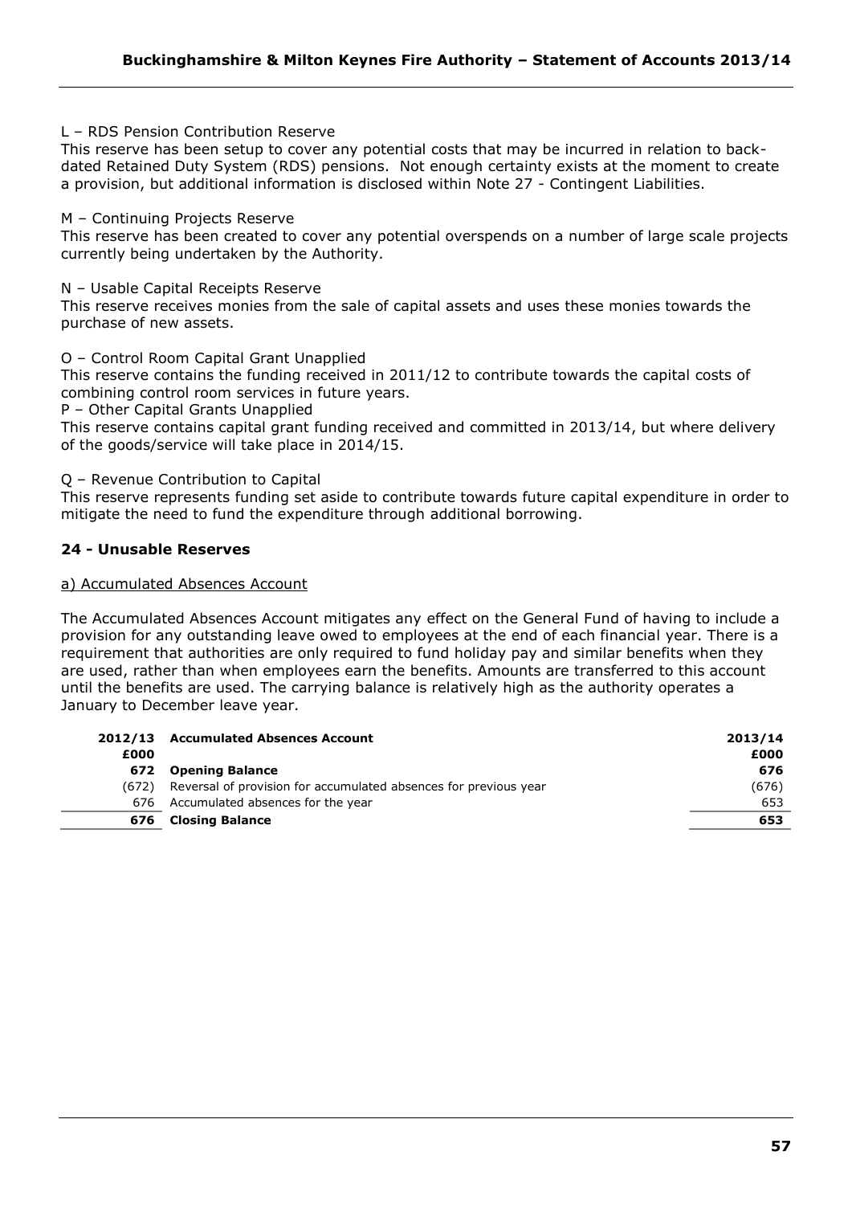L – RDS Pension Contribution Reserve

This reserve has been setup to cover any potential costs that may be incurred in relation to back-dated Retained Duty System (RDS) pensions. Not enough certainty exists at the moment to create a provision, but additional information is disclosed within Note 27 - Contingent Liabilities.

M – Continuing Projects Reserve

This reserve has been created to cover any potential overspends on a number of large scale projects currently being undertaken by the Authority.

N – Usable Capital Receipts Reserve

This reserve receives monies from the sale of capital assets and uses these monies towards the purchase of new assets.

O – Control Room Capital Grant Unapplied

This reserve contains the funding received in 2011/12 to contribute towards the capital costs of combining control room services in future years.

P – Other Capital Grants Unapplied

This reserve contains capital grant funding received and committed in 2013/14, but where delivery of the goods/service will take place in 2014/15.

Q – Revenue Contribution to Capital

This reserve represents funding set aside to contribute towards future capital expenditure in order to mitigate the need to fund the expenditure through additional borrowing.

## 24 - Unusable Reserves

a) Accumulated Absences Account

The Accumulated Absences Account mitigates any effect on the General Fund of having to include a provision for any outstanding leave owed to employees at the end of each financial year. There is a requirement that authorities are only required to fund holiday pay and similar benefits when they are used, rather than when employees earn the benefits. Amounts are transferred to this account until the benefits are used. The carrying balance is relatively high as the authority operates a January to December leave year.

| 2012/13 £000 | Accumulated Absences Account | 2013/14 £000 |
|---|---|---|
| **672** | **Opening Balance** | **676** |
| (672) | Reversal of provision for accumulated absences for previous year | (676) |
| 676 | Accumulated absences for the year | 653 |
| **676** | **Closing Balance** | **653** |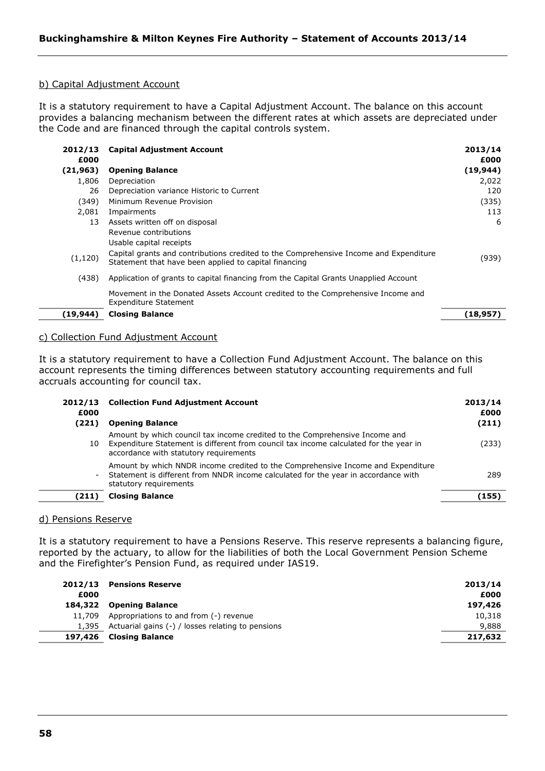### b) Capital Adjustment Account

It is a statutory requirement to have a Capital Adjustment Account. The balance on this account provides a balancing mechanism between the different rates at which assets are depreciated under the Code and are financed through the capital controls system.

| 2012/13 £000 | Capital Adjustment Account | 2013/14 £000 |
|---|---|---|
| (21,963) | **Opening Balance** | (19,944) |
| 1,806 | Depreciation | 2,022 |
| 26 | Depreciation variance Historic to Current | 120 |
| (349) | Minimum Revenue Provision | (335) |
| 2,081 | Impairments | 113 |
| 13 | Assets written off on disposal | 6 |
| | Revenue contributions | |
| | Usable capital receipts | |
| (1,120) | Capital grants and contributions credited to the Comprehensive Income and Expenditure Statement that have been applied to capital financing | (939) |
| (438) | Application of grants to capital financing from the Capital Grants Unapplied Account | |
| | Movement in the Donated Assets Account credited to the Comprehensive Income and Expenditure Statement | |
| **(19,944)** | **Closing Balance** | **(18,957)** |

### c) Collection Fund Adjustment Account

It is a statutory requirement to have a Collection Fund Adjustment Account. The balance on this account represents the timing differences between statutory accounting requirements and full accruals accounting for council tax.

| 2012/13 £000 | Collection Fund Adjustment Account | 2013/14 £000 |
|---|---|---|
| (221) | **Opening Balance** | (211) |
| 10 | Amount by which council tax income credited to the Comprehensive Income and Expenditure Statement is different from council tax income calculated for the year in accordance with statutory requirements | (233) |
| - | Amount by which NNDR income credited to the Comprehensive Income and Expenditure Statement is different from NNDR income calculated for the year in accordance with statutory requirements | 289 |
| **(211)** | **Closing Balance** | **(155)** |

### d) Pensions Reserve

It is a statutory requirement to have a Pensions Reserve. This reserve represents a balancing figure, reported by the actuary, to allow for the liabilities of both the Local Government Pension Scheme and the Firefighter's Pension Fund, as required under IAS19.

| 2012/13 £000 | Pensions Reserve | 2013/14 £000 |
|---|---|---|
| 184,322 | **Opening Balance** | 197,426 |
| 11,709 | Appropriations to and from (-) revenue | 10,318 |
| 1,395 | Actuarial gains (-) / losses relating to pensions | 9,888 |
| **197,426** | **Closing Balance** | **217,632** |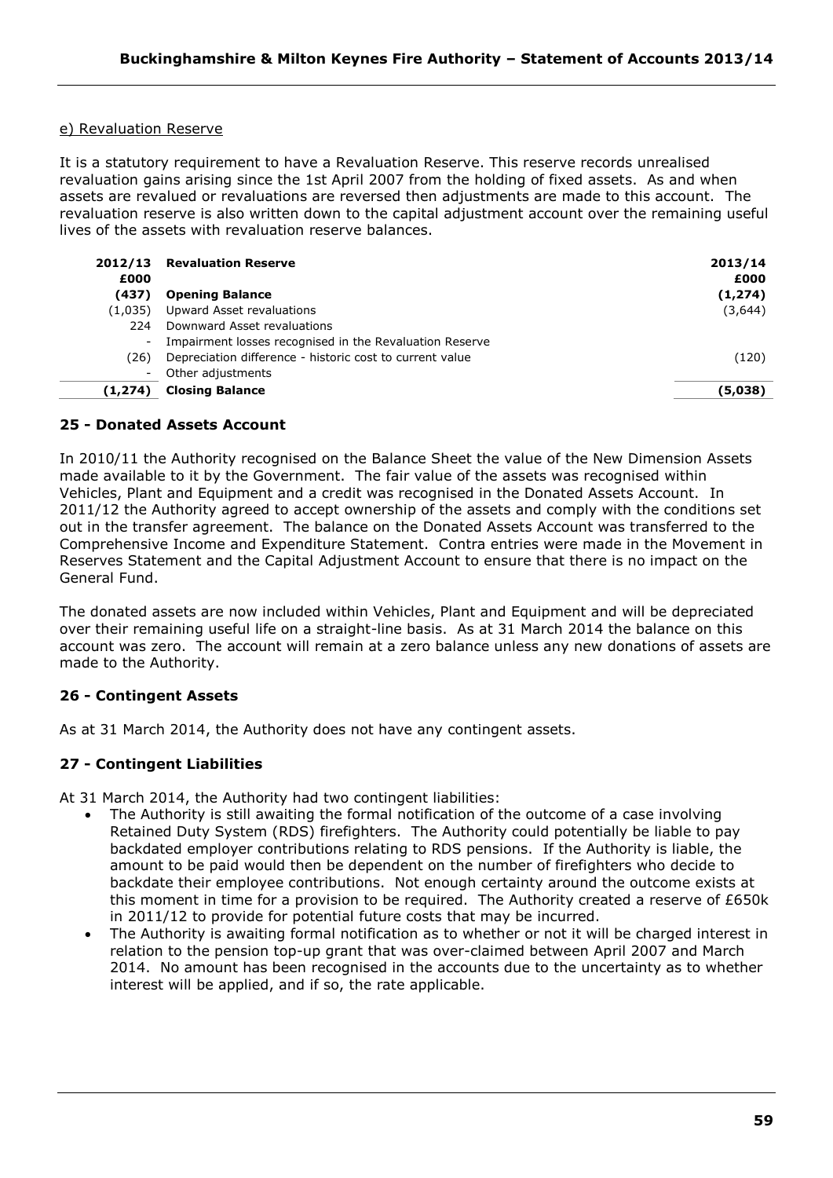e) Revaluation Reserve

It is a statutory requirement to have a Revaluation Reserve. This reserve records unrealised revaluation gains arising since the 1st April 2007 from the holding of fixed assets. As and when assets are revalued or revaluations are reversed then adjustments are made to this account. The revaluation reserve is also written down to the capital adjustment account over the remaining useful lives of the assets with revaluation reserve balances.

| 2012/13 £000 | Revaluation Reserve | 2013/14 £000 |
|---|---|---|
| **(437)** | **Opening Balance** | **(1,274)** |
| (1,035) | Upward Asset revaluations | (3,644) |
| 224 | Downward Asset revaluations | |
| - | Impairment losses recognised in the Revaluation Reserve | |
| (26) | Depreciation difference - historic cost to current value | (120) |
| - | Other adjustments | |
| **(1,274)** | **Closing Balance** | **(5,038)** |

## 25 - Donated Assets Account

In 2010/11 the Authority recognised on the Balance Sheet the value of the New Dimension Assets made available to it by the Government. The fair value of the assets was recognised within Vehicles, Plant and Equipment and a credit was recognised in the Donated Assets Account. In 2011/12 the Authority agreed to accept ownership of the assets and comply with the conditions set out in the transfer agreement. The balance on the Donated Assets Account was transferred to the Comprehensive Income and Expenditure Statement. Contra entries were made in the Movement in Reserves Statement and the Capital Adjustment Account to ensure that there is no impact on the General Fund.

The donated assets are now included within Vehicles, Plant and Equipment and will be depreciated over their remaining useful life on a straight-line basis. As at 31 March 2014 the balance on this account was zero. The account will remain at a zero balance unless any new donations of assets are made to the Authority.

## 26 - Contingent Assets

As at 31 March 2014, the Authority does not have any contingent assets.

## 27 - Contingent Liabilities

At 31 March 2014, the Authority had two contingent liabilities:

- The Authority is still awaiting the formal notification of the outcome of a case involving Retained Duty System (RDS) firefighters. The Authority could potentially be liable to pay backdated employer contributions relating to RDS pensions. If the Authority is liable, the amount to be paid would then be dependent on the number of firefighters who decide to backdate their employee contributions. Not enough certainty around the outcome exists at this moment in time for a provision to be required. The Authority created a reserve of £650k in 2011/12 to provide for potential future costs that may be incurred.
- The Authority is awaiting formal notification as to whether or not it will be charged interest in relation to the pension top-up grant that was over-claimed between April 2007 and March 2014. No amount has been recognised in the accounts due to the uncertainty as to whether interest will be applied, and if so, the rate applicable.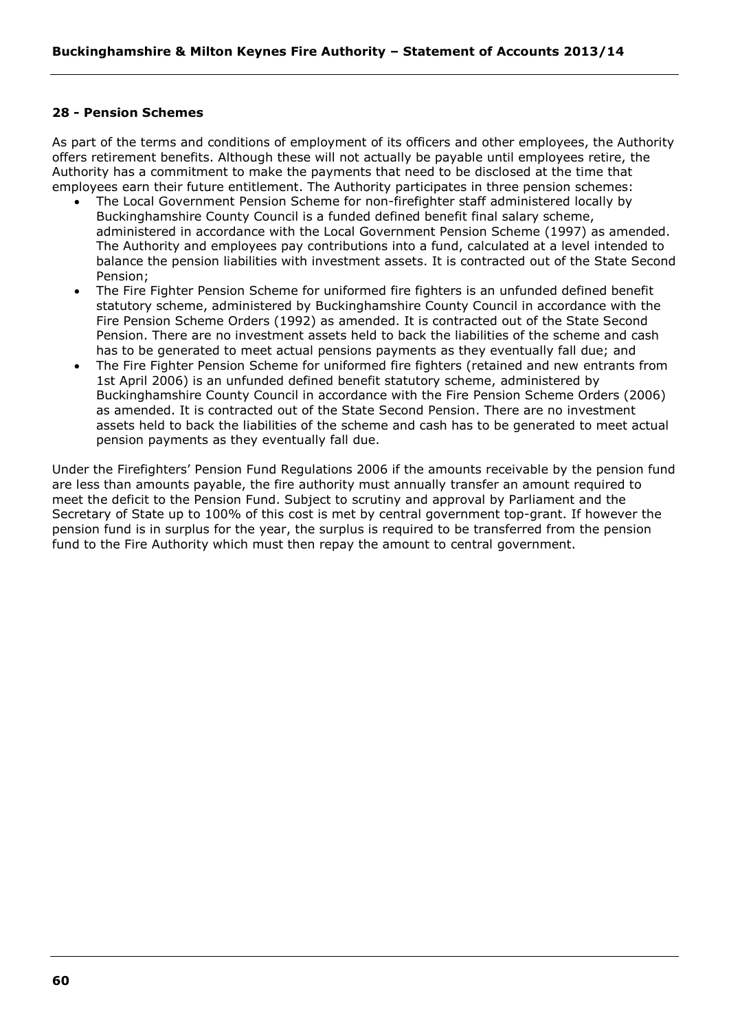## 28 - Pension Schemes

As part of the terms and conditions of employment of its officers and other employees, the Authority offers retirement benefits. Although these will not actually be payable until employees retire, the Authority has a commitment to make the payments that need to be disclosed at the time that employees earn their future entitlement. The Authority participates in three pension schemes:

- The Local Government Pension Scheme for non-firefighter staff administered locally by Buckinghamshire County Council is a funded defined benefit final salary scheme, administered in accordance with the Local Government Pension Scheme (1997) as amended. The Authority and employees pay contributions into a fund, calculated at a level intended to balance the pension liabilities with investment assets. It is contracted out of the State Second Pension;
- The Fire Fighter Pension Scheme for uniformed fire fighters is an unfunded defined benefit statutory scheme, administered by Buckinghamshire County Council in accordance with the Fire Pension Scheme Orders (1992) as amended. It is contracted out of the State Second Pension. There are no investment assets held to back the liabilities of the scheme and cash has to be generated to meet actual pensions payments as they eventually fall due; and
- The Fire Fighter Pension Scheme for uniformed fire fighters (retained and new entrants from 1st April 2006) is an unfunded defined benefit statutory scheme, administered by Buckinghamshire County Council in accordance with the Fire Pension Scheme Orders (2006) as amended. It is contracted out of the State Second Pension. There are no investment assets held to back the liabilities of the scheme and cash has to be generated to meet actual pension payments as they eventually fall due.

Under the Firefighters' Pension Fund Regulations 2006 if the amounts receivable by the pension fund are less than amounts payable, the fire authority must annually transfer an amount required to meet the deficit to the Pension Fund. Subject to scrutiny and approval by Parliament and the Secretary of State up to 100% of this cost is met by central government top-grant. If however the pension fund is in surplus for the year, the surplus is required to be transferred from the pension fund to the Fire Authority which must then repay the amount to central government.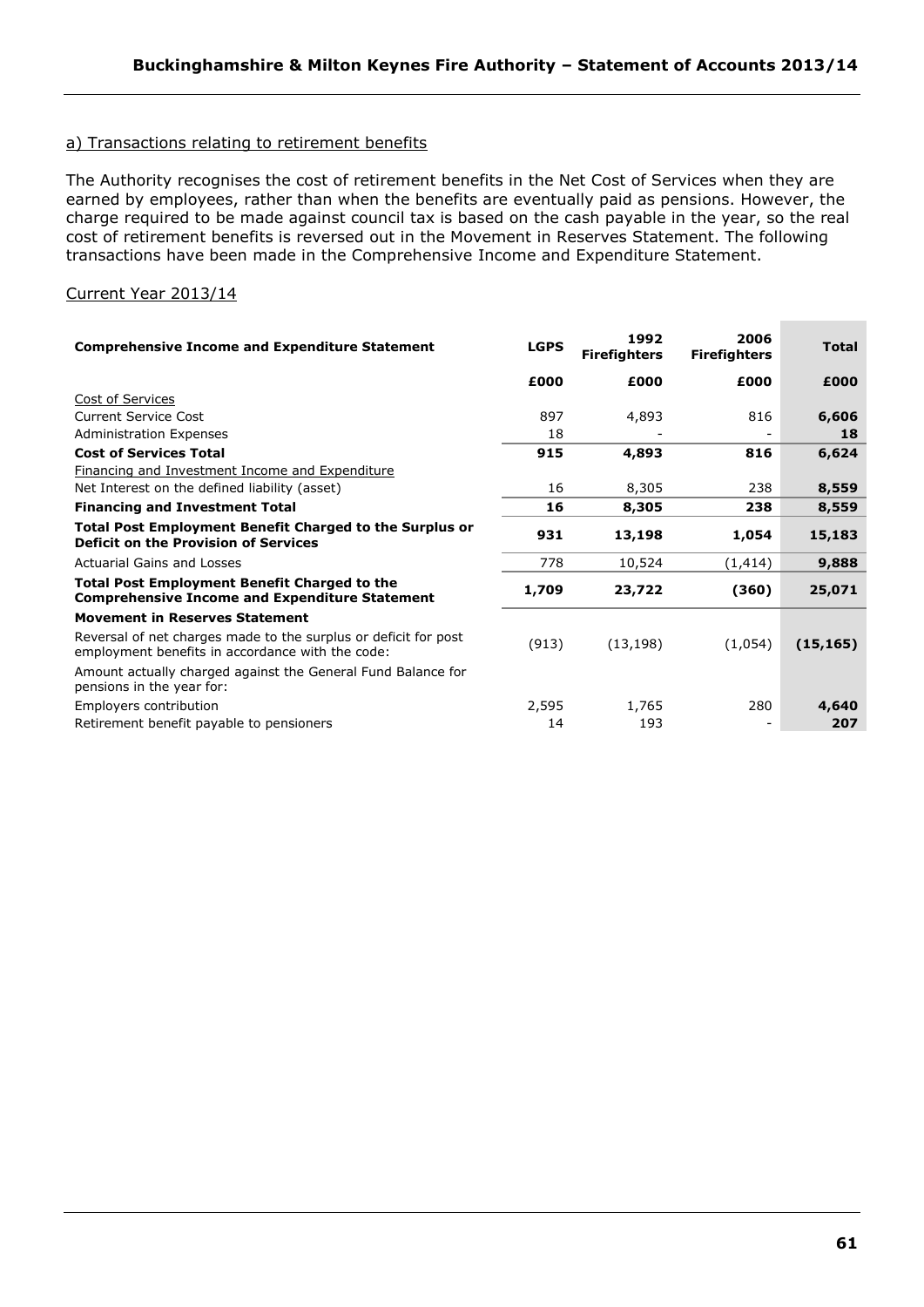a) Transactions relating to retirement benefits

The Authority recognises the cost of retirement benefits in the Net Cost of Services when they are earned by employees, rather than when the benefits are eventually paid as pensions. However, the charge required to be made against council tax is based on the cash payable in the year, so the real cost of retirement benefits is reversed out in the Movement in Reserves Statement. The following transactions have been made in the Comprehensive Income and Expenditure Statement.

Current Year 2013/14

| **Comprehensive Income and Expenditure Statement** | **LGPS** | **1992 Firefighters** | **2006 Firefighters** | **Total** |
|---|---|---|---|---|
| | **£000** | **£000** | **£000** | **£000** |
| Cost of Services | | | | |
| Current Service Cost | 897 | 4,893 | 816 | **6,606** |
| Administration Expenses | 18 | - | - | **18** |
| **Cost of Services Total** | **915** | **4,893** | **816** | **6,624** |
| Financing and Investment Income and Expenditure | | | | |
| Net Interest on the defined liability (asset) | 16 | 8,305 | 238 | **8,559** |
| **Financing and Investment Total** | **16** | **8,305** | **238** | **8,559** |
| **Total Post Employment Benefit Charged to the Surplus or Deficit on the Provision of Services** | **931** | **13,198** | **1,054** | **15,183** |
| Actuarial Gains and Losses | 778 | 10,524 | (1,414) | **9,888** |
| **Total Post Employment Benefit Charged to the Comprehensive Income and Expenditure Statement** | **1,709** | **23,722** | **(360)** | **25,071** |
| **Movement in Reserves Statement** | | | | |
| Reversal of net charges made to the surplus or deficit for post employment benefits in accordance with the code: | (913) | (13,198) | (1,054) | **(15,165)** |
| Amount actually charged against the General Fund Balance for pensions in the year for: | | | | |
| Employers contribution | 2,595 | 1,765 | 280 | **4,640** |
| Retirement benefit payable to pensioners | 14 | 193 | - | **207** |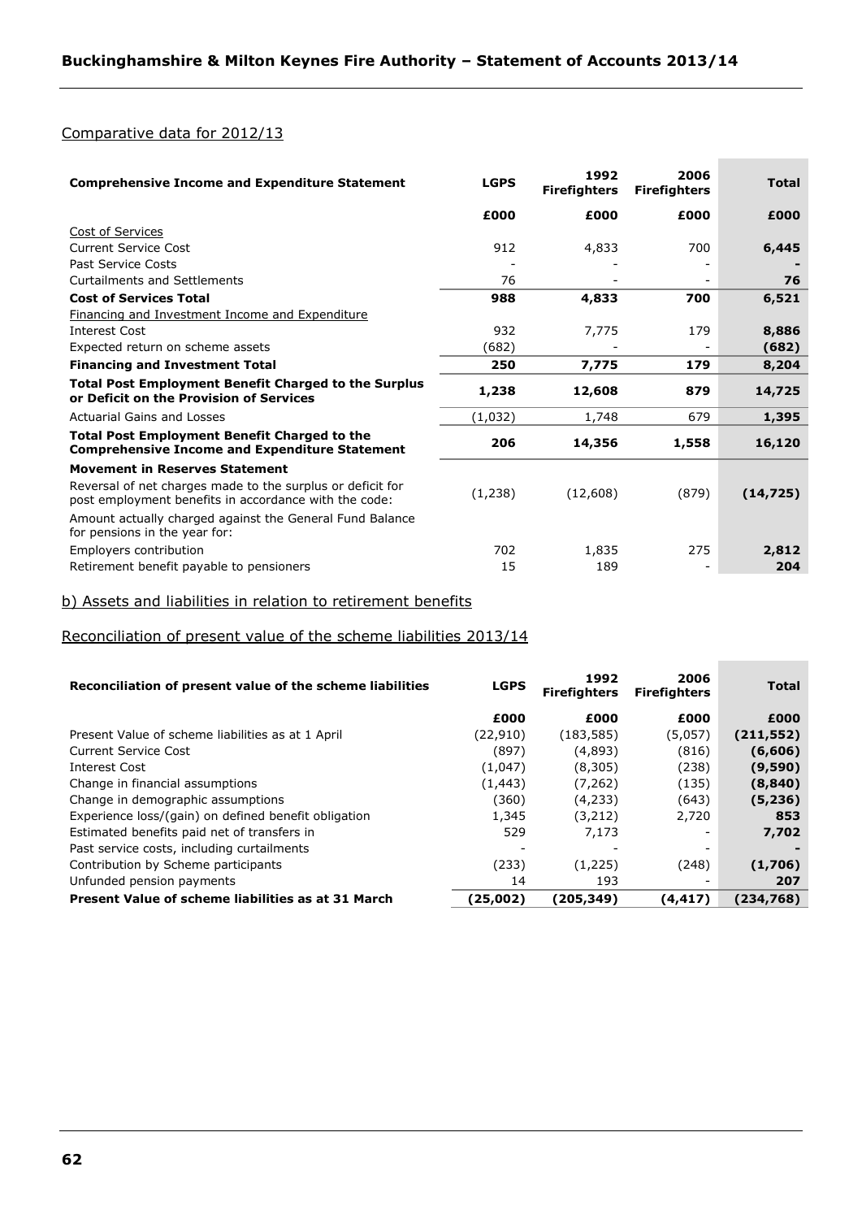Comparative data for 2012/13

| Comprehensive Income and Expenditure Statement | LGPS | 1992 Firefighters | 2006 Firefighters | Total |
|---|---|---|---|---|
| | £000 | £000 | £000 | £000 |
| Cost of Services | | | | |
| Current Service Cost | 912 | 4,833 | 700 | **6,445** |
| Past Service Costs | - | - | - | **-** |
| Curtailments and Settlements | 76 | - | - | **76** |
| **Cost of Services Total** | **988** | **4,833** | **700** | **6,521** |
| Financing and Investment Income and Expenditure | | | | |
| Interest Cost | 932 | 7,775 | 179 | **8,886** |
| Expected return on scheme assets | (682) | - | - | **(682)** |
| **Financing and Investment Total** | **250** | **7,775** | **179** | **8,204** |
| **Total Post Employment Benefit Charged to the Surplus or Deficit on the Provision of Services** | **1,238** | **12,608** | **879** | **14,725** |
| Actuarial Gains and Losses | (1,032) | 1,748 | 679 | **1,395** |
| **Total Post Employment Benefit Charged to the Comprehensive Income and Expenditure Statement** | **206** | **14,356** | **1,558** | **16,120** |
| **Movement in Reserves Statement** | | | | |
| Reversal of net charges made to the surplus or deficit for post employment benefits in accordance with the code: | (1,238) | (12,608) | (879) | **(14,725)** |
| Amount actually charged against the General Fund Balance for pensions in the year for: | | | | |
| Employers contribution | 702 | 1,835 | 275 | **2,812** |
| Retirement benefit payable to pensioners | 15 | 189 | - | **204** |

b) Assets and liabilities in relation to retirement benefits

Reconciliation of present value of the scheme liabilities 2013/14

| Reconciliation of present value of the scheme liabilities | LGPS | 1992 Firefighters | 2006 Firefighters | Total |
|---|---|---|---|---|
| | £000 | £000 | £000 | £000 |
| Present Value of scheme liabilities as at 1 April | (22,910) | (183,585) | (5,057) | **(211,552)** |
| Current Service Cost | (897) | (4,893) | (816) | **(6,606)** |
| Interest Cost | (1,047) | (8,305) | (238) | **(9,590)** |
| Change in financial assumptions | (1,443) | (7,262) | (135) | **(8,840)** |
| Change in demographic assumptions | (360) | (4,233) | (643) | **(5,236)** |
| Experience loss/(gain) on defined benefit obligation | 1,345 | (3,212) | 2,720 | **853** |
| Estimated benefits paid net of transfers in | 529 | 7,173 | - | **7,702** |
| Past service costs, including curtailments | - | - | - | **-** |
| Contribution by Scheme participants | (233) | (1,225) | (248) | **(1,706)** |
| Unfunded pension payments | 14 | 193 | - | **207** |
| **Present Value of scheme liabilities as at 31 March** | **(25,002)** | **(205,349)** | **(4,417)** | **(234,768)** |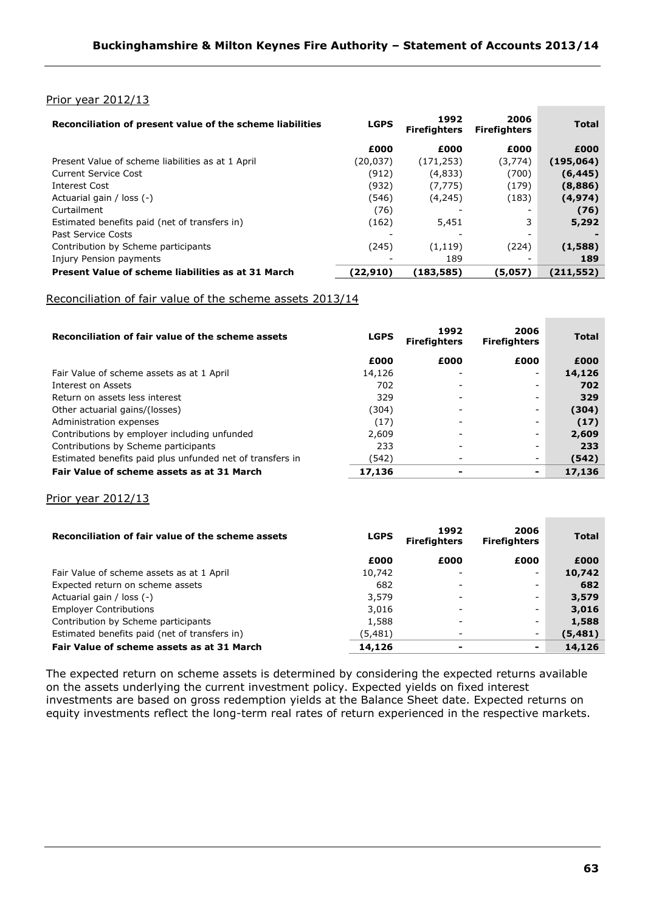Prior year 2012/13

| Reconciliation of present value of the scheme liabilities | LGPS | 1992 Firefighters | 2006 Firefighters | Total |
|---|---|---|---|---|
| | £000 | £000 | £000 | £000 |
| Present Value of scheme liabilities as at 1 April | (20,037) | (171,253) | (3,774) | **(195,064)** |
| Current Service Cost | (912) | (4,833) | (700) | **(6,445)** |
| Interest Cost | (932) | (7,775) | (179) | **(8,886)** |
| Actuarial gain / loss (-) | (546) | (4,245) | (183) | **(4,974)** |
| Curtailment | (76) | - | - | **(76)** |
| Estimated benefits paid (net of transfers in) | (162) | 5,451 | 3 | **5,292** |
| Past Service Costs | - | - | - | **-** |
| Contribution by Scheme participants | (245) | (1,119) | (224) | **(1,588)** |
| Injury Pension payments | - | 189 | - | **189** |
| **Present Value of scheme liabilities as at 31 March** | **(22,910)** | **(183,585)** | **(5,057)** | **(211,552)** |

Reconciliation of fair value of the scheme assets 2013/14

| Reconciliation of fair value of the scheme assets | LGPS | 1992 Firefighters | 2006 Firefighters | Total |
|---|---|---|---|---|
| | £000 | £000 | £000 | £000 |
| Fair Value of scheme assets as at 1 April | 14,126 | - | - | **14,126** |
| Interest on Assets | 702 | - | - | **702** |
| Return on assets less interest | 329 | - | - | **329** |
| Other actuarial gains/(losses) | (304) | - | - | **(304)** |
| Administration expenses | (17) | - | - | **(17)** |
| Contributions by employer including unfunded | 2,609 | - | - | **2,609** |
| Contributions by Scheme participants | 233 | - | - | **233** |
| Estimated benefits paid plus unfunded net of transfers in | (542) | - | - | **(542)** |
| **Fair Value of scheme assets as at 31 March** | **17,136** | **-** | **-** | **17,136** |

Prior year 2012/13

| Reconciliation of fair value of the scheme assets | LGPS | 1992 Firefighters | 2006 Firefighters | Total |
|---|---|---|---|---|
| | £000 | £000 | £000 | £000 |
| Fair Value of scheme assets as at 1 April | 10,742 | - | - | **10,742** |
| Expected return on scheme assets | 682 | - | - | **682** |
| Actuarial gain / loss (-) | 3,579 | - | - | **3,579** |
| Employer Contributions | 3,016 | - | - | **3,016** |
| Contribution by Scheme participants | 1,588 | - | - | **1,588** |
| Estimated benefits paid (net of transfers in) | (5,481) | - | - | **(5,481)** |
| **Fair Value of scheme assets as at 31 March** | **14,126** | **-** | **-** | **14,126** |

The expected return on scheme assets is determined by considering the expected returns available on the assets underlying the current investment policy. Expected yields on fixed interest investments are based on gross redemption yields at the Balance Sheet date. Expected returns on equity investments reflect the long-term real rates of return experienced in the respective markets.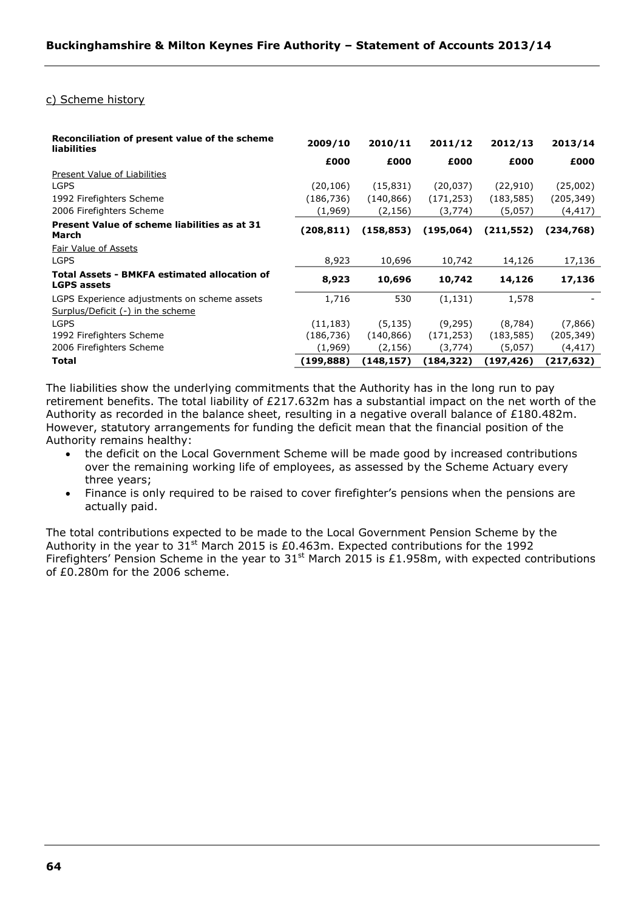c) Scheme history

| Reconciliation of present value of the scheme liabilities | 2009/10 | 2010/11 | 2011/12 | 2012/13 | 2013/14 |
|---|---|---|---|---|---|
| | £000 | £000 | £000 | £000 | £000 |
| Present Value of Liabilities | | | | | |
| LGPS | (20,106) | (15,831) | (20,037) | (22,910) | (25,002) |
| 1992 Firefighters Scheme | (186,736) | (140,866) | (171,253) | (183,585) | (205,349) |
| 2006 Firefighters Scheme | (1,969) | (2,156) | (3,774) | (5,057) | (4,417) |
| **Present Value of scheme liabilities as at 31 March** | **(208,811)** | **(158,853)** | **(195,064)** | **(211,552)** | **(234,768)** |
| Fair Value of Assets | | | | | |
| LGPS | 8,923 | 10,696 | 10,742 | 14,126 | 17,136 |
| **Total Assets - BMKFA estimated allocation of LGPS assets** | **8,923** | **10,696** | **10,742** | **14,126** | **17,136** |
| LGPS Experience adjustments on scheme assets | 1,716 | 530 | (1,131) | 1,578 | - |
| Surplus/Deficit (-) in the scheme | | | | | |
| LGPS | (11,183) | (5,135) | (9,295) | (8,784) | (7,866) |
| 1992 Firefighters Scheme | (186,736) | (140,866) | (171,253) | (183,585) | (205,349) |
| 2006 Firefighters Scheme | (1,969) | (2,156) | (3,774) | (5,057) | (4,417) |
| **Total** | **(199,888)** | **(148,157)** | **(184,322)** | **(197,426)** | **(217,632)** |

The liabilities show the underlying commitments that the Authority has in the long run to pay retirement benefits. The total liability of £217.632m has a substantial impact on the net worth of the Authority as recorded in the balance sheet, resulting in a negative overall balance of £180.482m. However, statutory arrangements for funding the deficit mean that the financial position of the Authority remains healthy:

- the deficit on the Local Government Scheme will be made good by increased contributions over the remaining working life of employees, as assessed by the Scheme Actuary every three years;
- Finance is only required to be raised to cover firefighter's pensions when the pensions are actually paid.

The total contributions expected to be made to the Local Government Pension Scheme by the Authority in the year to 31st March 2015 is £0.463m. Expected contributions for the 1992 Firefighters' Pension Scheme in the year to 31st March 2015 is £1.958m, with expected contributions of £0.280m for the 2006 scheme.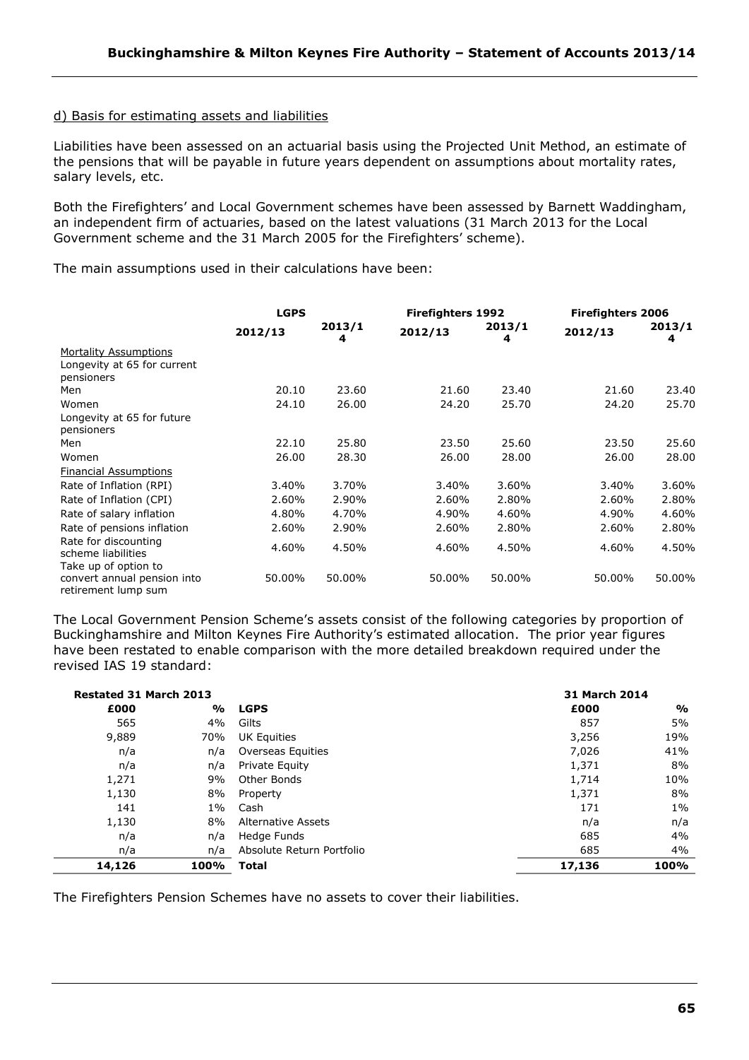d) Basis for estimating assets and liabilities

Liabilities have been assessed on an actuarial basis using the Projected Unit Method, an estimate of the pensions that will be payable in future years dependent on assumptions about mortality rates, salary levels, etc.

Both the Firefighters' and Local Government schemes have been assessed by Barnett Waddingham, an independent firm of actuaries, based on the latest valuations (31 March 2013 for the Local Government scheme and the 31 March 2005 for the Firefighters' scheme).

The main assumptions used in their calculations have been:

| | LGPS | | Firefighters 1992 | | Firefighters 2006 | |
|---|---|---|---|---|---|---|
| | 2012/13 | 2013/14 | 2012/13 | 2013/14 | 2012/13 | 2013/14 |
| Mortality Assumptions | | | | | | |
| Longevity at 65 for current pensioners | | | | | | |
| Men | 20.10 | 23.60 | 21.60 | 23.40 | 21.60 | 23.40 |
| Women | 24.10 | 26.00 | 24.20 | 25.70 | 24.20 | 25.70 |
| Longevity at 65 for future pensioners | | | | | | |
| Men | 22.10 | 25.80 | 23.50 | 25.60 | 23.50 | 25.60 |
| Women | 26.00 | 28.30 | 26.00 | 28.00 | 26.00 | 28.00 |
| Financial Assumptions | | | | | | |
| Rate of Inflation (RPI) | 3.40% | 3.70% | 3.40% | 3.60% | 3.40% | 3.60% |
| Rate of Inflation (CPI) | 2.60% | 2.90% | 2.60% | 2.80% | 2.60% | 2.80% |
| Rate of salary inflation | 4.80% | 4.70% | 4.90% | 4.60% | 4.90% | 4.60% |
| Rate of pensions inflation | 2.60% | 2.90% | 2.60% | 2.80% | 2.60% | 2.80% |
| Rate for discounting scheme liabilities | 4.60% | 4.50% | 4.60% | 4.50% | 4.60% | 4.50% |
| Take up of option to convert annual pension into retirement lump sum | 50.00% | 50.00% | 50.00% | 50.00% | 50.00% | 50.00% |

The Local Government Pension Scheme's assets consist of the following categories by proportion of Buckinghamshire and Milton Keynes Fire Authority's estimated allocation. The prior year figures have been restated to enable comparison with the more detailed breakdown required under the revised IAS 19 standard:

| Restated 31 March 2013 | | | 31 March 2014 | |
|---|---|---|---|---|
| £000 | % | LGPS | £000 | % |
| 565 | 4% | Gilts | 857 | 5% |
| 9,889 | 70% | UK Equities | 3,256 | 19% |
| n/a | n/a | Overseas Equities | 7,026 | 41% |
| n/a | n/a | Private Equity | 1,371 | 8% |
| 1,271 | 9% | Other Bonds | 1,714 | 10% |
| 1,130 | 8% | Property | 1,371 | 8% |
| 141 | 1% | Cash | 171 | 1% |
| 1,130 | 8% | Alternative Assets | n/a | n/a |
| n/a | n/a | Hedge Funds | 685 | 4% |
| n/a | n/a | Absolute Return Portfolio | 685 | 4% |
| **14,126** | **100%** | **Total** | **17,136** | **100%** |

The Firefighters Pension Schemes have no assets to cover their liabilities.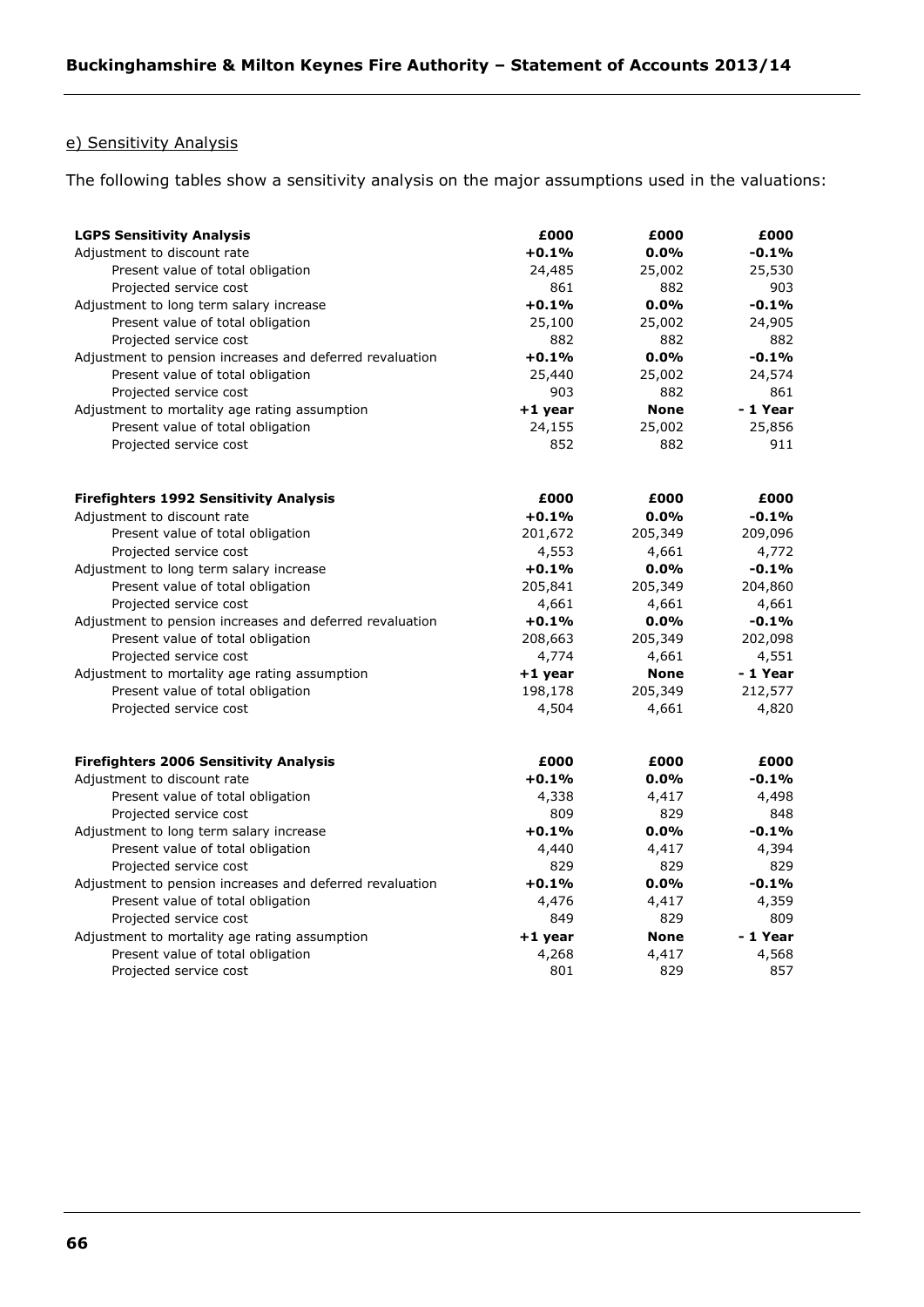e) Sensitivity Analysis

The following tables show a sensitivity analysis on the major assumptions used in the valuations:

| **LGPS Sensitivity Analysis** | **£000** | **£000** | **£000** |
|---|---|---|---|
| Adjustment to discount rate | **+0.1%** | **0.0%** | **-0.1%** |
| Present value of total obligation | 24,485 | 25,002 | 25,530 |
| Projected service cost | 861 | 882 | 903 |
| Adjustment to long term salary increase | **+0.1%** | **0.0%** | **-0.1%** |
| Present value of total obligation | 25,100 | 25,002 | 24,905 |
| Projected service cost | 882 | 882 | 882 |
| Adjustment to pension increases and deferred revaluation | **+0.1%** | **0.0%** | **-0.1%** |
| Present value of total obligation | 25,440 | 25,002 | 24,574 |
| Projected service cost | 903 | 882 | 861 |
| Adjustment to mortality age rating assumption | **+1 year** | **None** | **- 1 Year** |
| Present value of total obligation | 24,155 | 25,002 | 25,856 |
| Projected service cost | 852 | 882 | 911 |

| **Firefighters 1992 Sensitivity Analysis** | **£000** | **£000** | **£000** |
|---|---|---|---|
| Adjustment to discount rate | **+0.1%** | **0.0%** | **-0.1%** |
| Present value of total obligation | 201,672 | 205,349 | 209,096 |
| Projected service cost | 4,553 | 4,661 | 4,772 |
| Adjustment to long term salary increase | **+0.1%** | **0.0%** | **-0.1%** |
| Present value of total obligation | 205,841 | 205,349 | 204,860 |
| Projected service cost | 4,661 | 4,661 | 4,661 |
| Adjustment to pension increases and deferred revaluation | **+0.1%** | **0.0%** | **-0.1%** |
| Present value of total obligation | 208,663 | 205,349 | 202,098 |
| Projected service cost | 4,774 | 4,661 | 4,551 |
| Adjustment to mortality age rating assumption | **+1 year** | **None** | **- 1 Year** |
| Present value of total obligation | 198,178 | 205,349 | 212,577 |
| Projected service cost | 4,504 | 4,661 | 4,820 |

| **Firefighters 2006 Sensitivity Analysis** | **£000** | **£000** | **£000** |
|---|---|---|---|
| Adjustment to discount rate | **+0.1%** | **0.0%** | **-0.1%** |
| Present value of total obligation | 4,338 | 4,417 | 4,498 |
| Projected service cost | 809 | 829 | 848 |
| Adjustment to long term salary increase | **+0.1%** | **0.0%** | **-0.1%** |
| Present value of total obligation | 4,440 | 4,417 | 4,394 |
| Projected service cost | 829 | 829 | 829 |
| Adjustment to pension increases and deferred revaluation | **+0.1%** | **0.0%** | **-0.1%** |
| Present value of total obligation | 4,476 | 4,417 | 4,359 |
| Projected service cost | 849 | 829 | 809 |
| Adjustment to mortality age rating assumption | **+1 year** | **None** | **- 1 Year** |
| Present value of total obligation | 4,268 | 4,417 | 4,568 |
| Projected service cost | 801 | 829 | 857 |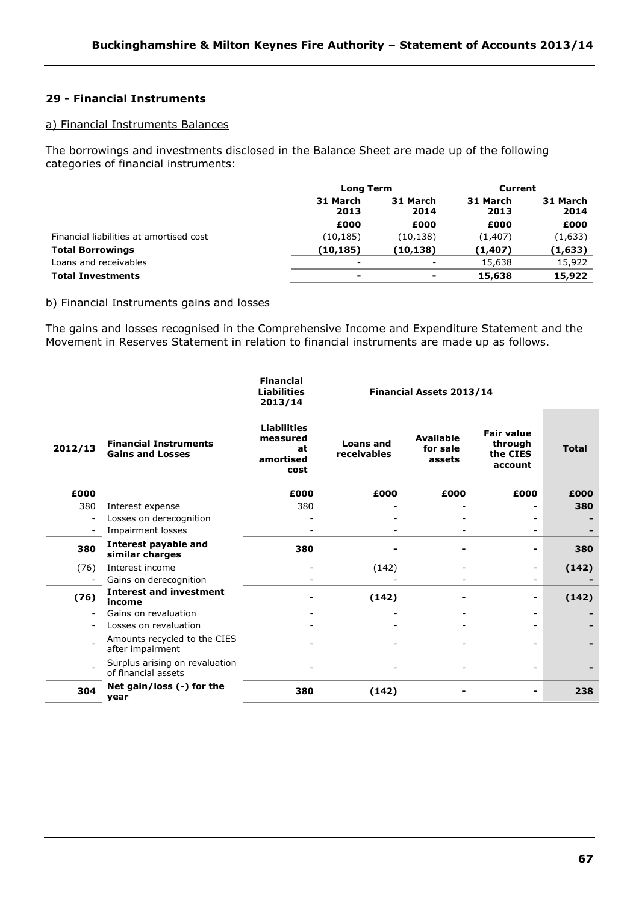## 29 - Financial Instruments

### a) Financial Instruments Balances

The borrowings and investments disclosed in the Balance Sheet are made up of the following categories of financial instruments:

| | Long Term | | Current | |
|---|---|---|---|---|
| | 31 March 2013 | 31 March 2014 | 31 March 2013 | 31 March 2014 |
| | £000 | £000 | £000 | £000 |
| Financial liabilities at amortised cost | (10,185) | (10,138) | (1,407) | (1,633) |
| **Total Borrowings** | **(10,185)** | **(10,138)** | **(1,407)** | **(1,633)** |
| Loans and receivables | - | - | 15,638 | 15,922 |
| **Total Investments** | **-** | **-** | **15,638** | **15,922** |

### b) Financial Instruments gains and losses

The gains and losses recognised in the Comprehensive Income and Expenditure Statement and the Movement in Reserves Statement in relation to financial instruments are made up as follows.

| | | Financial Liabilities 2013/14 | Financial Assets 2013/14 | | | |
|---|---|---|---|---|---|---|
| 2012/13 | Financial Instruments Gains and Losses | Liabilities measured at amortised cost | Loans and receivables | Available for sale assets | Fair value through the CIES account | Total |
| £000 | | £000 | £000 | £000 | £000 | £000 |
| 380 | Interest expense | 380 | - | - | - | **380** |
| - | Losses on derecognition | - | - | - | - | **-** |
| - | Impairment losses | - | - | - | - | **-** |
| **380** | **Interest payable and similar charges** | **380** | **-** | **-** | **-** | **380** |
| (76) | Interest income | - | (142) | - | - | **(142)** |
| - | Gains on derecognition | - | - | - | - | **-** |
| **(76)** | **Interest and investment income** | **-** | **(142)** | **-** | **-** | **(142)** |
| - | Gains on revaluation | - | - | - | - | **-** |
| - | Losses on revaluation | - | - | - | - | **-** |
| - | Amounts recycled to the CIES after impairment | - | - | - | - | **-** |
| - | Surplus arising on revaluation of financial assets | - | - | - | - | **-** |
| **304** | **Net gain/loss (-) for the year** | **380** | **(142)** | **-** | **-** | **238** |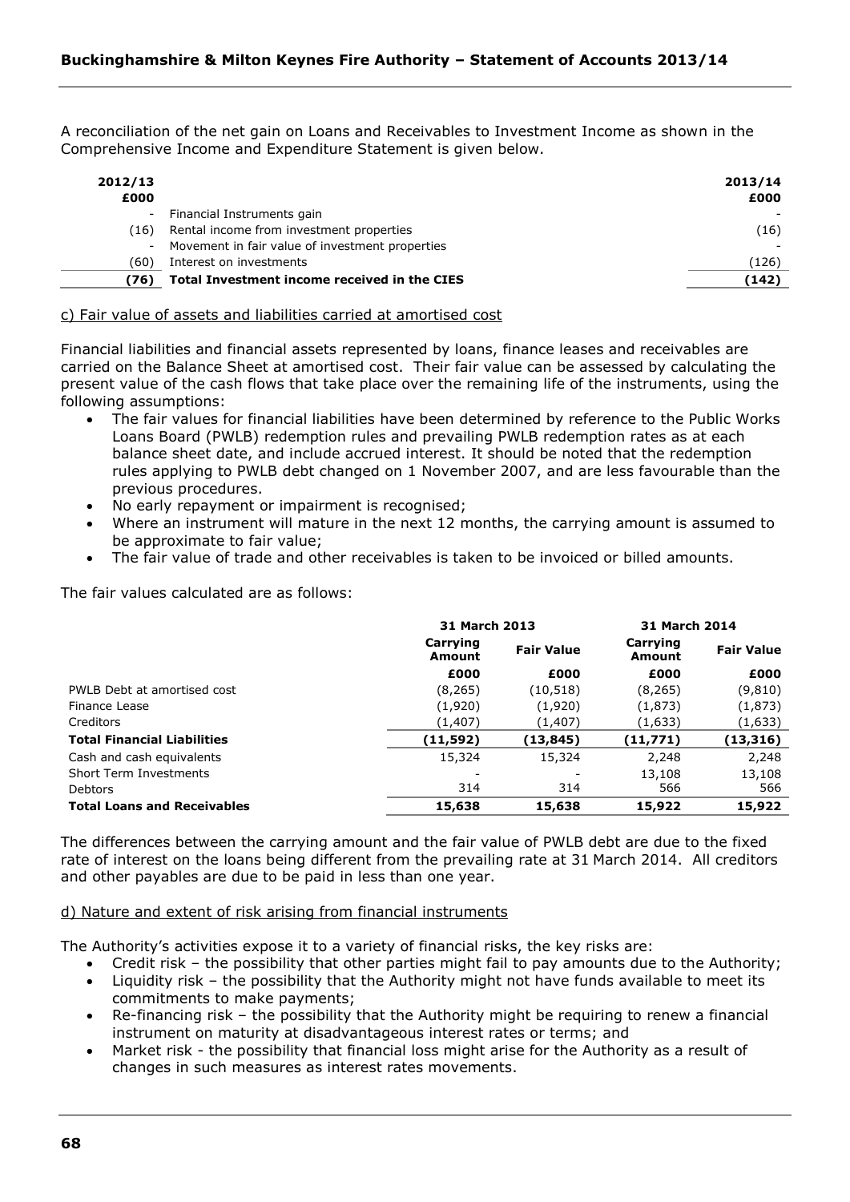A reconciliation of the net gain on Loans and Receivables to Investment Income as shown in the Comprehensive Income and Expenditure Statement is given below.

| 2012/13 £000 | | 2013/14 £000 |
|---|---|---|
| - | Financial Instruments gain | - |
| (16) | Rental income from investment properties | (16) |
| - | Movement in fair value of investment properties | - |
| (60) | Interest on investments | (126) |
| **(76)** | **Total Investment income received in the CIES** | **(142)** |

c) Fair value of assets and liabilities carried at amortised cost

Financial liabilities and financial assets represented by loans, finance leases and receivables are carried on the Balance Sheet at amortised cost. Their fair value can be assessed by calculating the present value of the cash flows that take place over the remaining life of the instruments, using the following assumptions:

- The fair values for financial liabilities have been determined by reference to the Public Works Loans Board (PWLB) redemption rules and prevailing PWLB redemption rates as at each balance sheet date, and include accrued interest. It should be noted that the redemption rules applying to PWLB debt changed on 1 November 2007, and are less favourable than the previous procedures.
- No early repayment or impairment is recognised;
- Where an instrument will mature in the next 12 months, the carrying amount is assumed to be approximate to fair value;
- The fair value of trade and other receivables is taken to be invoiced or billed amounts.

The fair values calculated are as follows:

| | 31 March 2013 | | 31 March 2014 | |
|---|---|---|---|---|
| | Carrying Amount | Fair Value | Carrying Amount | Fair Value |
| | £000 | £000 | £000 | £000 |
| PWLB Debt at amortised cost | (8,265) | (10,518) | (8,265) | (9,810) |
| Finance Lease | (1,920) | (1,920) | (1,873) | (1,873) |
| Creditors | (1,407) | (1,407) | (1,633) | (1,633) |
| **Total Financial Liabilities** | **(11,592)** | **(13,845)** | **(11,771)** | **(13,316)** |
| Cash and cash equivalents | 15,324 | 15,324 | 2,248 | 2,248 |
| Short Term Investments | - | - | 13,108 | 13,108 |
| Debtors | 314 | 314 | 566 | 566 |
| **Total Loans and Receivables** | **15,638** | **15,638** | **15,922** | **15,922** |

The differences between the carrying amount and the fair value of PWLB debt are due to the fixed rate of interest on the loans being different from the prevailing rate at 31 March 2014. All creditors and other payables are due to be paid in less than one year.

d) Nature and extent of risk arising from financial instruments

The Authority's activities expose it to a variety of financial risks, the key risks are:

- Credit risk – the possibility that other parties might fail to pay amounts due to the Authority;
- Liquidity risk – the possibility that the Authority might not have funds available to meet its commitments to make payments;
- Re-financing risk – the possibility that the Authority might be requiring to renew a financial instrument on maturity at disadvantageous interest rates or terms; and
- Market risk - the possibility that financial loss might arise for the Authority as a result of changes in such measures as interest rates movements.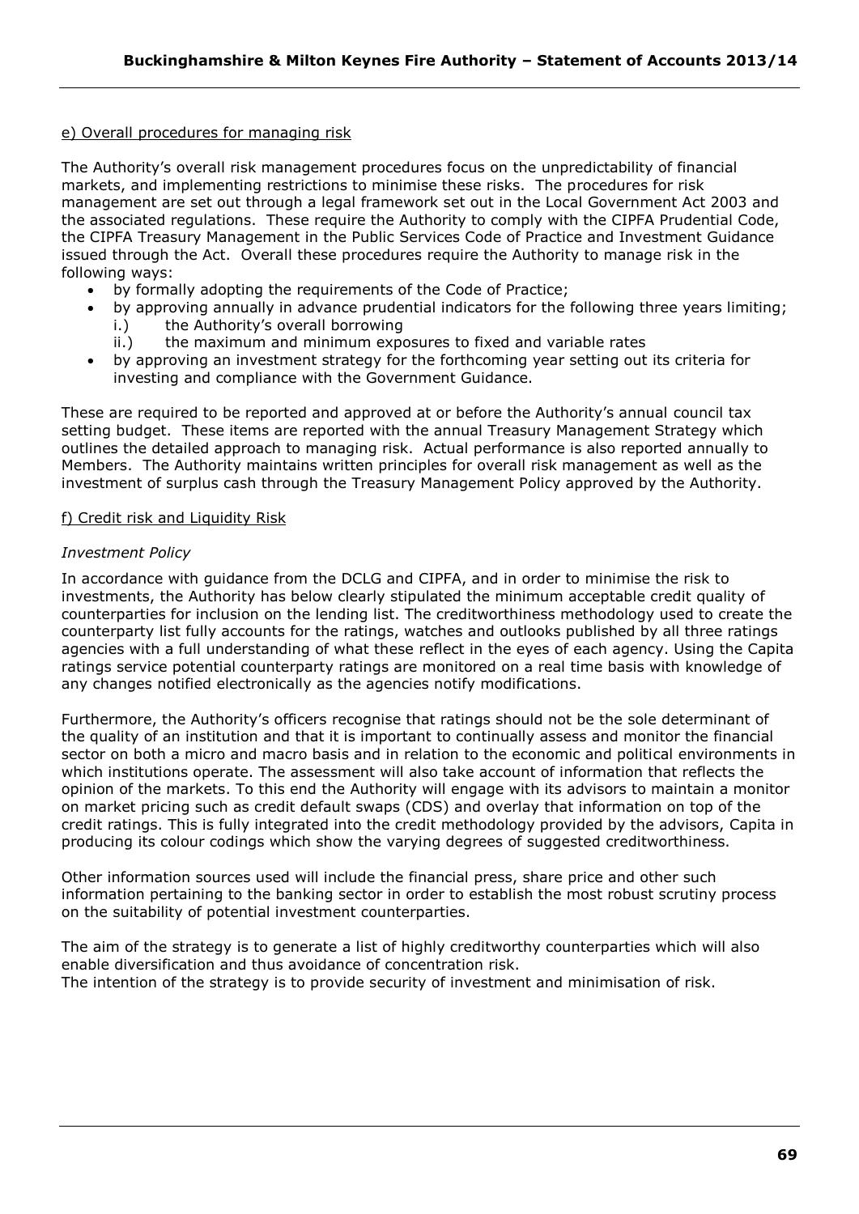e) Overall procedures for managing risk

The Authority's overall risk management procedures focus on the unpredictability of financial markets, and implementing restrictions to minimise these risks. The procedures for risk management are set out through a legal framework set out in the Local Government Act 2003 and the associated regulations. These require the Authority to comply with the CIPFA Prudential Code, the CIPFA Treasury Management in the Public Services Code of Practice and Investment Guidance issued through the Act. Overall these procedures require the Authority to manage risk in the following ways:

- by formally adopting the requirements of the Code of Practice;
- by approving annually in advance prudential indicators for the following three years limiting;
  - i.) the Authority's overall borrowing
  - ii.) the maximum and minimum exposures to fixed and variable rates
- by approving an investment strategy for the forthcoming year setting out its criteria for investing and compliance with the Government Guidance.

These are required to be reported and approved at or before the Authority's annual council tax setting budget. These items are reported with the annual Treasury Management Strategy which outlines the detailed approach to managing risk. Actual performance is also reported annually to Members. The Authority maintains written principles for overall risk management as well as the investment of surplus cash through the Treasury Management Policy approved by the Authority.

f) Credit risk and Liquidity Risk

*Investment Policy*

In accordance with guidance from the DCLG and CIPFA, and in order to minimise the risk to investments, the Authority has below clearly stipulated the minimum acceptable credit quality of counterparties for inclusion on the lending list. The creditworthiness methodology used to create the counterparty list fully accounts for the ratings, watches and outlooks published by all three ratings agencies with a full understanding of what these reflect in the eyes of each agency. Using the Capita ratings service potential counterparty ratings are monitored on a real time basis with knowledge of any changes notified electronically as the agencies notify modifications.

Furthermore, the Authority's officers recognise that ratings should not be the sole determinant of the quality of an institution and that it is important to continually assess and monitor the financial sector on both a micro and macro basis and in relation to the economic and political environments in which institutions operate. The assessment will also take account of information that reflects the opinion of the markets. To this end the Authority will engage with its advisors to maintain a monitor on market pricing such as credit default swaps (CDS) and overlay that information on top of the credit ratings. This is fully integrated into the credit methodology provided by the advisors, Capita in producing its colour codings which show the varying degrees of suggested creditworthiness.

Other information sources used will include the financial press, share price and other such information pertaining to the banking sector in order to establish the most robust scrutiny process on the suitability of potential investment counterparties.

The aim of the strategy is to generate a list of highly creditworthy counterparties which will also enable diversification and thus avoidance of concentration risk.
The intention of the strategy is to provide security of investment and minimisation of risk.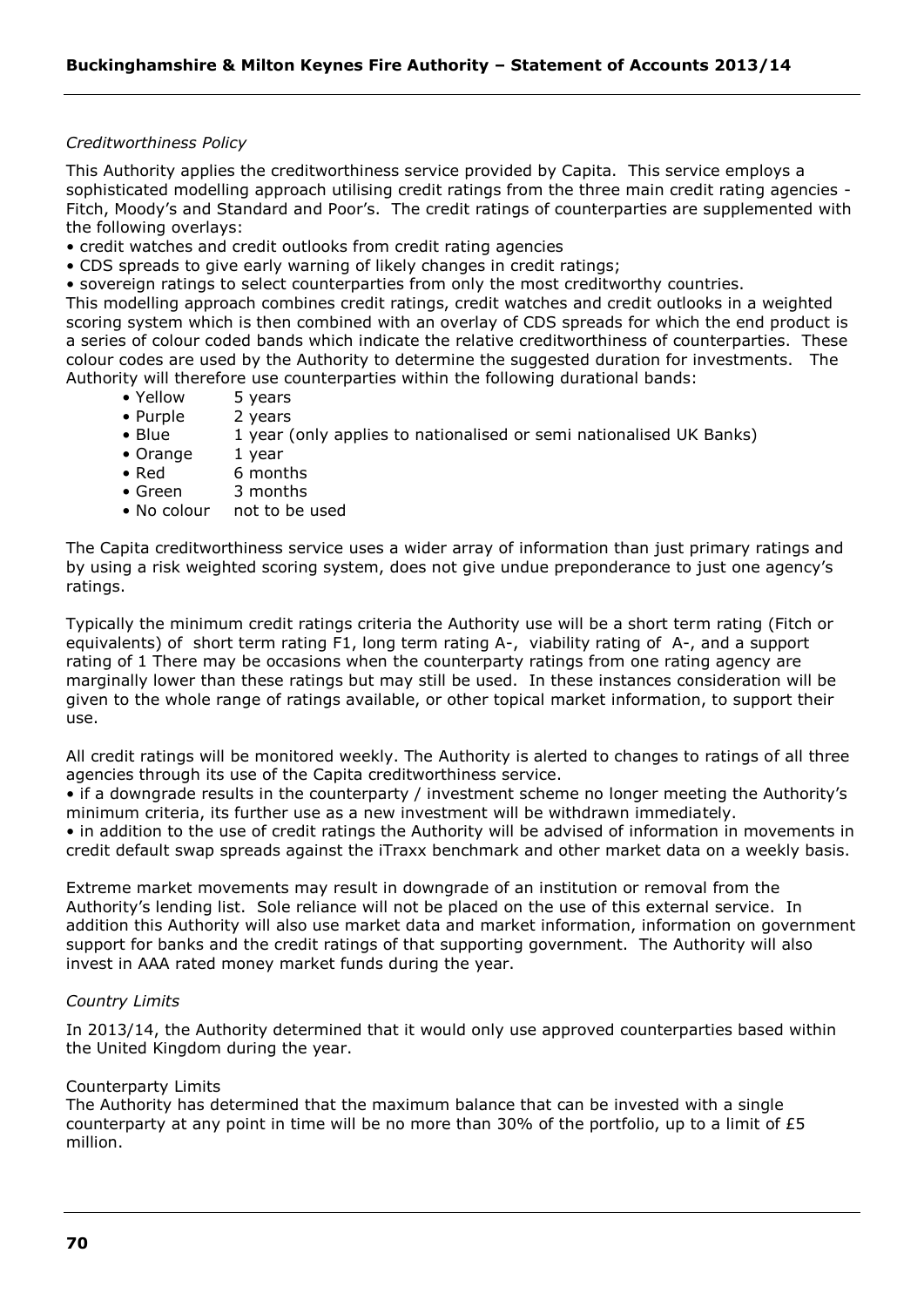*Creditworthiness Policy*

This Authority applies the creditworthiness service provided by Capita. This service employs a sophisticated modelling approach utilising credit ratings from the three main credit rating agencies - Fitch, Moody's and Standard and Poor's. The credit ratings of counterparties are supplemented with the following overlays:

- credit watches and credit outlooks from credit rating agencies
- CDS spreads to give early warning of likely changes in credit ratings;
- sovereign ratings to select counterparties from only the most creditworthy countries.

This modelling approach combines credit ratings, credit watches and credit outlooks in a weighted scoring system which is then combined with an overlay of CDS spreads for which the end product is a series of colour coded bands which indicate the relative creditworthiness of counterparties. These colour codes are used by the Authority to determine the suggested duration for investments. The Authority will therefore use counterparties within the following durational bands:

- Yellow 5 years
- Purple 2 years
- Blue 1 year (only applies to nationalised or semi nationalised UK Banks)
- Orange 1 year
- Red 6 months
- Green 3 months
- No colour not to be used

The Capita creditworthiness service uses a wider array of information than just primary ratings and by using a risk weighted scoring system, does not give undue preponderance to just one agency's ratings.

Typically the minimum credit ratings criteria the Authority use will be a short term rating (Fitch or equivalents) of short term rating F1, long term rating A-, viability rating of A-, and a support rating of 1 There may be occasions when the counterparty ratings from one rating agency are marginally lower than these ratings but may still be used. In these instances consideration will be given to the whole range of ratings available, or other topical market information, to support their use.

All credit ratings will be monitored weekly. The Authority is alerted to changes to ratings of all three agencies through its use of the Capita creditworthiness service.

- if a downgrade results in the counterparty / investment scheme no longer meeting the Authority's minimum criteria, its further use as a new investment will be withdrawn immediately.
- in addition to the use of credit ratings the Authority will be advised of information in movements in credit default swap spreads against the iTraxx benchmark and other market data on a weekly basis.

Extreme market movements may result in downgrade of an institution or removal from the Authority's lending list. Sole reliance will not be placed on the use of this external service. In addition this Authority will also use market data and market information, information on government support for banks and the credit ratings of that supporting government. The Authority will also invest in AAA rated money market funds during the year.

*Country Limits*

In 2013/14, the Authority determined that it would only use approved counterparties based within the United Kingdom during the year.

Counterparty Limits

The Authority has determined that the maximum balance that can be invested with a single counterparty at any point in time will be no more than 30% of the portfolio, up to a limit of £5 million.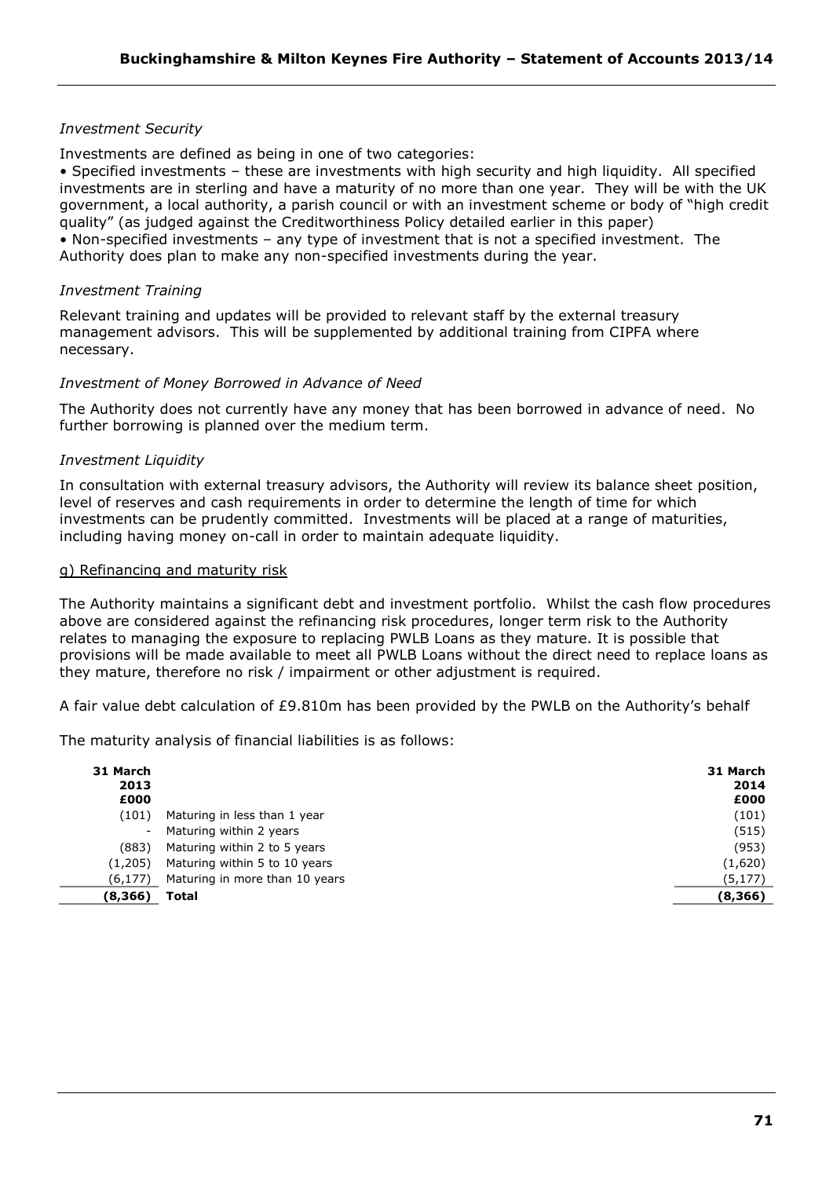*Investment Security*

Investments are defined as being in one of two categories:

• Specified investments – these are investments with high security and high liquidity. All specified investments are in sterling and have a maturity of no more than one year. They will be with the UK government, a local authority, a parish council or with an investment scheme or body of "high credit quality" (as judged against the Creditworthiness Policy detailed earlier in this paper)

• Non-specified investments – any type of investment that is not a specified investment. The Authority does plan to make any non-specified investments during the year.

*Investment Training*

Relevant training and updates will be provided to relevant staff by the external treasury management advisors. This will be supplemented by additional training from CIPFA where necessary.

*Investment of Money Borrowed in Advance of Need*

The Authority does not currently have any money that has been borrowed in advance of need. No further borrowing is planned over the medium term.

*Investment Liquidity*

In consultation with external treasury advisors, the Authority will review its balance sheet position, level of reserves and cash requirements in order to determine the length of time for which investments can be prudently committed. Investments will be placed at a range of maturities, including having money on-call in order to maintain adequate liquidity.

g) Refinancing and maturity risk

The Authority maintains a significant debt and investment portfolio. Whilst the cash flow procedures above are considered against the refinancing risk procedures, longer term risk to the Authority relates to managing the exposure to replacing PWLB Loans as they mature. It is possible that provisions will be made available to meet all PWLB Loans without the direct need to replace loans as they mature, therefore no risk / impairment or other adjustment is required.

A fair value debt calculation of £9.810m has been provided by the PWLB on the Authority's behalf

The maturity analysis of financial liabilities is as follows:

| 31 March 2013 £000 | | 31 March 2014 £000 |
|---|---|---|
| (101) | Maturing in less than 1 year | (101) |
| - | Maturing within 2 years | (515) |
| (883) | Maturing within 2 to 5 years | (953) |
| (1,205) | Maturing within 5 to 10 years | (1,620) |
| (6,177) | Maturing in more than 10 years | (5,177) |
| **(8,366)** | **Total** | **(8,366)** |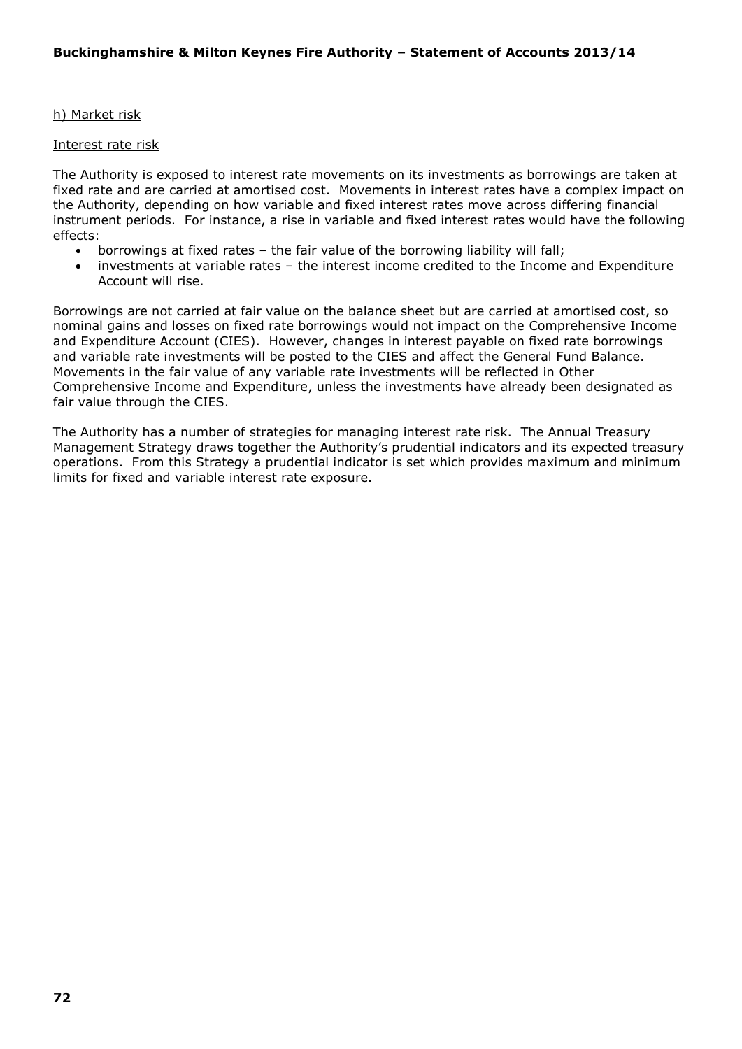h) Market risk

Interest rate risk

The Authority is exposed to interest rate movements on its investments as borrowings are taken at fixed rate and are carried at amortised cost. Movements in interest rates have a complex impact on the Authority, depending on how variable and fixed interest rates move across differing financial instrument periods. For instance, a rise in variable and fixed interest rates would have the following effects:

- borrowings at fixed rates – the fair value of the borrowing liability will fall;
- investments at variable rates – the interest income credited to the Income and Expenditure Account will rise.

Borrowings are not carried at fair value on the balance sheet but are carried at amortised cost, so nominal gains and losses on fixed rate borrowings would not impact on the Comprehensive Income and Expenditure Account (CIES). However, changes in interest payable on fixed rate borrowings and variable rate investments will be posted to the CIES and affect the General Fund Balance. Movements in the fair value of any variable rate investments will be reflected in Other Comprehensive Income and Expenditure, unless the investments have already been designated as fair value through the CIES.

The Authority has a number of strategies for managing interest rate risk. The Annual Treasury Management Strategy draws together the Authority's prudential indicators and its expected treasury operations. From this Strategy a prudential indicator is set which provides maximum and minimum limits for fixed and variable interest rate exposure.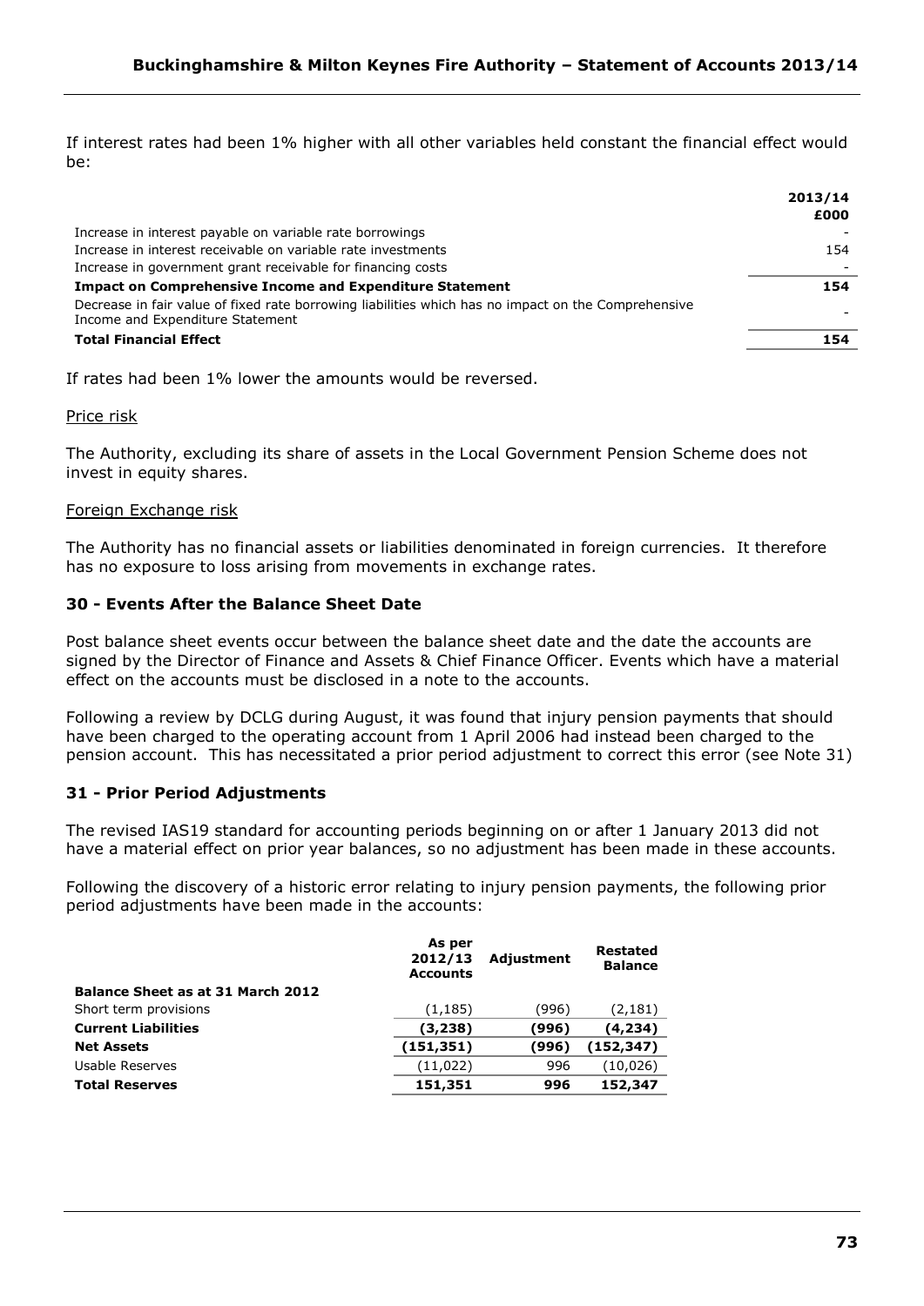If interest rates had been 1% higher with all other variables held constant the financial effect would be:

| | 2013/14 £000 |
|---|---|
| Increase in interest payable on variable rate borrowings | - |
| Increase in interest receivable on variable rate investments | 154 |
| Increase in government grant receivable for financing costs | - |
| **Impact on Comprehensive Income and Expenditure Statement** | **154** |
| Decrease in fair value of fixed rate borrowing liabilities which has no impact on the Comprehensive Income and Expenditure Statement | - |
| **Total Financial Effect** | **154** |

If rates had been 1% lower the amounts would be reversed.

Price risk

The Authority, excluding its share of assets in the Local Government Pension Scheme does not invest in equity shares.

Foreign Exchange risk

The Authority has no financial assets or liabilities denominated in foreign currencies. It therefore has no exposure to loss arising from movements in exchange rates.

### 30 - Events After the Balance Sheet Date

Post balance sheet events occur between the balance sheet date and the date the accounts are signed by the Director of Finance and Assets & Chief Finance Officer. Events which have a material effect on the accounts must be disclosed in a note to the accounts.

Following a review by DCLG during August, it was found that injury pension payments that should have been charged to the operating account from 1 April 2006 had instead been charged to the pension account. This has necessitated a prior period adjustment to correct this error (see Note 31)

### 31 - Prior Period Adjustments

The revised IAS19 standard for accounting periods beginning on or after 1 January 2013 did not have a material effect on prior year balances, so no adjustment has been made in these accounts.

Following the discovery of a historic error relating to injury pension payments, the following prior period adjustments have been made in the accounts:

| | As per 2012/13 Accounts | Adjustment | Restated Balance |
|---|---|---|---|
| **Balance Sheet as at 31 March 2012** | | | |
| Short term provisions | (1,185) | (996) | (2,181) |
| **Current Liabilities** | **(3,238)** | **(996)** | **(4,234)** |
| **Net Assets** | **(151,351)** | **(996)** | **(152,347)** |
| Usable Reserves | (11,022) | 996 | (10,026) |
| **Total Reserves** | **151,351** | **996** | **152,347** |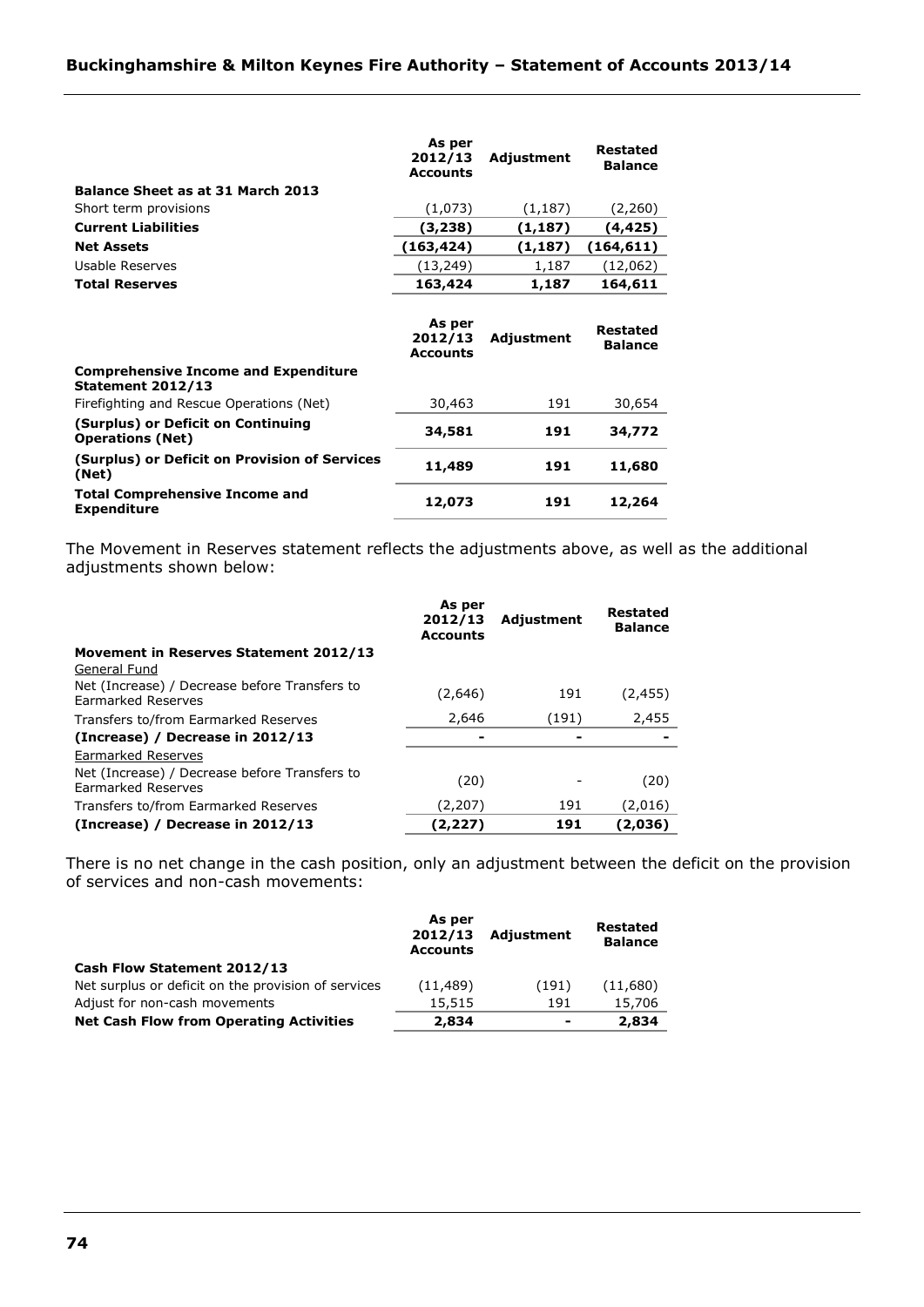| | As per 2012/13 Accounts | Adjustment | Restated Balance |
|---|---|---|---|
| **Balance Sheet as at 31 March 2013** | | | |
| Short term provisions | (1,073) | (1,187) | (2,260) |
| **Current Liabilities** | **(3,238)** | **(1,187)** | **(4,425)** |
| **Net Assets** | **(163,424)** | **(1,187)** | **(164,611)** |
| Usable Reserves | (13,249) | 1,187 | (12,062) |
| **Total Reserves** | **163,424** | **1,187** | **164,611** |

| | As per 2012/13 Accounts | Adjustment | Restated Balance |
|---|---|---|---|
| **Comprehensive Income and Expenditure Statement 2012/13** | | | |
| Firefighting and Rescue Operations (Net) | 30,463 | 191 | 30,654 |
| **(Surplus) or Deficit on Continuing Operations (Net)** | **34,581** | **191** | **34,772** |
| **(Surplus) or Deficit on Provision of Services (Net)** | **11,489** | **191** | **11,680** |
| **Total Comprehensive Income and Expenditure** | **12,073** | **191** | **12,264** |

The Movement in Reserves statement reflects the adjustments above, as well as the additional adjustments shown below:

| | As per 2012/13 Accounts | Adjustment | Restated Balance |
|---|---|---|---|
| **Movement in Reserves Statement 2012/13** | | | |
| General Fund | | | |
| Net (Increase) / Decrease before Transfers to Earmarked Reserves | (2,646) | 191 | (2,455) |
| Transfers to/from Earmarked Reserves | 2,646 | (191) | 2,455 |
| **(Increase) / Decrease in 2012/13** | **-** | **-** | **-** |
| Earmarked Reserves | | | |
| Net (Increase) / Decrease before Transfers to Earmarked Reserves | (20) | - | (20) |
| Transfers to/from Earmarked Reserves | (2,207) | 191 | (2,016) |
| **(Increase) / Decrease in 2012/13** | **(2,227)** | **191** | **(2,036)** |

There is no net change in the cash position, only an adjustment between the deficit on the provision of services and non-cash movements:

| | As per 2012/13 Accounts | Adjustment | Restated Balance |
|---|---|---|---|
| **Cash Flow Statement 2012/13** | | | |
| Net surplus or deficit on the provision of services | (11,489) | (191) | (11,680) |
| Adjust for non-cash movements | 15,515 | 191 | 15,706 |
| **Net Cash Flow from Operating Activities** | **2,834** | **-** | **2,834** |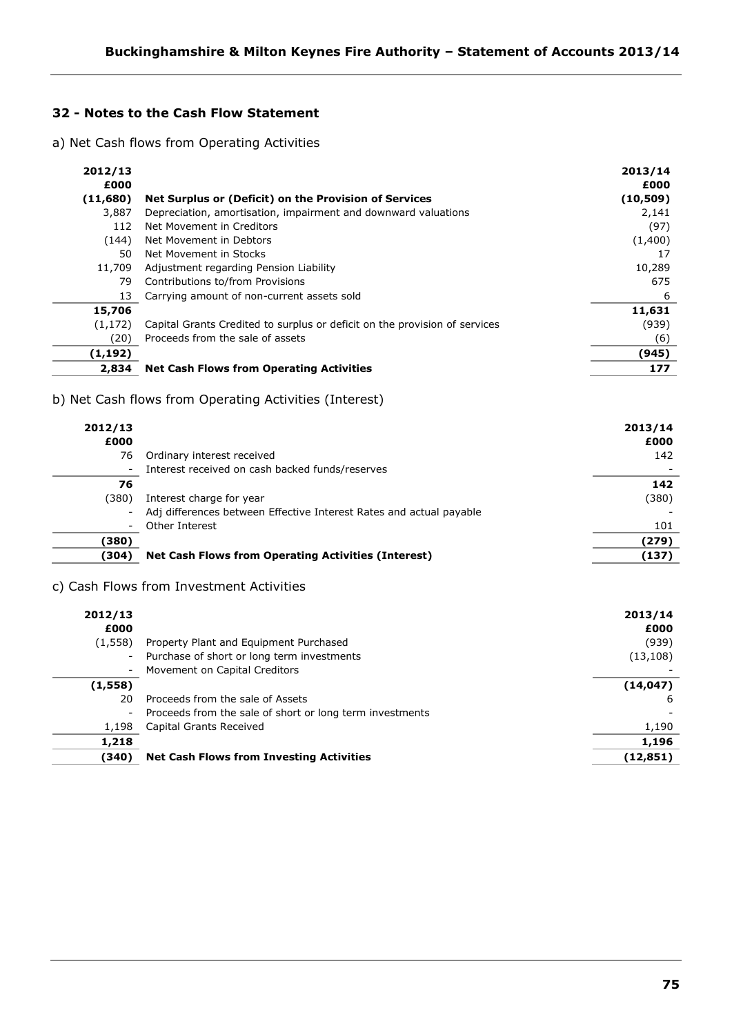## 32 - Notes to the Cash Flow Statement

a) Net Cash flows from Operating Activities

| 2012/13 £000 | | 2013/14 £000 |
|---|---|---|
| **(11,680)** | **Net Surplus or (Deficit) on the Provision of Services** | **(10,509)** |
| 3,887 | Depreciation, amortisation, impairment and downward valuations | 2,141 |
| 112 | Net Movement in Creditors | (97) |
| (144) | Net Movement in Debtors | (1,400) |
| 50 | Net Movement in Stocks | 17 |
| 11,709 | Adjustment regarding Pension Liability | 10,289 |
| 79 | Contributions to/from Provisions | 675 |
| 13 | Carrying amount of non-current assets sold | 6 |
| **15,706** | | **11,631** |
| (1,172) | Capital Grants Credited to surplus or deficit on the provision of services | (939) |
| (20) | Proceeds from the sale of assets | (6) |
| **(1,192)** | | **(945)** |
| **2,834** | **Net Cash Flows from Operating Activities** | **177** |

b) Net Cash flows from Operating Activities (Interest)

| 2012/13 £000 | | 2013/14 £000 |
|---|---|---|
| 76 | Ordinary interest received | 142 |
| - | Interest received on cash backed funds/reserves | - |
| **76** | | **142** |
| (380) | Interest charge for year | (380) |
| - | Adj differences between Effective Interest Rates and actual payable | - |
| - | Other Interest | 101 |
| **(380)** | | **(279)** |
| **(304)** | **Net Cash Flows from Operating Activities (Interest)** | **(137)** |

c) Cash Flows from Investment Activities

| 2012/13 £000 | | 2013/14 £000 |
|---|---|---|
| (1,558) | Property Plant and Equipment Purchased | (939) |
| - | Purchase of short or long term investments | (13,108) |
| - | Movement on Capital Creditors | - |
| **(1,558)** | | **(14,047)** |
| 20 | Proceeds from the sale of Assets | 6 |
| - | Proceeds from the sale of short or long term investments | - |
| 1,198 | Capital Grants Received | 1,190 |
| **1,218** | | **1,196** |
| **(340)** | **Net Cash Flows from Investing Activities** | **(12,851)** |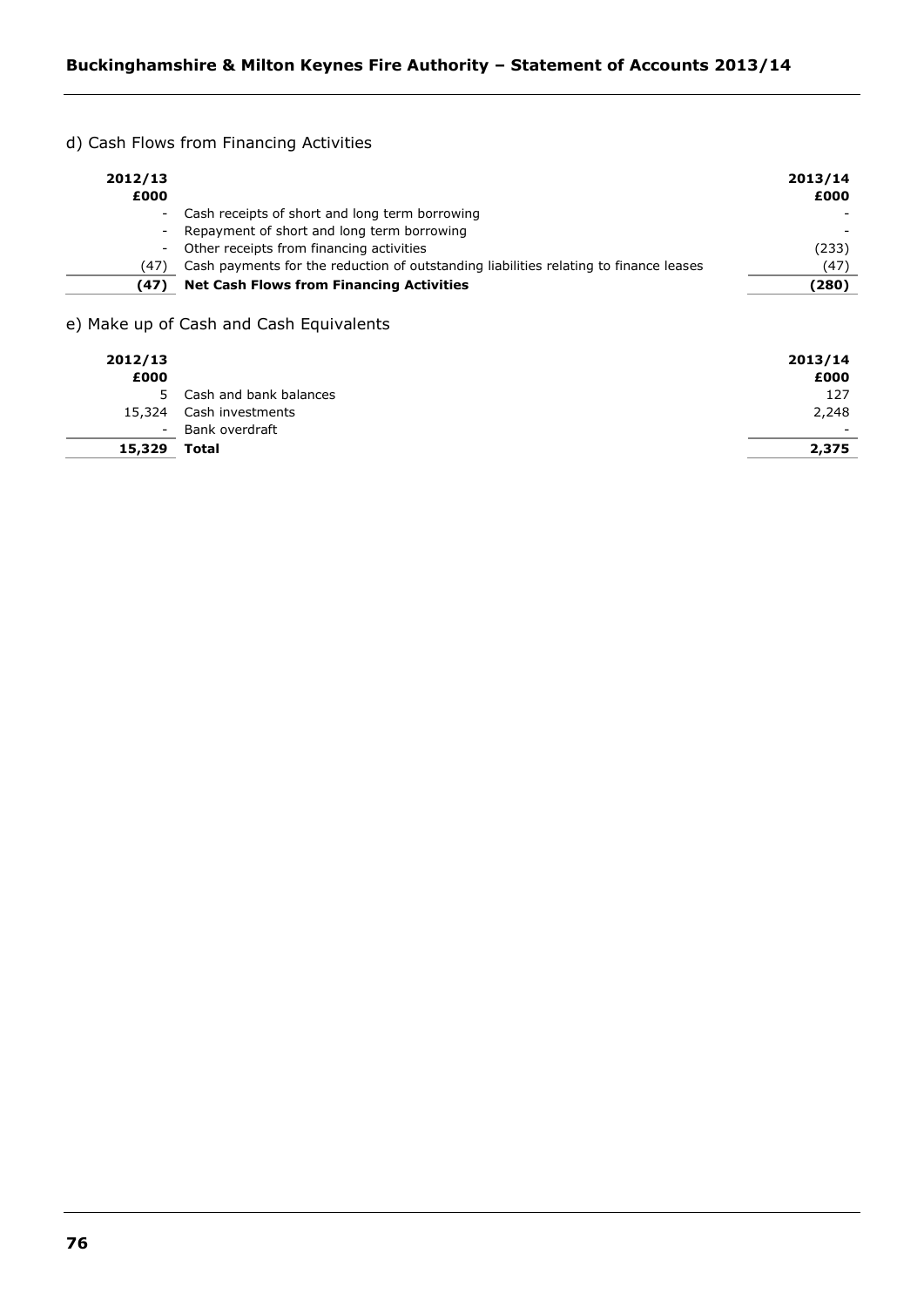## d) Cash Flows from Financing Activities

| 2012/13<br>£000 | | 2013/14<br>£000 |
|---|---|---|
| - | Cash receipts of short and long term borrowing | - |
| - | Repayment of short and long term borrowing | - |
| - | Other receipts from financing activities | (233) |
| (47) | Cash payments for the reduction of outstanding liabilities relating to finance leases | (47) |
| **(47)** | **Net Cash Flows from Financing Activities** | **(280)** |

## e) Make up of Cash and Cash Equivalents

| 2012/13<br>£000 | | 2013/14<br>£000 |
|---|---|---|
| 5 | Cash and bank balances | 127 |
| 15,324 | Cash investments | 2,248 |
| - | Bank overdraft | - |
| **15,329** | **Total** | **2,375** |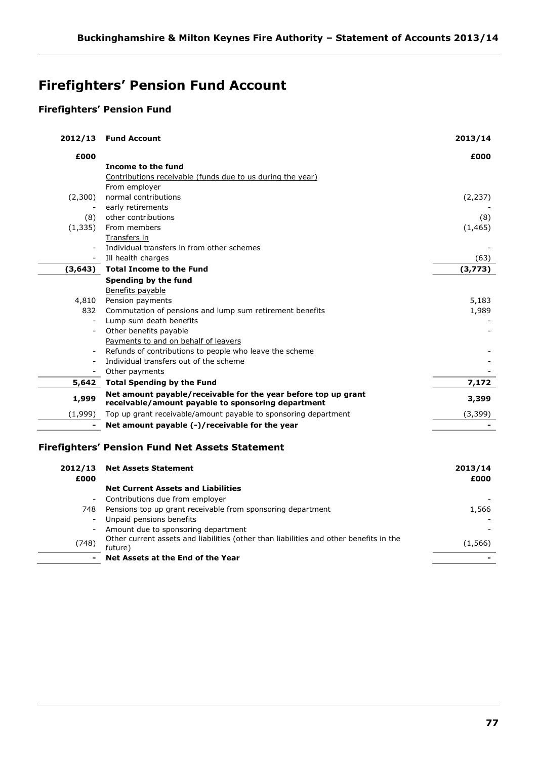# Firefighters' Pension Fund Account

## Firefighters' Pension Fund

| 2012/13 | Fund Account | 2013/14 |
|---|---|---|
| £000 | | £000 |
| | **Income to the fund** | |
| | Contributions receivable (funds due to us during the year) | |
| | From employer | |
| (2,300) | normal contributions | (2,237) |
| - | early retirements | - |
| (8) | other contributions | (8) |
| (1,335) | From members | (1,465) |
| | Transfers in | |
| - | Individual transfers in from other schemes | - |
| - | Ill health charges | (63) |
| **(3,643)** | **Total Income to the Fund** | **(3,773)** |
| | **Spending by the fund** | |
| | Benefits payable | |
| 4,810 | Pension payments | 5,183 |
| 832 | Commutation of pensions and lump sum retirement benefits | 1,989 |
| - | Lump sum death benefits | - |
| - | Other benefits payable | - |
| | Payments to and on behalf of leavers | |
| - | Refunds of contributions to people who leave the scheme | - |
| - | Individual transfers out of the scheme | - |
| - | Other payments | - |
| **5,642** | **Total Spending by the Fund** | **7,172** |
| **1,999** | **Net amount payable/receivable for the year before top up grant receivable/amount payable to sponsoring department** | **3,399** |
| (1,999) | Top up grant receivable/amount payable to sponsoring department | (3,399) |
| **-** | **Net amount payable (-)/receivable for the year** | **-** |

## Firefighters' Pension Fund Net Assets Statement

| 2012/13 | Net Assets Statement | 2013/14 |
|---|---|---|
| £000 | | £000 |
| | **Net Current Assets and Liabilities** | |
| - | Contributions due from employer | - |
| 748 | Pensions top up grant receivable from sponsoring department | 1,566 |
| - | Unpaid pensions benefits | - |
| - | Amount due to sponsoring department | - |
| (748) | Other current assets and liabilities (other than liabilities and other benefits in the future) | (1,566) |
| **-** | **Net Assets at the End of the Year** | **-** |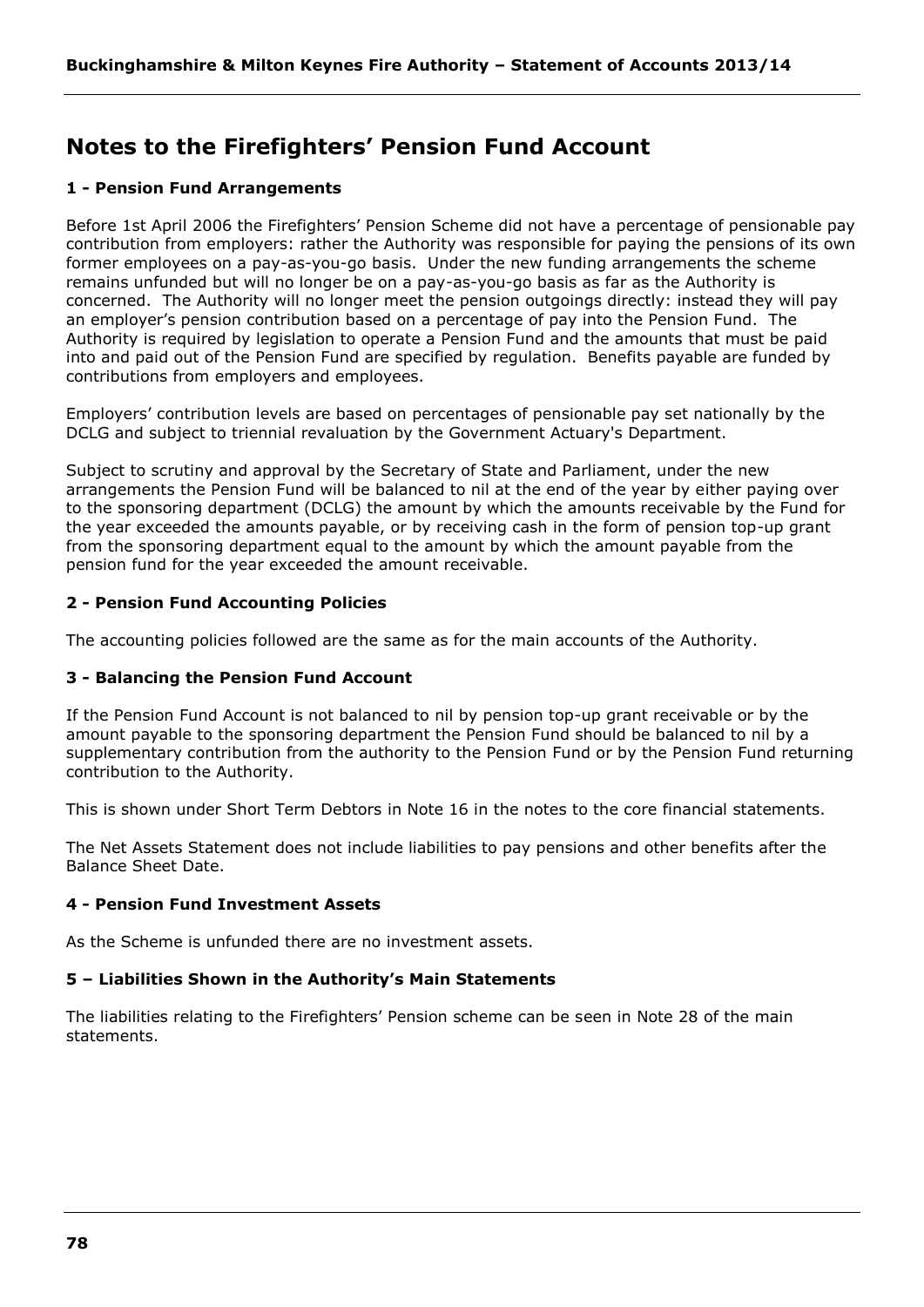# Notes to the Firefighters' Pension Fund Account

### 1 - Pension Fund Arrangements

Before 1st April 2006 the Firefighters' Pension Scheme did not have a percentage of pensionable pay contribution from employers: rather the Authority was responsible for paying the pensions of its own former employees on a pay-as-you-go basis. Under the new funding arrangements the scheme remains unfunded but will no longer be on a pay-as-you-go basis as far as the Authority is concerned. The Authority will no longer meet the pension outgoings directly: instead they will pay an employer's pension contribution based on a percentage of pay into the Pension Fund. The Authority is required by legislation to operate a Pension Fund and the amounts that must be paid into and paid out of the Pension Fund are specified by regulation. Benefits payable are funded by contributions from employers and employees.

Employers' contribution levels are based on percentages of pensionable pay set nationally by the DCLG and subject to triennial revaluation by the Government Actuary's Department.

Subject to scrutiny and approval by the Secretary of State and Parliament, under the new arrangements the Pension Fund will be balanced to nil at the end of the year by either paying over to the sponsoring department (DCLG) the amount by which the amounts receivable by the Fund for the year exceeded the amounts payable, or by receiving cash in the form of pension top-up grant from the sponsoring department equal to the amount by which the amount payable from the pension fund for the year exceeded the amount receivable.

### 2 - Pension Fund Accounting Policies

The accounting policies followed are the same as for the main accounts of the Authority.

### 3 - Balancing the Pension Fund Account

If the Pension Fund Account is not balanced to nil by pension top-up grant receivable or by the amount payable to the sponsoring department the Pension Fund should be balanced to nil by a supplementary contribution from the authority to the Pension Fund or by the Pension Fund returning contribution to the Authority.

This is shown under Short Term Debtors in Note 16 in the notes to the core financial statements.

The Net Assets Statement does not include liabilities to pay pensions and other benefits after the Balance Sheet Date.

### 4 - Pension Fund Investment Assets

As the Scheme is unfunded there are no investment assets.

### 5 – Liabilities Shown in the Authority's Main Statements

The liabilities relating to the Firefighters' Pension scheme can be seen in Note 28 of the main statements.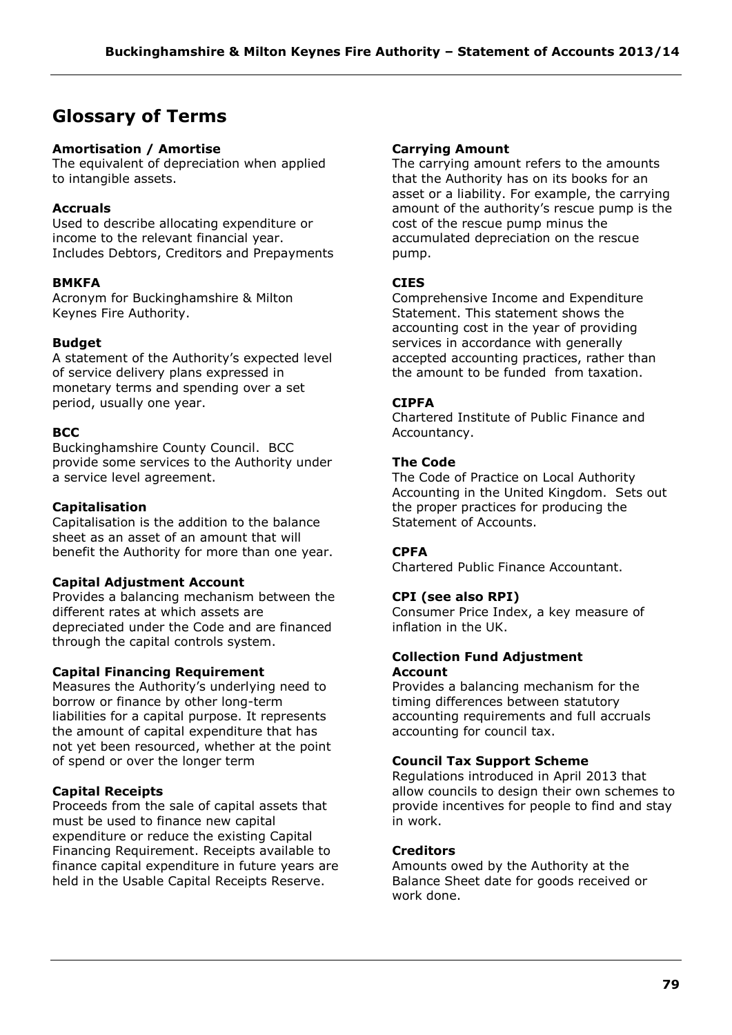# Glossary of Terms

**Amortisation / Amortise**
The equivalent of depreciation when applied to intangible assets.

**Accruals**
Used to describe allocating expenditure or income to the relevant financial year. Includes Debtors, Creditors and Prepayments

**BMKFA**
Acronym for Buckinghamshire & Milton Keynes Fire Authority.

**Budget**
A statement of the Authority's expected level of service delivery plans expressed in monetary terms and spending over a set period, usually one year.

**BCC**
Buckinghamshire County Council. BCC provide some services to the Authority under a service level agreement.

**Capitalisation**
Capitalisation is the addition to the balance sheet as an asset of an amount that will benefit the Authority for more than one year.

**Capital Adjustment Account**
Provides a balancing mechanism between the different rates at which assets are depreciated under the Code and are financed through the capital controls system.

**Capital Financing Requirement**
Measures the Authority's underlying need to borrow or finance by other long-term liabilities for a capital purpose. It represents the amount of capital expenditure that has not yet been resourced, whether at the point of spend or over the longer term

**Capital Receipts**
Proceeds from the sale of capital assets that must be used to finance new capital expenditure or reduce the existing Capital Financing Requirement. Receipts available to finance capital expenditure in future years are held in the Usable Capital Receipts Reserve.

**Carrying Amount**
The carrying amount refers to the amounts that the Authority has on its books for an asset or a liability. For example, the carrying amount of the authority's rescue pump is the cost of the rescue pump minus the accumulated depreciation on the rescue pump.

**CIES**
Comprehensive Income and Expenditure Statement. This statement shows the accounting cost in the year of providing services in accordance with generally accepted accounting practices, rather than the amount to be funded from taxation.

**CIPFA**
Chartered Institute of Public Finance and Accountancy.

**The Code**
The Code of Practice on Local Authority Accounting in the United Kingdom. Sets out the proper practices for producing the Statement of Accounts.

**CPFA**
Chartered Public Finance Accountant.

**CPI (see also RPI)**
Consumer Price Index, a key measure of inflation in the UK.

**Collection Fund Adjustment Account**
Provides a balancing mechanism for the timing differences between statutory accounting requirements and full accruals accounting for council tax.

**Council Tax Support Scheme**
Regulations introduced in April 2013 that allow councils to design their own schemes to provide incentives for people to find and stay in work.

**Creditors**
Amounts owed by the Authority at the Balance Sheet date for goods received or work done.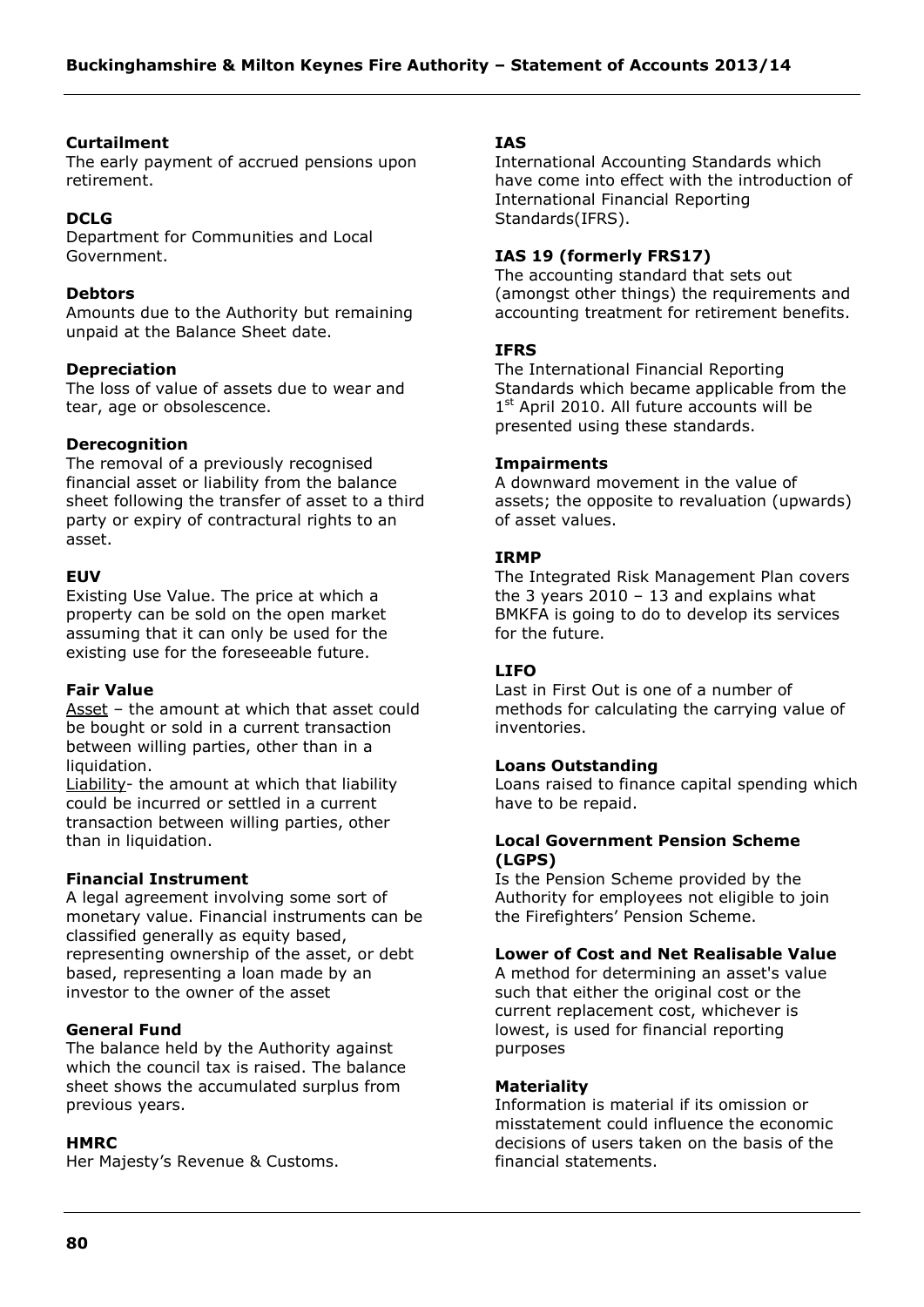**Curtailment**
The early payment of accrued pensions upon retirement.

**DCLG**
Department for Communities and Local Government.

**Debtors**
Amounts due to the Authority but remaining unpaid at the Balance Sheet date.

**Depreciation**
The loss of value of assets due to wear and tear, age or obsolescence.

**Derecognition**
The removal of a previously recognised financial asset or liability from the balance sheet following the transfer of asset to a third party or expiry of contractural rights to an asset.

**EUV**
Existing Use Value. The price at which a property can be sold on the open market assuming that it can only be used for the existing use for the foreseeable future.

**Fair Value**
Asset – the amount at which that asset could be bought or sold in a current transaction between willing parties, other than in a liquidation.
Liability- the amount at which that liability could be incurred or settled in a current transaction between willing parties, other than in liquidation.

**Financial Instrument**
A legal agreement involving some sort of monetary value. Financial instruments can be classified generally as equity based, representing ownership of the asset, or debt based, representing a loan made by an investor to the owner of the asset

**General Fund**
The balance held by the Authority against which the council tax is raised. The balance sheet shows the accumulated surplus from previous years.

**HMRC**
Her Majesty's Revenue & Customs.

**IAS**
International Accounting Standards which have come into effect with the introduction of International Financial Reporting Standards(IFRS).

**IAS 19 (formerly FRS17)**
The accounting standard that sets out (amongst other things) the requirements and accounting treatment for retirement benefits.

**IFRS**
The International Financial Reporting Standards which became applicable from the 1st April 2010. All future accounts will be presented using these standards.

**Impairments**
A downward movement in the value of assets; the opposite to revaluation (upwards) of asset values.

**IRMP**
The Integrated Risk Management Plan covers the 3 years 2010 – 13 and explains what BMKFA is going to do to develop its services for the future.

**LIFO**
Last in First Out is one of a number of methods for calculating the carrying value of inventories.

**Loans Outstanding**
Loans raised to finance capital spending which have to be repaid.

**Local Government Pension Scheme (LGPS)**
Is the Pension Scheme provided by the Authority for employees not eligible to join the Firefighters' Pension Scheme.

**Lower of Cost and Net Realisable Value**
A method for determining an asset's value such that either the original cost or the current replacement cost, whichever is lowest, is used for financial reporting purposes

**Materiality**
Information is material if its omission or misstatement could influence the economic decisions of users taken on the basis of the financial statements.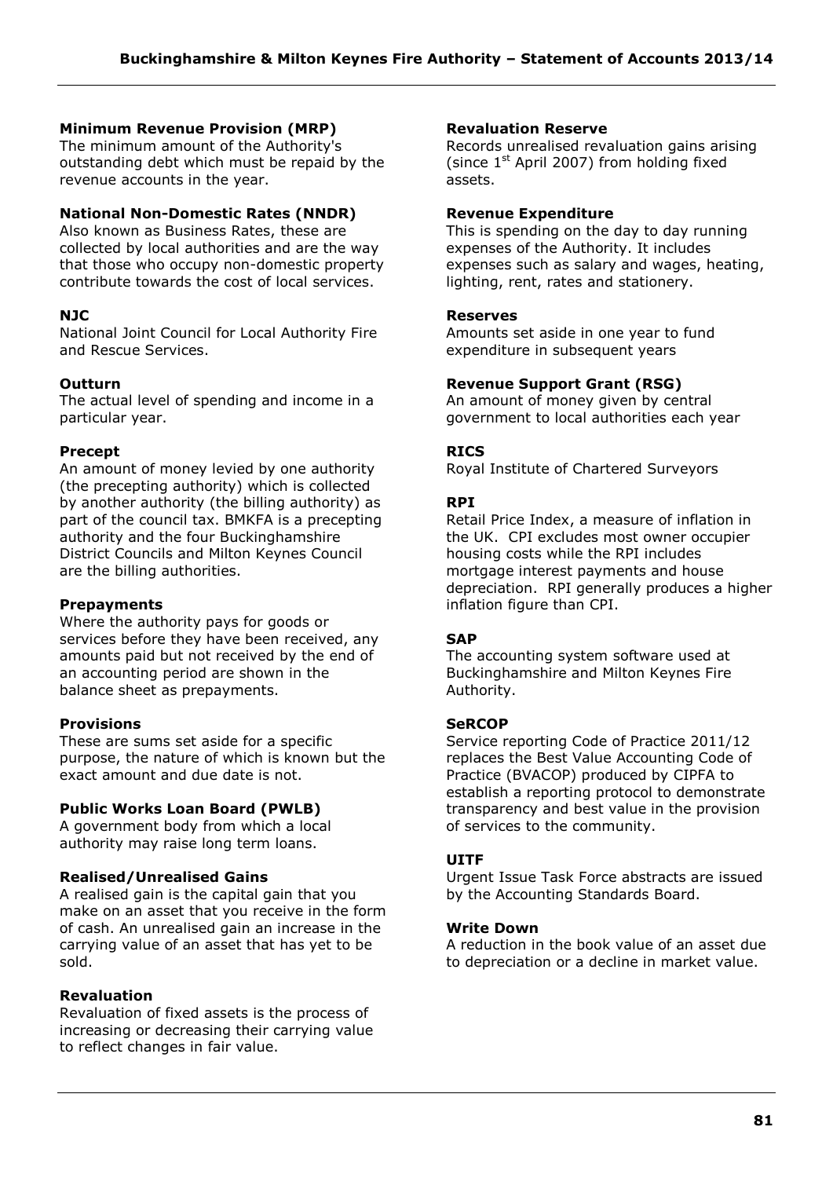**Minimum Revenue Provision (MRP)**
The minimum amount of the Authority's outstanding debt which must be repaid by the revenue accounts in the year.

**National Non-Domestic Rates (NNDR)**
Also known as Business Rates, these are collected by local authorities and are the way that those who occupy non-domestic property contribute towards the cost of local services.

**NJC**
National Joint Council for Local Authority Fire and Rescue Services.

**Outturn**
The actual level of spending and income in a particular year.

**Precept**
An amount of money levied by one authority (the precepting authority) which is collected by another authority (the billing authority) as part of the council tax. BMKFA is a precepting authority and the four Buckinghamshire District Councils and Milton Keynes Council are the billing authorities.

**Prepayments**
Where the authority pays for goods or services before they have been received, any amounts paid but not received by the end of an accounting period are shown in the balance sheet as prepayments.

**Provisions**
These are sums set aside for a specific purpose, the nature of which is known but the exact amount and due date is not.

**Public Works Loan Board (PWLB)**
A government body from which a local authority may raise long term loans.

**Realised/Unrealised Gains**
A realised gain is the capital gain that you make on an asset that you receive in the form of cash. An unrealised gain an increase in the carrying value of an asset that has yet to be sold.

**Revaluation**
Revaluation of fixed assets is the process of increasing or decreasing their carrying value to reflect changes in fair value.

**Revaluation Reserve**
Records unrealised revaluation gains arising (since 1st April 2007) from holding fixed assets.

**Revenue Expenditure**
This is spending on the day to day running expenses of the Authority. It includes expenses such as salary and wages, heating, lighting, rent, rates and stationery.

**Reserves**
Amounts set aside in one year to fund expenditure in subsequent years

**Revenue Support Grant (RSG)**
An amount of money given by central government to local authorities each year

**RICS**
Royal Institute of Chartered Surveyors

**RPI**
Retail Price Index, a measure of inflation in the UK. CPI excludes most owner occupier housing costs while the RPI includes mortgage interest payments and house depreciation. RPI generally produces a higher inflation figure than CPI.

**SAP**
The accounting system software used at Buckinghamshire and Milton Keynes Fire Authority.

**SeRCOP**
Service reporting Code of Practice 2011/12 replaces the Best Value Accounting Code of Practice (BVACOP) produced by CIPFA to establish a reporting protocol to demonstrate transparency and best value in the provision of services to the community.

**UITF**
Urgent Issue Task Force abstracts are issued by the Accounting Standards Board.

**Write Down**
A reduction in the book value of an asset due to depreciation or a decline in market value.